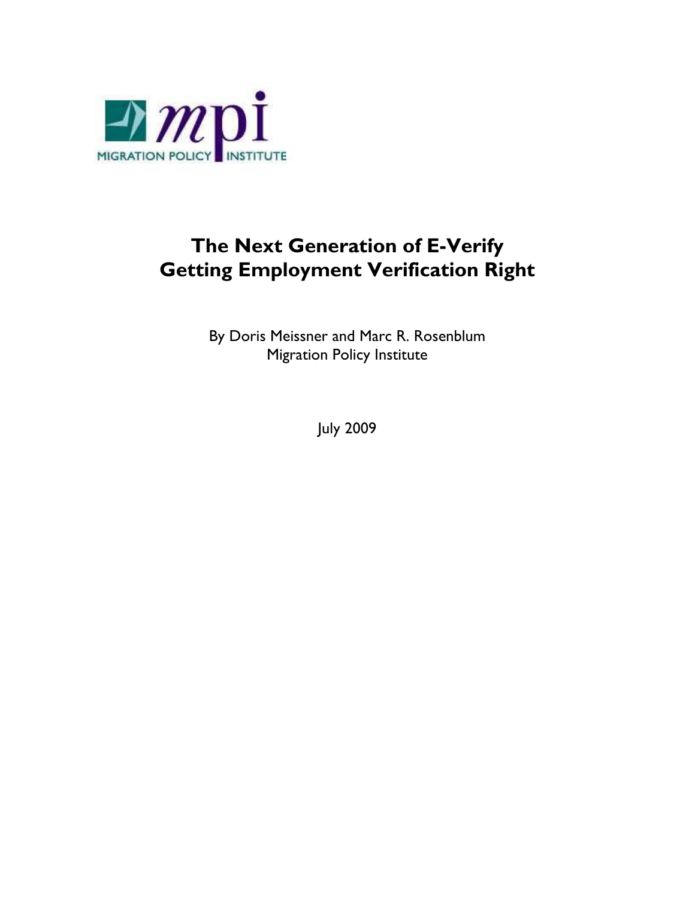# The Next Generation of E-Verify
# Getting Employment Verification Right

By Doris Meissner and Marc R. Rosenblum
Migration Policy Institute

July 2009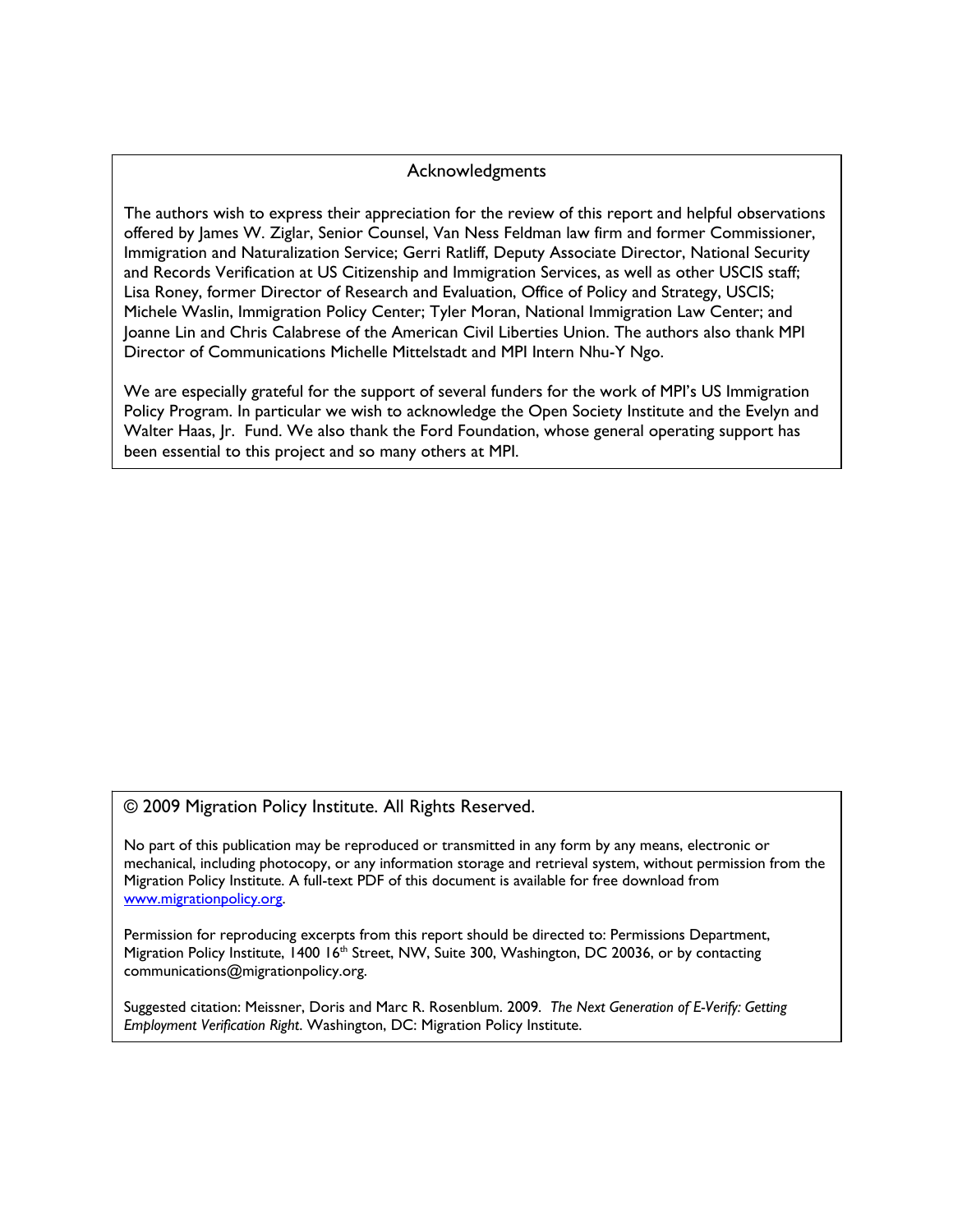## Acknowledgments

The authors wish to express their appreciation for the review of this report and helpful observations offered by James W. Ziglar, Senior Counsel, Van Ness Feldman law firm and former Commissioner, Immigration and Naturalization Service; Gerri Ratliff, Deputy Associate Director, National Security and Records Verification at US Citizenship and Immigration Services, as well as other USCIS staff; Lisa Roney, former Director of Research and Evaluation, Office of Policy and Strategy, USCIS; Michele Waslin, Immigration Policy Center; Tyler Moran, National Immigration Law Center; and Joanne Lin and Chris Calabrese of the American Civil Liberties Union. The authors also thank MPI Director of Communications Michelle Mittelstadt and MPI Intern Nhu-Y Ngo.

We are especially grateful for the support of several funders for the work of MPI's US Immigration Policy Program. In particular we wish to acknowledge the Open Society Institute and the Evelyn and Walter Haas, Jr. Fund. We also thank the Ford Foundation, whose general operating support has been essential to this project and so many others at MPI.

© 2009 Migration Policy Institute. All Rights Reserved.

No part of this publication may be reproduced or transmitted in any form by any means, electronic or mechanical, including photocopy, or any information storage and retrieval system, without permission from the Migration Policy Institute. A full-text PDF of this document is available for free download from www.migrationpolicy.org.

Permission for reproducing excerpts from this report should be directed to: Permissions Department, Migration Policy Institute, 1400 16th Street, NW, Suite 300, Washington, DC 20036, or by contacting communications@migrationpolicy.org.

Suggested citation: Meissner, Doris and Marc R. Rosenblum. 2009. *The Next Generation of E-Verify: Getting Employment Verification Right*. Washington, DC: Migration Policy Institute.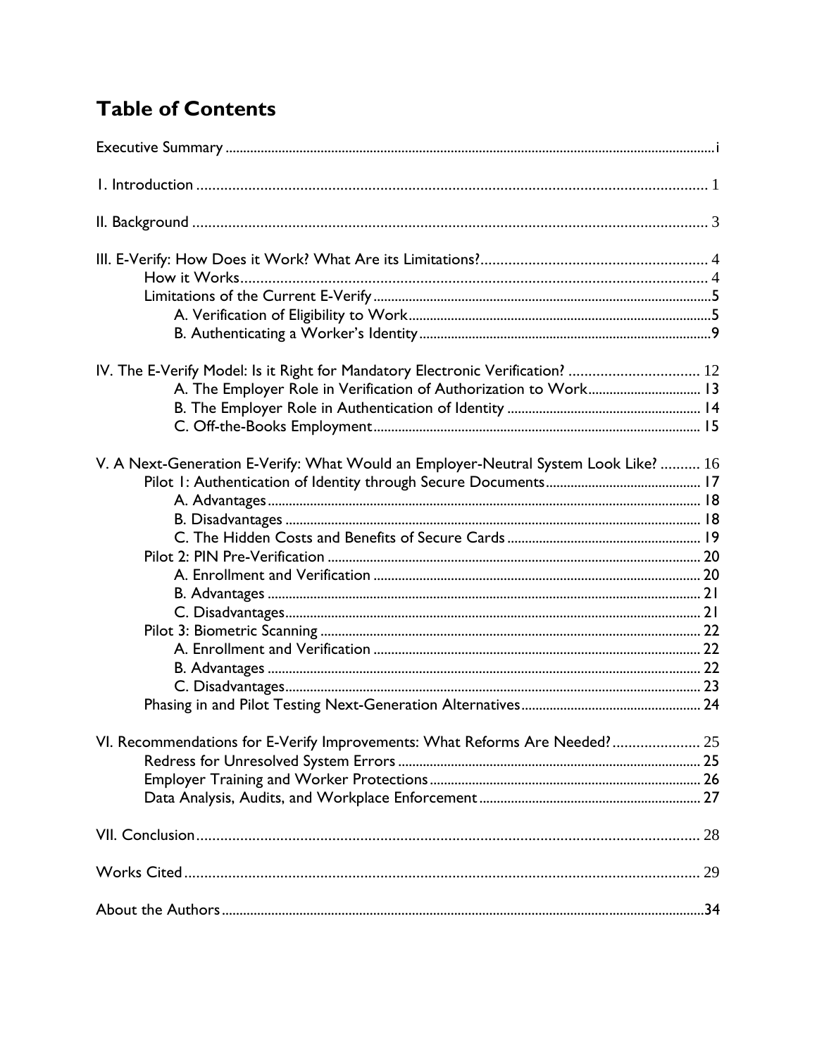# Table of Contents

Executive Summary ..... i

I. Introduction ..... 1

II. Background ..... 3

III. E-Verify: How Does it Work? What Are its Limitations? ..... 4
- How it Works ..... 4
- Limitations of the Current E-Verify ..... 5
  - A. Verification of Eligibility to Work ..... 5
  - B. Authenticating a Worker's Identity ..... 9

IV. The E-Verify Model: Is it Right for Mandatory Electronic Verification? ..... 12
  - A. The Employer Role in Verification of Authorization to Work ..... 13
  - B. The Employer Role in Authentication of Identity ..... 14
  - C. Off-the-Books Employment ..... 15

V. A Next-Generation E-Verify: What Would an Employer-Neutral System Look Like? ..... 16
- Pilot 1: Authentication of Identity through Secure Documents ..... 17
  - A. Advantages ..... 18
  - B. Disadvantages ..... 18
  - C. The Hidden Costs and Benefits of Secure Cards ..... 19
- Pilot 2: PIN Pre-Verification ..... 20
  - A. Enrollment and Verification ..... 20
  - B. Advantages ..... 21
  - C. Disadvantages ..... 21
- Pilot 3: Biometric Scanning ..... 22
  - A. Enrollment and Verification ..... 22
  - B. Advantages ..... 22
  - C. Disadvantages ..... 23
- Phasing in and Pilot Testing Next-Generation Alternatives ..... 24

VI. Recommendations for E-Verify Improvements: What Reforms Are Needed? ..... 25
- Redress for Unresolved System Errors ..... 25
- Employer Training and Worker Protections ..... 26
- Data Analysis, Audits, and Workplace Enforcement ..... 27

VII. Conclusion ..... 28

Works Cited ..... 29

About the Authors ..... 34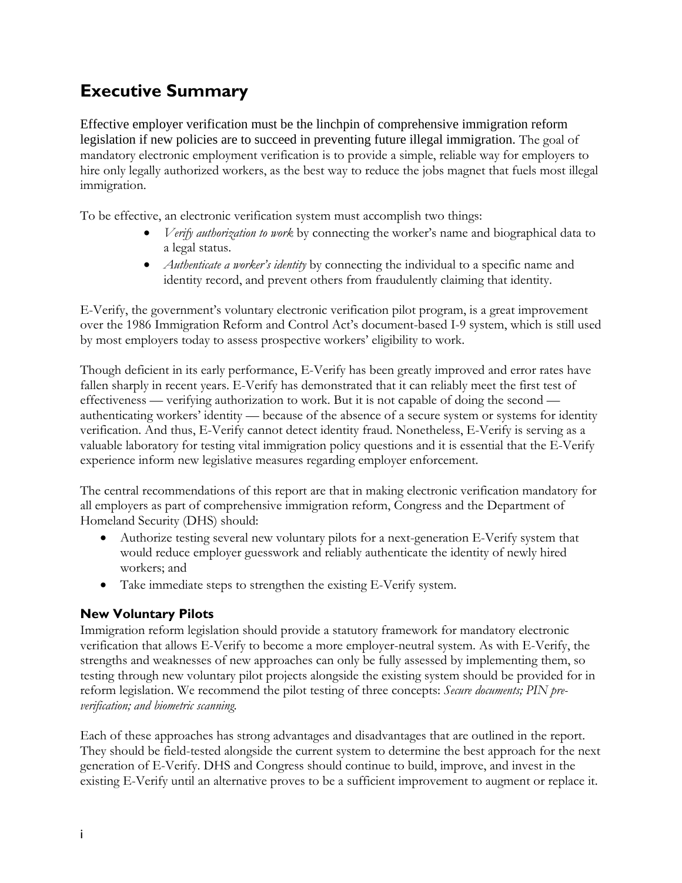# Executive Summary

Effective employer verification must be the linchpin of comprehensive immigration reform legislation if new policies are to succeed in preventing future illegal immigration. The goal of mandatory electronic employment verification is to provide a simple, reliable way for employers to hire only legally authorized workers, as the best way to reduce the jobs magnet that fuels most illegal immigration.

To be effective, an electronic verification system must accomplish two things:

- *Verify authorization to work* by connecting the worker's name and biographical data to a legal status.
- *Authenticate a worker's identity* by connecting the individual to a specific name and identity record, and prevent others from fraudulently claiming that identity.

E-Verify, the government's voluntary electronic verification pilot program, is a great improvement over the 1986 Immigration Reform and Control Act's document-based I-9 system, which is still used by most employers today to assess prospective workers' eligibility to work.

Though deficient in its early performance, E-Verify has been greatly improved and error rates have fallen sharply in recent years. E-Verify has demonstrated that it can reliably meet the first test of effectiveness — verifying authorization to work. But it is not capable of doing the second — authenticating workers' identity — because of the absence of a secure system or systems for identity verification. And thus, E-Verify cannot detect identity fraud. Nonetheless, E-Verify is serving as a valuable laboratory for testing vital immigration policy questions and it is essential that the E-Verify experience inform new legislative measures regarding employer enforcement.

The central recommendations of this report are that in making electronic verification mandatory for all employers as part of comprehensive immigration reform, Congress and the Department of Homeland Security (DHS) should:

- Authorize testing several new voluntary pilots for a next-generation E-Verify system that would reduce employer guesswork and reliably authenticate the identity of newly hired workers; and
- Take immediate steps to strengthen the existing E-Verify system.

### New Voluntary Pilots

Immigration reform legislation should provide a statutory framework for mandatory electronic verification that allows E-Verify to become a more employer-neutral system. As with E-Verify, the strengths and weaknesses of new approaches can only be fully assessed by implementing them, so testing through new voluntary pilot projects alongside the existing system should be provided for in reform legislation. We recommend the pilot testing of three concepts: *Secure documents; PIN pre-verification; and biometric scanning.*

Each of these approaches has strong advantages and disadvantages that are outlined in the report. They should be field-tested alongside the current system to determine the best approach for the next generation of E-Verify. DHS and Congress should continue to build, improve, and invest in the existing E-Verify until an alternative proves to be a sufficient improvement to augment or replace it.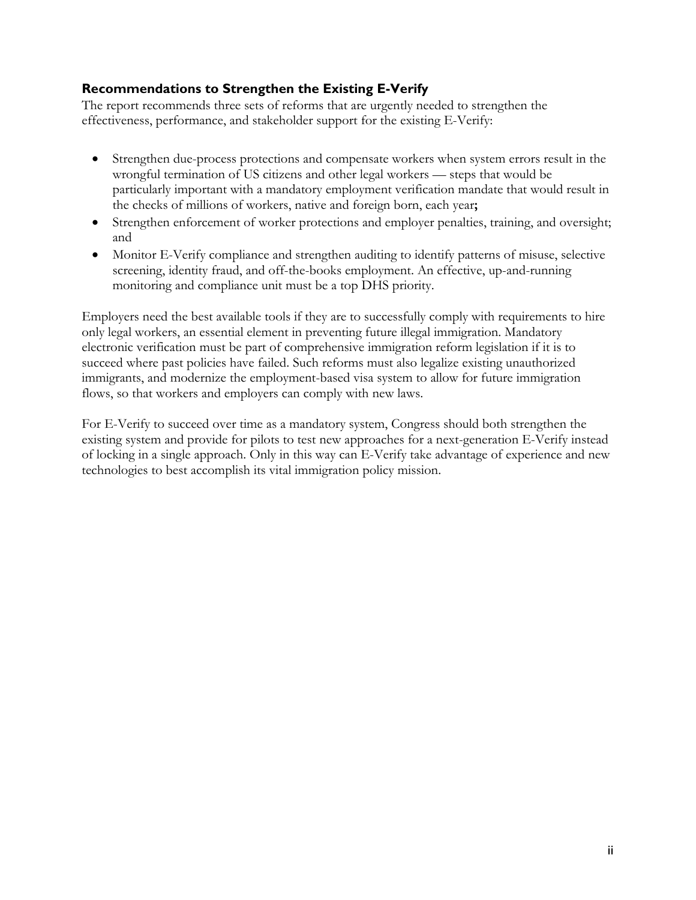### Recommendations to Strengthen the Existing E-Verify

The report recommends three sets of reforms that are urgently needed to strengthen the effectiveness, performance, and stakeholder support for the existing E-Verify:

- Strengthen due-process protections and compensate workers when system errors result in the wrongful termination of US citizens and other legal workers — steps that would be particularly important with a mandatory employment verification mandate that would result in the checks of millions of workers, native and foreign born, each year**;**
- Strengthen enforcement of worker protections and employer penalties, training, and oversight; and
- Monitor E-Verify compliance and strengthen auditing to identify patterns of misuse, selective screening, identity fraud, and off-the-books employment. An effective, up-and-running monitoring and compliance unit must be a top DHS priority.

Employers need the best available tools if they are to successfully comply with requirements to hire only legal workers, an essential element in preventing future illegal immigration. Mandatory electronic verification must be part of comprehensive immigration reform legislation if it is to succeed where past policies have failed. Such reforms must also legalize existing unauthorized immigrants, and modernize the employment-based visa system to allow for future immigration flows, so that workers and employers can comply with new laws.

For E-Verify to succeed over time as a mandatory system, Congress should both strengthen the existing system and provide for pilots to test new approaches for a next-generation E-Verify instead of locking in a single approach. Only in this way can E-Verify take advantage of experience and new technologies to best accomplish its vital immigration policy mission.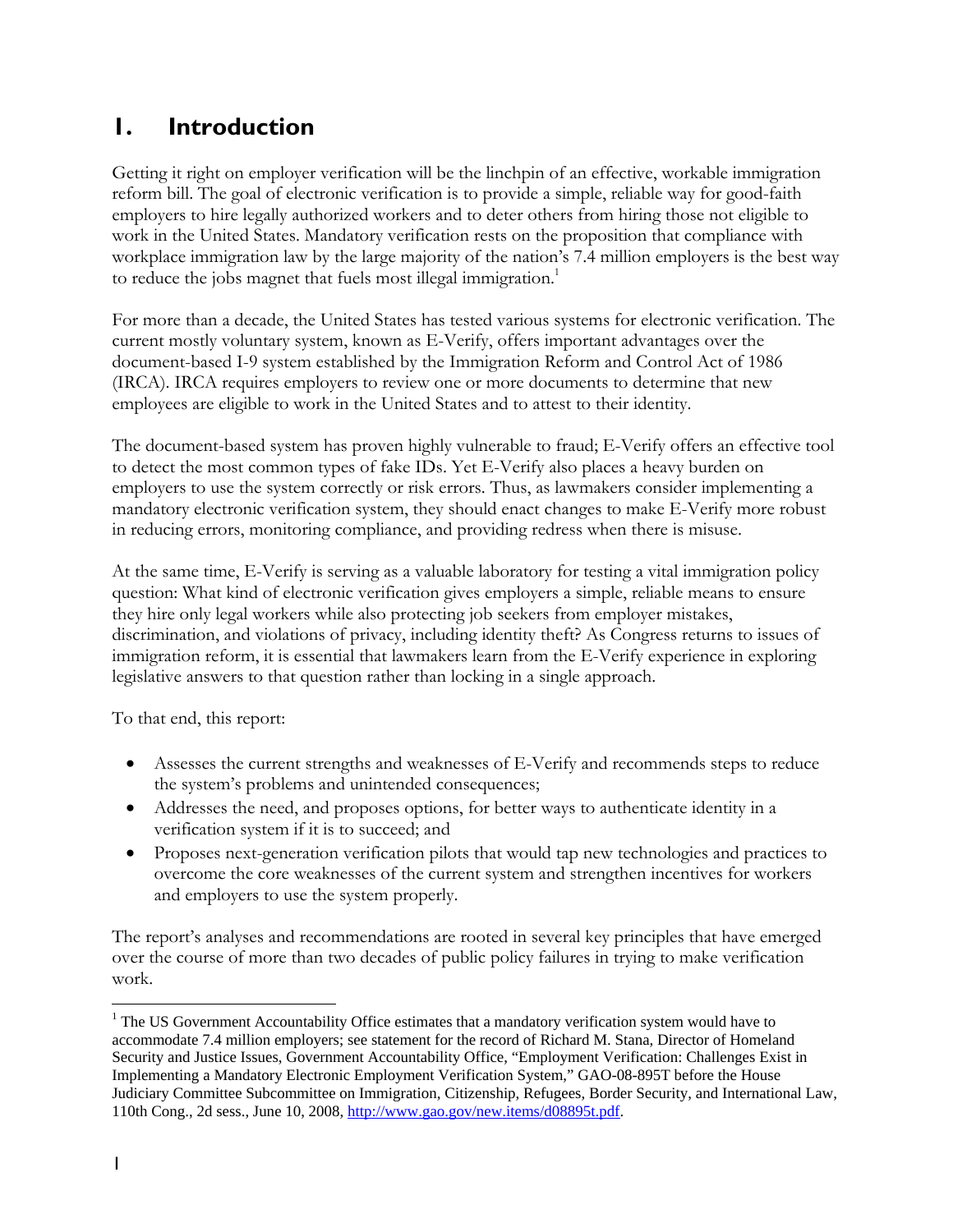# 1. Introduction

Getting it right on employer verification will be the linchpin of an effective, workable immigration reform bill. The goal of electronic verification is to provide a simple, reliable way for good-faith employers to hire legally authorized workers and to deter others from hiring those not eligible to work in the United States. Mandatory verification rests on the proposition that compliance with workplace immigration law by the large majority of the nation's 7.4 million employers is the best way to reduce the jobs magnet that fuels most illegal immigration.[1]

For more than a decade, the United States has tested various systems for electronic verification. The current mostly voluntary system, known as E-Verify, offers important advantages over the document-based I-9 system established by the Immigration Reform and Control Act of 1986 (IRCA). IRCA requires employers to review one or more documents to determine that new employees are eligible to work in the United States and to attest to their identity.

The document-based system has proven highly vulnerable to fraud; E-Verify offers an effective tool to detect the most common types of fake IDs. Yet E-Verify also places a heavy burden on employers to use the system correctly or risk errors. Thus, as lawmakers consider implementing a mandatory electronic verification system, they should enact changes to make E-Verify more robust in reducing errors, monitoring compliance, and providing redress when there is misuse.

At the same time, E-Verify is serving as a valuable laboratory for testing a vital immigration policy question: What kind of electronic verification gives employers a simple, reliable means to ensure they hire only legal workers while also protecting job seekers from employer mistakes, discrimination, and violations of privacy, including identity theft? As Congress returns to issues of immigration reform, it is essential that lawmakers learn from the E-Verify experience in exploring legislative answers to that question rather than locking in a single approach.

To that end, this report:

- Assesses the current strengths and weaknesses of E-Verify and recommends steps to reduce the system's problems and unintended consequences;
- Addresses the need, and proposes options, for better ways to authenticate identity in a verification system if it is to succeed; and
- Proposes next-generation verification pilots that would tap new technologies and practices to overcome the core weaknesses of the current system and strengthen incentives for workers and employers to use the system properly.

The report's analyses and recommendations are rooted in several key principles that have emerged over the course of more than two decades of public policy failures in trying to make verification work.

---

[1] The US Government Accountability Office estimates that a mandatory verification system would have to accommodate 7.4 million employers; see statement for the record of Richard M. Stana, Director of Homeland Security and Justice Issues, Government Accountability Office, "Employment Verification: Challenges Exist in Implementing a Mandatory Electronic Employment Verification System," GAO-08-895T before the House Judiciary Committee Subcommittee on Immigration, Citizenship, Refugees, Border Security, and International Law, 110th Cong., 2d sess., June 10, 2008, http://www.gao.gov/new.items/d08895t.pdf.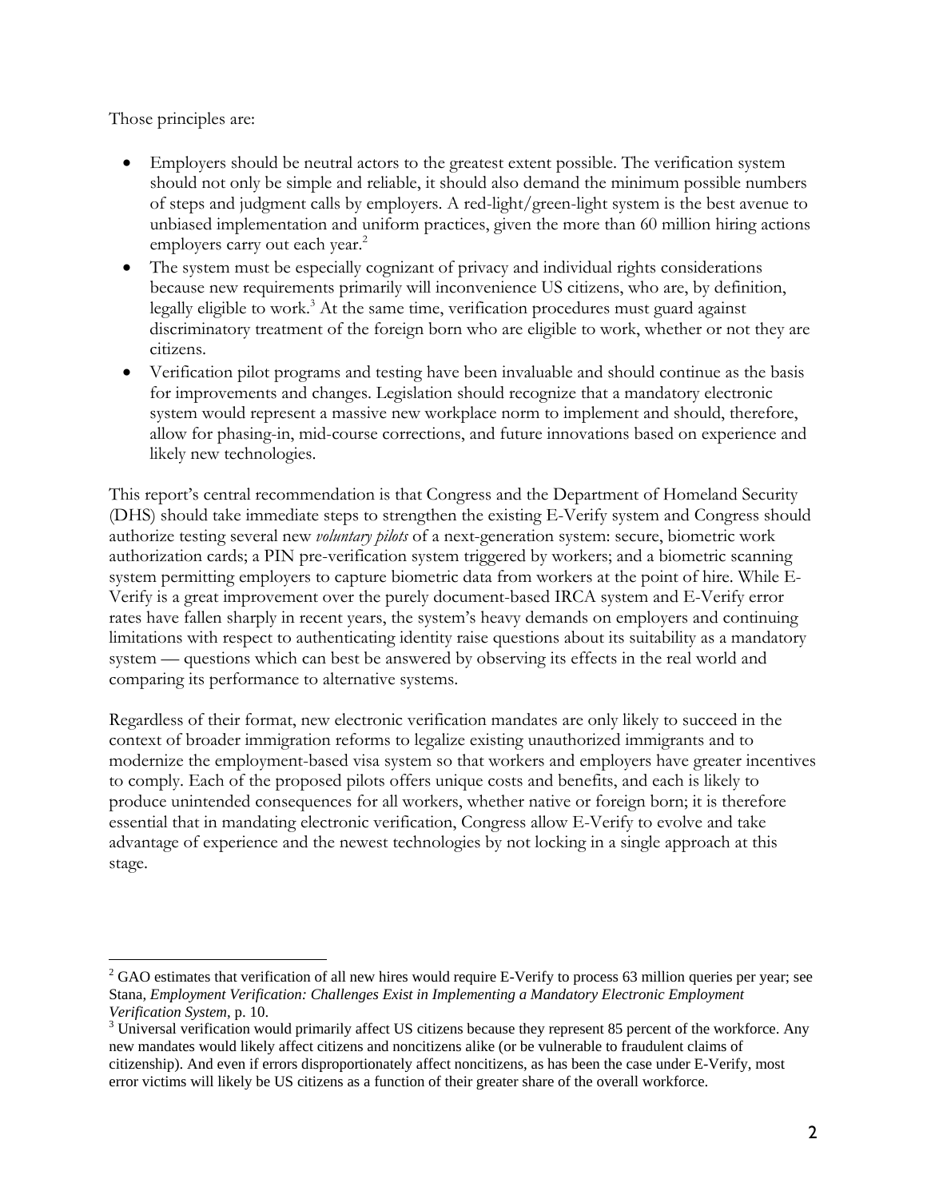Those principles are:

- Employers should be neutral actors to the greatest extent possible. The verification system should not only be simple and reliable, it should also demand the minimum possible numbers of steps and judgment calls by employers. A red-light/green-light system is the best avenue to unbiased implementation and uniform practices, given the more than 60 million hiring actions employers carry out each year.[2]
- The system must be especially cognizant of privacy and individual rights considerations because new requirements primarily will inconvenience US citizens, who are, by definition, legally eligible to work.[3] At the same time, verification procedures must guard against discriminatory treatment of the foreign born who are eligible to work, whether or not they are citizens.
- Verification pilot programs and testing have been invaluable and should continue as the basis for improvements and changes. Legislation should recognize that a mandatory electronic system would represent a massive new workplace norm to implement and should, therefore, allow for phasing-in, mid-course corrections, and future innovations based on experience and likely new technologies.

This report's central recommendation is that Congress and the Department of Homeland Security (DHS) should take immediate steps to strengthen the existing E-Verify system and Congress should authorize testing several new *voluntary pilots* of a next-generation system: secure, biometric work authorization cards; a PIN pre-verification system triggered by workers; and a biometric scanning system permitting employers to capture biometric data from workers at the point of hire. While E-Verify is a great improvement over the purely document-based IRCA system and E-Verify error rates have fallen sharply in recent years, the system's heavy demands on employers and continuing limitations with respect to authenticating identity raise questions about its suitability as a mandatory system — questions which can best be answered by observing its effects in the real world and comparing its performance to alternative systems.

Regardless of their format, new electronic verification mandates are only likely to succeed in the context of broader immigration reforms to legalize existing unauthorized immigrants and to modernize the employment-based visa system so that workers and employers have greater incentives to comply. Each of the proposed pilots offers unique costs and benefits, and each is likely to produce unintended consequences for all workers, whether native or foreign born; it is therefore essential that in mandating electronic verification, Congress allow E-Verify to evolve and take advantage of experience and the newest technologies by not locking in a single approach at this stage.

---

[2] GAO estimates that verification of all new hires would require E-Verify to process 63 million queries per year; see Stana, *Employment Verification: Challenges Exist in Implementing a Mandatory Electronic Employment Verification System*, p. 10.

[3] Universal verification would primarily affect US citizens because they represent 85 percent of the workforce. Any new mandates would likely affect citizens and noncitizens alike (or be vulnerable to fraudulent claims of citizenship). And even if errors disproportionately affect noncitizens, as has been the case under E-Verify, most error victims will likely be US citizens as a function of their greater share of the overall workforce.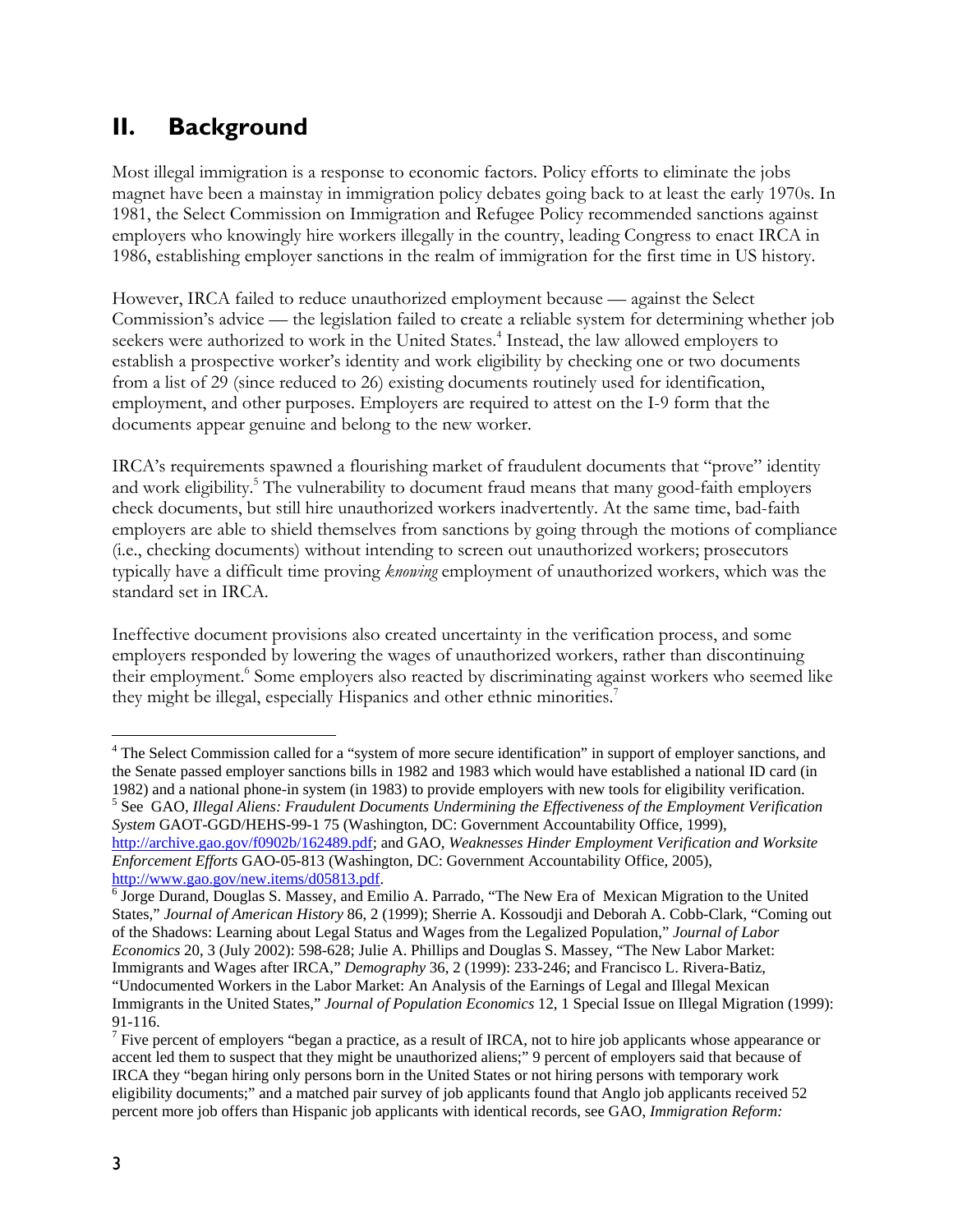## II. Background

Most illegal immigration is a response to economic factors. Policy efforts to eliminate the jobs magnet have been a mainstay in immigration policy debates going back to at least the early 1970s. In 1981, the Select Commission on Immigration and Refugee Policy recommended sanctions against employers who knowingly hire workers illegally in the country, leading Congress to enact IRCA in 1986, establishing employer sanctions in the realm of immigration for the first time in US history.

However, IRCA failed to reduce unauthorized employment because — against the Select Commission's advice — the legislation failed to create a reliable system for determining whether job seekers were authorized to work in the United States.[4] Instead, the law allowed employers to establish a prospective worker's identity and work eligibility by checking one or two documents from a list of 29 (since reduced to 26) existing documents routinely used for identification, employment, and other purposes. Employers are required to attest on the I-9 form that the documents appear genuine and belong to the new worker.

IRCA's requirements spawned a flourishing market of fraudulent documents that "prove" identity and work eligibility.[5] The vulnerability to document fraud means that many good-faith employers check documents, but still hire unauthorized workers inadvertently. At the same time, bad-faith employers are able to shield themselves from sanctions by going through the motions of compliance (i.e., checking documents) without intending to screen out unauthorized workers; prosecutors typically have a difficult time proving *knowing* employment of unauthorized workers, which was the standard set in IRCA.

Ineffective document provisions also created uncertainty in the verification process, and some employers responded by lowering the wages of unauthorized workers, rather than discontinuing their employment.[6] Some employers also reacted by discriminating against workers who seemed like they might be illegal, especially Hispanics and other ethnic minorities.[7]

---

[4] The Select Commission called for a "system of more secure identification" in support of employer sanctions, and the Senate passed employer sanctions bills in 1982 and 1983 which would have established a national ID card (in 1982) and a national phone-in system (in 1983) to provide employers with new tools for eligibility verification.

[5] See GAO, *Illegal Aliens: Fraudulent Documents Undermining the Effectiveness of the Employment Verification System* GAOT-GGD/HEHS-99-1 75 (Washington, DC: Government Accountability Office, 1999), http://archive.gao.gov/f0902b/162489.pdf; and GAO, *Weaknesses Hinder Employment Verification and Worksite Enforcement Efforts* GAO-05-813 (Washington, DC: Government Accountability Office, 2005), http://www.gao.gov/new.items/d05813.pdf.

[6] Jorge Durand, Douglas S. Massey, and Emilio A. Parrado, "The New Era of Mexican Migration to the United States," *Journal of American History* 86, 2 (1999); Sherrie A. Kossoudji and Deborah A. Cobb-Clark, "Coming out of the Shadows: Learning about Legal Status and Wages from the Legalized Population," *Journal of Labor Economics* 20, 3 (July 2002): 598-628; Julie A. Phillips and Douglas S. Massey, "The New Labor Market: Immigrants and Wages after IRCA," *Demography* 36, 2 (1999): 233-246; and Francisco L. Rivera-Batiz, "Undocumented Workers in the Labor Market: An Analysis of the Earnings of Legal and Illegal Mexican Immigrants in the United States," *Journal of Population Economics* 12, 1 Special Issue on Illegal Migration (1999): 91-116.

[7] Five percent of employers "began a practice, as a result of IRCA, not to hire job applicants whose appearance or accent led them to suspect that they might be unauthorized aliens;" 9 percent of employers said that because of IRCA they "began hiring only persons born in the United States or not hiring persons with temporary work eligibility documents;" and a matched pair survey of job applicants found that Anglo job applicants received 52 percent more job offers than Hispanic job applicants with identical records, see GAO, *Immigration Reform:*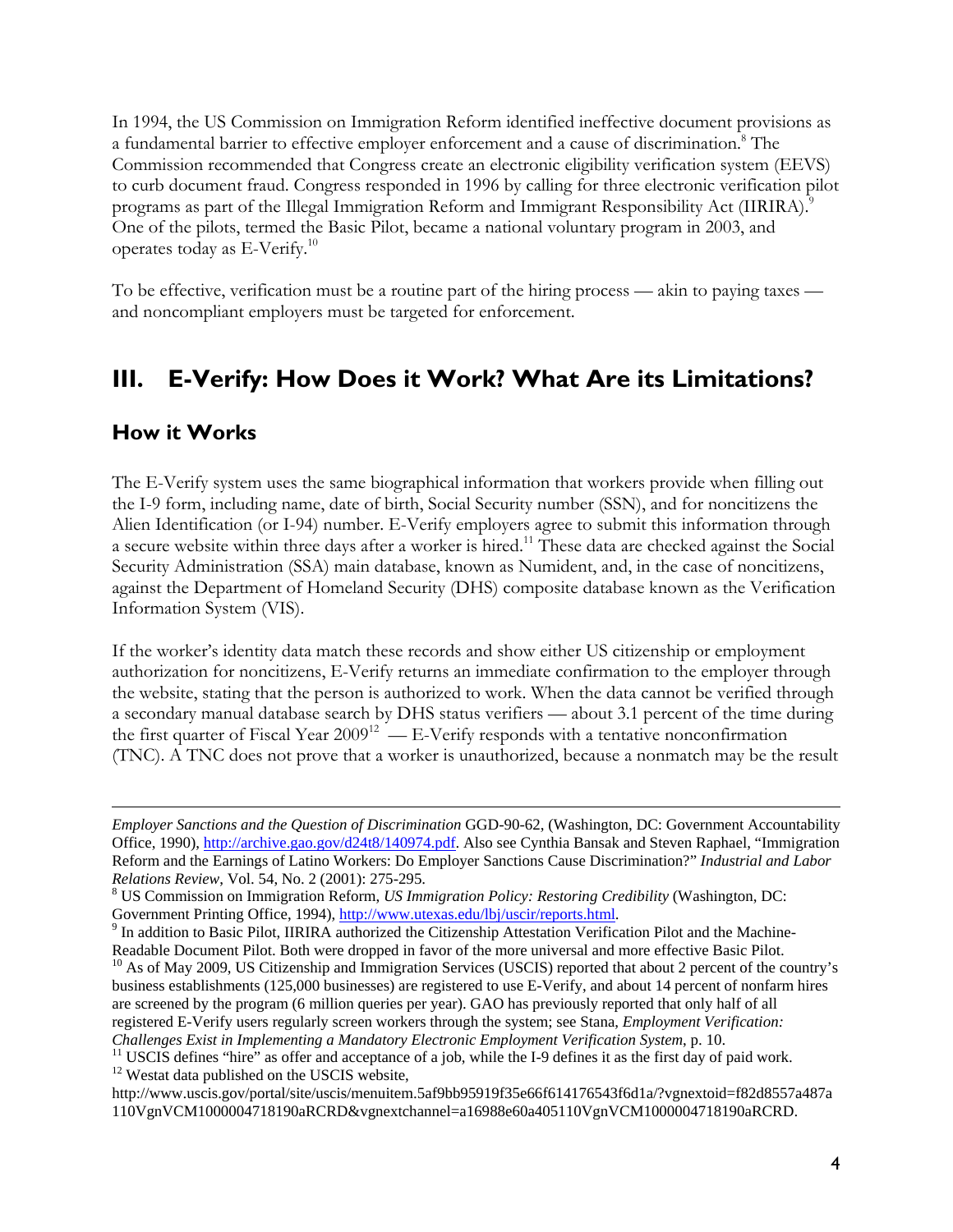In 1994, the US Commission on Immigration Reform identified ineffective document provisions as a fundamental barrier to effective employer enforcement and a cause of discrimination.[8] The Commission recommended that Congress create an electronic eligibility verification system (EEVS) to curb document fraud. Congress responded in 1996 by calling for three electronic verification pilot programs as part of the Illegal Immigration Reform and Immigrant Responsibility Act (IIRIRA).[9] One of the pilots, termed the Basic Pilot, became a national voluntary program in 2003, and operates today as E-Verify.[10]

To be effective, verification must be a routine part of the hiring process — akin to paying taxes — and noncompliant employers must be targeted for enforcement.

## III. E-Verify: How Does it Work? What Are its Limitations?

### How it Works

The E-Verify system uses the same biographical information that workers provide when filling out the I-9 form, including name, date of birth, Social Security number (SSN), and for noncitizens the Alien Identification (or I-94) number. E-Verify employers agree to submit this information through a secure website within three days after a worker is hired.[11] These data are checked against the Social Security Administration (SSA) main database, known as Numident, and, in the case of noncitizens, against the Department of Homeland Security (DHS) composite database known as the Verification Information System (VIS).

If the worker's identity data match these records and show either US citizenship or employment authorization for noncitizens, E-Verify returns an immediate confirmation to the employer through the website, stating that the person is authorized to work. When the data cannot be verified through a secondary manual database search by DHS status verifiers — about 3.1 percent of the time during the first quarter of Fiscal Year 2009[12] — E-Verify responds with a tentative nonconfirmation (TNC). A TNC does not prove that a worker is unauthorized, because a nonmatch may be the result

---

*Employer Sanctions and the Question of Discrimination* GGD-90-62, (Washington, DC: Government Accountability Office, 1990), http://archive.gao.gov/d24t8/140974.pdf. Also see Cynthia Bansak and Steven Raphael, "Immigration Reform and the Earnings of Latino Workers: Do Employer Sanctions Cause Discrimination?" *Industrial and Labor Relations Review*, Vol. 54, No. 2 (2001): 275-295.

[8] US Commission on Immigration Reform, *US Immigration Policy: Restoring Credibility* (Washington, DC: Government Printing Office, 1994), http://www.utexas.edu/lbj/uscir/reports.html.

[9] In addition to Basic Pilot, IIRIRA authorized the Citizenship Attestation Verification Pilot and the Machine-Readable Document Pilot. Both were dropped in favor of the more universal and more effective Basic Pilot.

[10] As of May 2009, US Citizenship and Immigration Services (USCIS) reported that about 2 percent of the country's business establishments (125,000 businesses) are registered to use E-Verify, and about 14 percent of nonfarm hires are screened by the program (6 million queries per year). GAO has previously reported that only half of all registered E-Verify users regularly screen workers through the system; see Stana, *Employment Verification: Challenges Exist in Implementing a Mandatory Electronic Employment Verification System*, p. 10.

[11] USCIS defines "hire" as offer and acceptance of a job, while the I-9 defines it as the first day of paid work.

[12] Westat data published on the USCIS website, http://www.uscis.gov/portal/site/uscis/menuitem.5af9bb95919f35e66f614176543f6d1a/?vgnextoid=f82d8557a487a110VgnVCM1000004718190aRCRD&vgnextchannel=a16988e60a405110VgnVCM1000004718190aRCRD.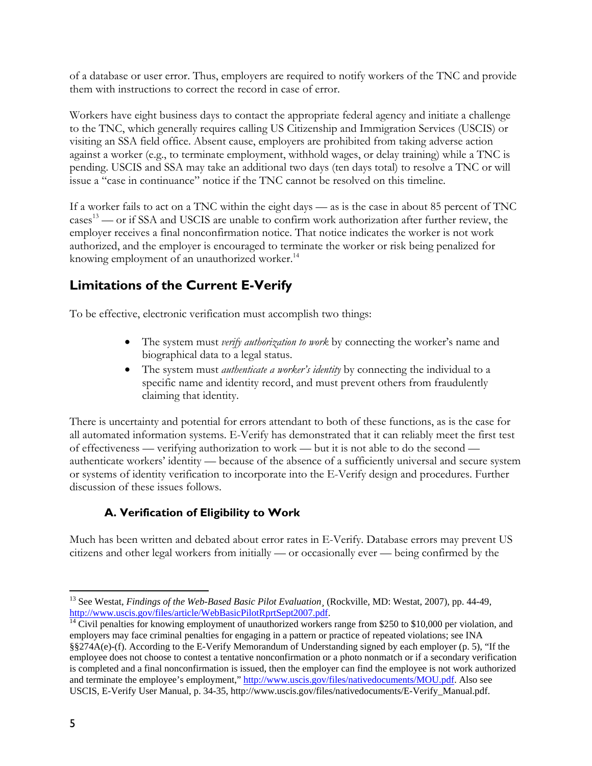of a database or user error. Thus, employers are required to notify workers of the TNC and provide them with instructions to correct the record in case of error.

Workers have eight business days to contact the appropriate federal agency and initiate a challenge to the TNC, which generally requires calling US Citizenship and Immigration Services (USCIS) or visiting an SSA field office. Absent cause, employers are prohibited from taking adverse action against a worker (e.g., to terminate employment, withhold wages, or delay training) while a TNC is pending. USCIS and SSA may take an additional two days (ten days total) to resolve a TNC or will issue a "case in continuance" notice if the TNC cannot be resolved on this timeline.

If a worker fails to act on a TNC within the eight days — as is the case in about 85 percent of TNC cases[13] — or if SSA and USCIS are unable to confirm work authorization after further review, the employer receives a final nonconfirmation notice. That notice indicates the worker is not work authorized, and the employer is encouraged to terminate the worker or risk being penalized for knowing employment of an unauthorized worker.[14]

## Limitations of the Current E-Verify

To be effective, electronic verification must accomplish two things:

- The system must *verify authorization to work* by connecting the worker's name and biographical data to a legal status.
- The system must *authenticate a worker's identity* by connecting the individual to a specific name and identity record, and must prevent others from fraudulently claiming that identity.

There is uncertainty and potential for errors attendant to both of these functions, as is the case for all automated information systems. E-Verify has demonstrated that it can reliably meet the first test of effectiveness — verifying authorization to work — but it is not able to do the second — authenticate workers' identity — because of the absence of a sufficiently universal and secure system or systems of identity verification to incorporate into the E-Verify design and procedures. Further discussion of these issues follows.

### A. Verification of Eligibility to Work

Much has been written and debated about error rates in E-Verify. Database errors may prevent US citizens and other legal workers from initially — or occasionally ever — being confirmed by the

---

[13] See Westat, *Findings of the Web-Based Basic Pilot Evaluation¸* (Rockville, MD: Westat, 2007), pp. 44-49, http://www.uscis.gov/files/article/WebBasicPilotRprtSept2007.pdf.

[14] Civil penalties for knowing employment of unauthorized workers range from $250 to $10,000 per violation, and employers may face criminal penalties for engaging in a pattern or practice of repeated violations; see INA §§274A(e)-(f). According to the E-Verify Memorandum of Understanding signed by each employer (p. 5), "If the employee does not choose to contest a tentative nonconfirmation or a photo nonmatch or if a secondary verification is completed and a final nonconfirmation is issued, then the employer can find the employee is not work authorized and terminate the employee's employment," http://www.uscis.gov/files/nativedocuments/MOU.pdf. Also see USCIS, E-Verify User Manual, p. 34-35, http://www.uscis.gov/files/nativedocuments/E-Verify_Manual.pdf.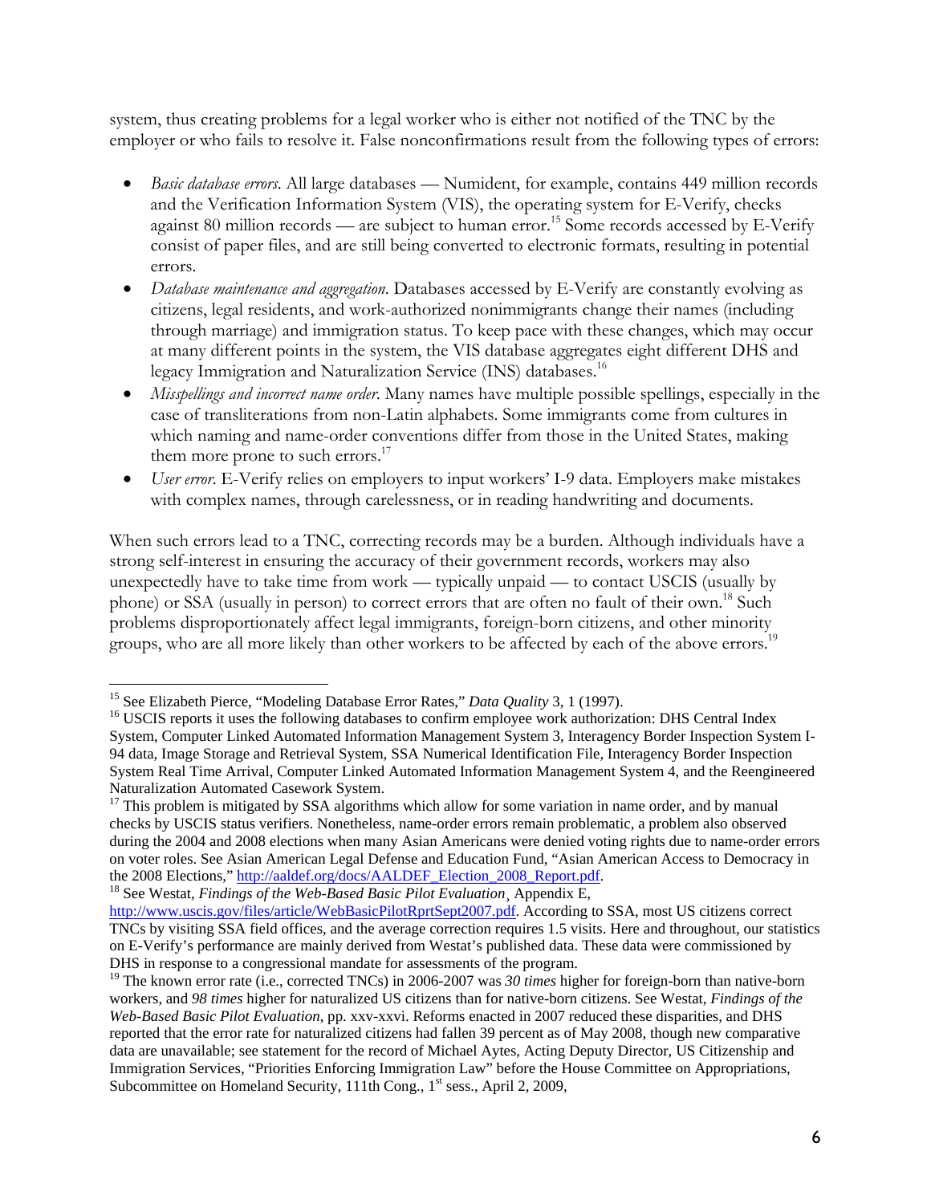system, thus creating problems for a legal worker who is either not notified of the TNC by the employer or who fails to resolve it. False nonconfirmations result from the following types of errors:

- *Basic database errors.* All large databases — Numident, for example, contains 449 million records and the Verification Information System (VIS), the operating system for E-Verify, checks against 80 million records — are subject to human error.[15] Some records accessed by E-Verify consist of paper files, and are still being converted to electronic formats, resulting in potential errors.
- *Database maintenance and aggregation.* Databases accessed by E-Verify are constantly evolving as citizens, legal residents, and work-authorized nonimmigrants change their names (including through marriage) and immigration status. To keep pace with these changes, which may occur at many different points in the system, the VIS database aggregates eight different DHS and legacy Immigration and Naturalization Service (INS) databases.[16]
- *Misspellings and incorrect name order.* Many names have multiple possible spellings, especially in the case of transliterations from non-Latin alphabets. Some immigrants come from cultures in which naming and name-order conventions differ from those in the United States, making them more prone to such errors.[17]
- *User error.* E-Verify relies on employers to input workers' I-9 data. Employers make mistakes with complex names, through carelessness, or in reading handwriting and documents.

When such errors lead to a TNC, correcting records may be a burden. Although individuals have a strong self-interest in ensuring the accuracy of their government records, workers may also unexpectedly have to take time from work — typically unpaid — to contact USCIS (usually by phone) or SSA (usually in person) to correct errors that are often no fault of their own.[18] Such problems disproportionately affect legal immigrants, foreign-born citizens, and other minority groups, who are all more likely than other workers to be affected by each of the above errors.[19]

---

[15] See Elizabeth Pierce, "Modeling Database Error Rates," *Data Quality* 3, 1 (1997).

[16] USCIS reports it uses the following databases to confirm employee work authorization: DHS Central Index System, Computer Linked Automated Information Management System 3, Interagency Border Inspection System I-94 data, Image Storage and Retrieval System, SSA Numerical Identification File, Interagency Border Inspection System Real Time Arrival, Computer Linked Automated Information Management System 4, and the Reengineered Naturalization Automated Casework System.

[17] This problem is mitigated by SSA algorithms which allow for some variation in name order, and by manual checks by USCIS status verifiers. Nonetheless, name-order errors remain problematic, a problem also observed during the 2004 and 2008 elections when many Asian Americans were denied voting rights due to name-order errors on voter roles. See Asian American Legal Defense and Education Fund, "Asian American Access to Democracy in the 2008 Elections," http://aaldef.org/docs/AALDEF_Election_2008_Report.pdf.

[18] See Westat, *Findings of the Web-Based Basic Pilot Evaluation*, Appendix E, http://www.uscis.gov/files/article/WebBasicPilotRprtSept2007.pdf. According to SSA, most US citizens correct TNCs by visiting SSA field offices, and the average correction requires 1.5 visits. Here and throughout, our statistics on E-Verify's performance are mainly derived from Westat's published data. These data were commissioned by DHS in response to a congressional mandate for assessments of the program.

[19] The known error rate (i.e., corrected TNCs) in 2006-2007 was *30 times* higher for foreign-born than native-born workers, and *98 times* higher for naturalized US citizens than for native-born citizens. See Westat, *Findings of the Web-Based Basic Pilot Evaluation*, pp. xxv-xxvi. Reforms enacted in 2007 reduced these disparities, and DHS reported that the error rate for naturalized citizens had fallen 39 percent as of May 2008, though new comparative data are unavailable; see statement for the record of Michael Aytes, Acting Deputy Director, US Citizenship and Immigration Services, "Priorities Enforcing Immigration Law" before the House Committee on Appropriations, Subcommittee on Homeland Security, 111th Cong., 1st sess., April 2, 2009,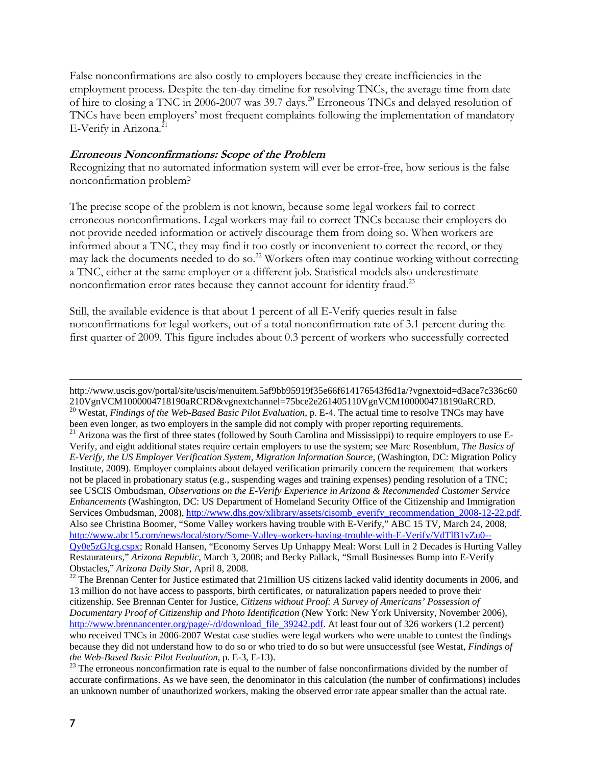False nonconfirmations are also costly to employers because they create inefficiencies in the employment process. Despite the ten-day timeline for resolving TNCs, the average time from date of hire to closing a TNC in 2006-2007 was 39.7 days.[20] Erroneous TNCs and delayed resolution of TNCs have been employers' most frequent complaints following the implementation of mandatory E-Verify in Arizona.[21]

***Erroneous Nonconfirmations: Scope of the Problem***

Recognizing that no automated information system will ever be error-free, how serious is the false nonconfirmation problem?

The precise scope of the problem is not known, because some legal workers fail to correct erroneous nonconfirmations. Legal workers may fail to correct TNCs because their employers do not provide needed information or actively discourage them from doing so. When workers are informed about a TNC, they may find it too costly or inconvenient to correct the record, or they may lack the documents needed to do so.[22] Workers often may continue working without correcting a TNC, either at the same employer or a different job. Statistical models also underestimate nonconfirmation error rates because they cannot account for identity fraud.[23]

Still, the available evidence is that about 1 percent of all E-Verify queries result in false nonconfirmations for legal workers, out of a total nonconfirmation rate of 3.1 percent during the first quarter of 2009. This figure includes about 0.3 percent of workers who successfully corrected

---

http://www.uscis.gov/portal/site/uscis/menuitem.5af9bb95919f35e66f614176543f6d1a/?vgnextoid=d3ace7c336c60210VgnVCM1000004718190aRCRD&vgnextchannel=75bce2e261405110VgnVCM1000004718190aRCRD.

[20] Westat, *Findings of the Web-Based Basic Pilot Evaluation*, p. E-4. The actual time to resolve TNCs may have been even longer, as two employers in the sample did not comply with proper reporting requirements.

[21] Arizona was the first of three states (followed by South Carolina and Mississippi) to require employers to use E-Verify, and eight additional states require certain employers to use the system; see Marc Rosenblum, *The Basics of E-Verify, the US Employer Verification System, Migration Information Source,* (Washington, DC: Migration Policy Institute, 2009). Employer complaints about delayed verification primarily concern the requirement that workers not be placed in probationary status (e.g., suspending wages and training expenses) pending resolution of a TNC; see USCIS Ombudsman, *Observations on the E-Verify Experience in Arizona & Recommended Customer Service Enhancements* (Washington, DC: US Department of Homeland Security Office of the Citizenship and Immigration Services Ombudsman, 2008), http://www.dhs.gov/xlibrary/assets/cisomb_everify_recommendation_2008-12-22.pdf. Also see Christina Boomer, "Some Valley workers having trouble with E-Verify," ABC 15 TV, March 24, 2008, http://www.abc15.com/news/local/story/Some-Valley-workers-having-trouble-with-E-Verify/VdTlB1vZu0--Qy0e5zGJcg.cspx; Ronald Hansen, "Economy Serves Up Unhappy Meal: Worst Lull in 2 Decades is Hurting Valley Restaurateurs," *Arizona Republic*, March 3, 2008; and Becky Pallack, "Small Businesses Bump into E-Verify Obstacles," *Arizona Daily Star*, April 8, 2008.

[22] The Brennan Center for Justice estimated that 21million US citizens lacked valid identity documents in 2006, and 13 million do not have access to passports, birth certificates, or naturalization papers needed to prove their citizenship. See Brennan Center for Justice, *Citizens without Proof: A Survey of Americans' Possession of Documentary Proof of Citizenship and Photo Identification* (New York: New York University, November 2006), http://www.brennancenter.org/page/-/d/download_file_39242.pdf. At least four out of 326 workers (1.2 percent) who received TNCs in 2006-2007 Westat case studies were legal workers who were unable to contest the findings because they did not understand how to do so or who tried to do so but were unsuccessful (see Westat, *Findings of the Web-Based Basic Pilot Evaluation*, p. E-3, E-13).

[23] The erroneous nonconfirmation rate is equal to the number of false nonconfirmations divided by the number of accurate confirmations. As we have seen, the denominator in this calculation (the number of confirmations) includes an unknown number of unauthorized workers, making the observed error rate appear smaller than the actual rate.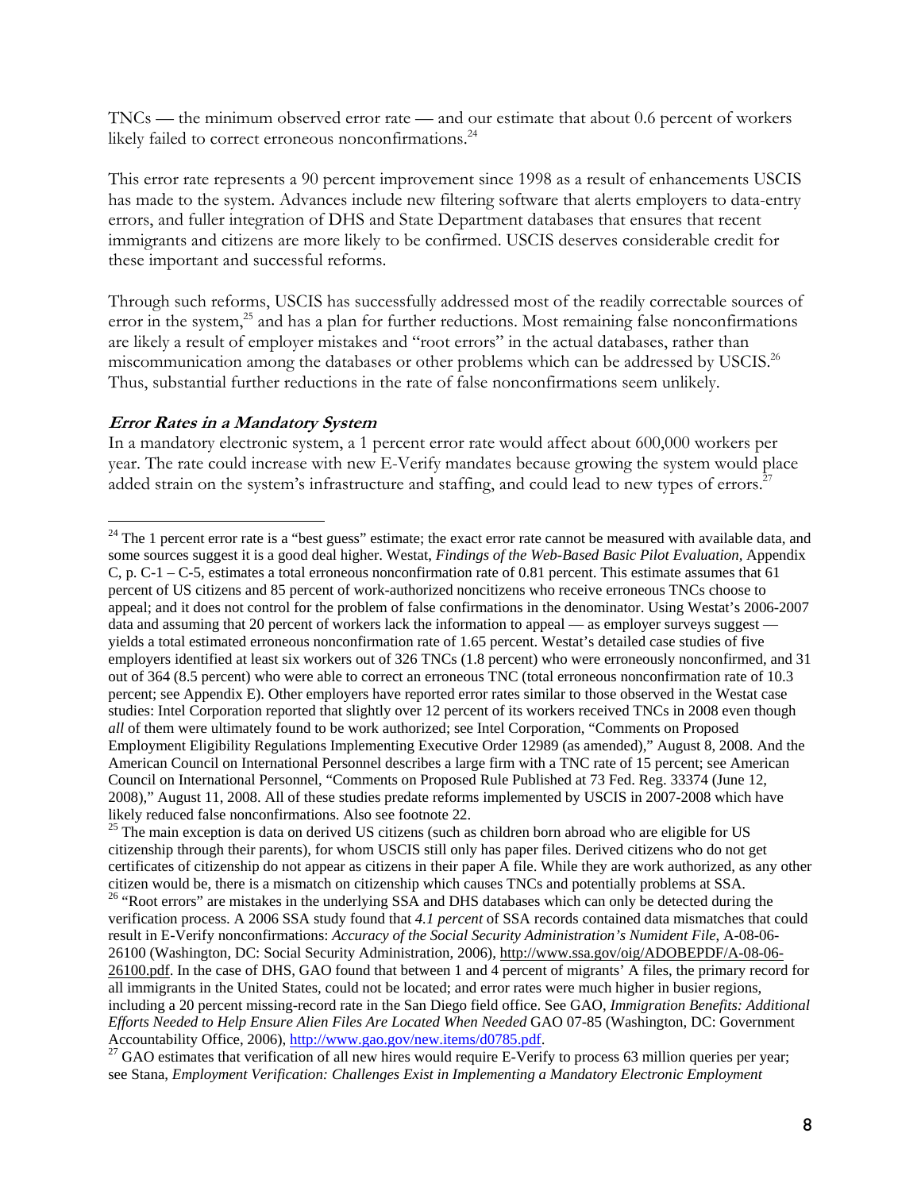TNCs — the minimum observed error rate — and our estimate that about 0.6 percent of workers likely failed to correct erroneous nonconfirmations.[24]

This error rate represents a 90 percent improvement since 1998 as a result of enhancements USCIS has made to the system. Advances include new filtering software that alerts employers to data-entry errors, and fuller integration of DHS and State Department databases that ensures that recent immigrants and citizens are more likely to be confirmed. USCIS deserves considerable credit for these important and successful reforms.

Through such reforms, USCIS has successfully addressed most of the readily correctable sources of error in the system,[25] and has a plan for further reductions. Most remaining false nonconfirmations are likely a result of employer mistakes and "root errors" in the actual databases, rather than miscommunication among the databases or other problems which can be addressed by USCIS.[26] Thus, substantial further reductions in the rate of false nonconfirmations seem unlikely.

#### ***Error Rates in a Mandatory System***

In a mandatory electronic system, a 1 percent error rate would affect about 600,000 workers per year. The rate could increase with new E-Verify mandates because growing the system would place added strain on the system's infrastructure and staffing, and could lead to new types of errors.[27]

---

[24] The 1 percent error rate is a "best guess" estimate; the exact error rate cannot be measured with available data, and some sources suggest it is a good deal higher. Westat, *Findings of the Web-Based Basic Pilot Evaluation*, Appendix C, p. C-1 – C-5, estimates a total erroneous nonconfirmation rate of 0.81 percent. This estimate assumes that 61 percent of US citizens and 85 percent of work-authorized noncitizens who receive erroneous TNCs choose to appeal; and it does not control for the problem of false confirmations in the denominator. Using Westat's 2006-2007 data and assuming that 20 percent of workers lack the information to appeal — as employer surveys suggest — yields a total estimated erroneous nonconfirmation rate of 1.65 percent. Westat's detailed case studies of five employers identified at least six workers out of 326 TNCs (1.8 percent) who were erroneously nonconfirmed, and 31 out of 364 (8.5 percent) who were able to correct an erroneous TNC (total erroneous nonconfirmation rate of 10.3 percent; see Appendix E). Other employers have reported error rates similar to those observed in the Westat case studies: Intel Corporation reported that slightly over 12 percent of its workers received TNCs in 2008 even though *all* of them were ultimately found to be work authorized; see Intel Corporation, "Comments on Proposed Employment Eligibility Regulations Implementing Executive Order 12989 (as amended)," August 8, 2008. And the American Council on International Personnel describes a large firm with a TNC rate of 15 percent; see American Council on International Personnel, "Comments on Proposed Rule Published at 73 Fed. Reg. 33374 (June 12, 2008)," August 11, 2008. All of these studies predate reforms implemented by USCIS in 2007-2008 which have likely reduced false nonconfirmations. Also see footnote 22.

[25] The main exception is data on derived US citizens (such as children born abroad who are eligible for US citizenship through their parents), for whom USCIS still only has paper files. Derived citizens who do not get certificates of citizenship do not appear as citizens in their paper A file. While they are work authorized, as any other citizen would be, there is a mismatch on citizenship which causes TNCs and potentially problems at SSA.

[26] "Root errors" are mistakes in the underlying SSA and DHS databases which can only be detected during the verification process. A 2006 SSA study found that *4.1 percent* of SSA records contained data mismatches that could result in E-Verify nonconfirmations: *Accuracy of the Social Security Administration's Numident File*, A-08-06-26100 (Washington, DC: Social Security Administration, 2006), http://www.ssa.gov/oig/ADOBEPDF/A-08-06-26100.pdf. In the case of DHS, GAO found that between 1 and 4 percent of migrants' A files, the primary record for all immigrants in the United States, could not be located; and error rates were much higher in busier regions, including a 20 percent missing-record rate in the San Diego field office. See GAO, *Immigration Benefits: Additional Efforts Needed to Help Ensure Alien Files Are Located When Needed* GAO 07-85 (Washington, DC: Government Accountability Office, 2006), http://www.gao.gov/new.items/d0785.pdf.

[27] GAO estimates that verification of all new hires would require E-Verify to process 63 million queries per year; see Stana, *Employment Verification: Challenges Exist in Implementing a Mandatory Electronic Employment*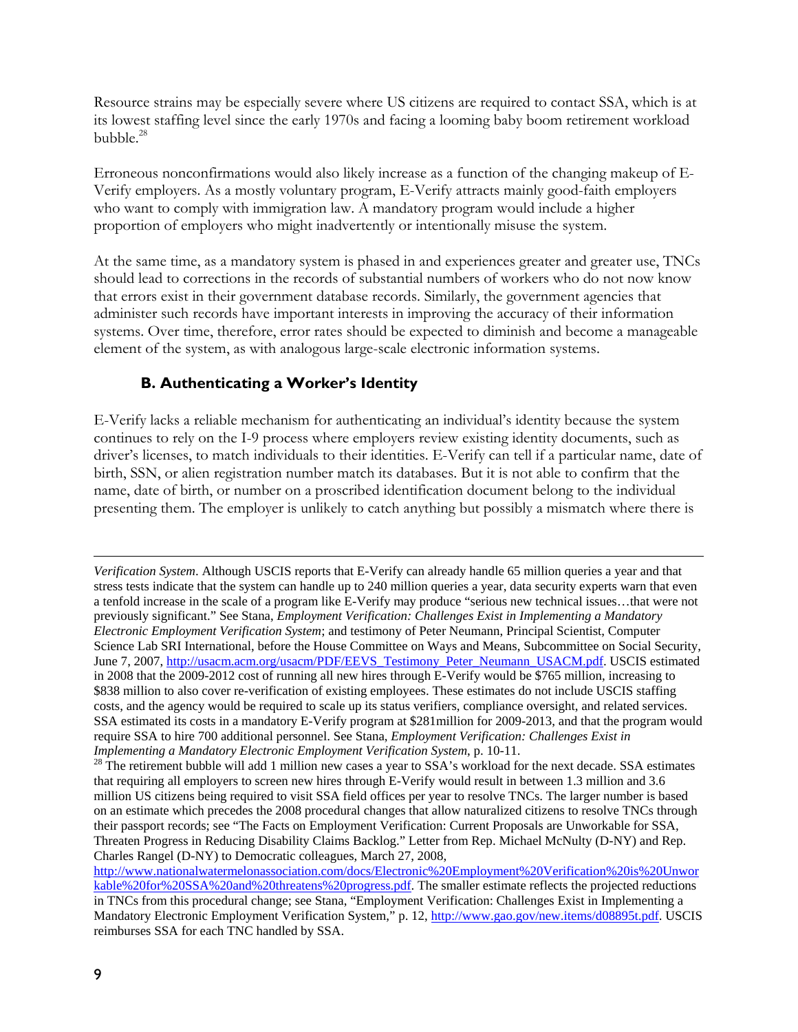Resource strains may be especially severe where US citizens are required to contact SSA, which is at its lowest staffing level since the early 1970s and facing a looming baby boom retirement workload bubble.[28]

Erroneous nonconfirmations would also likely increase as a function of the changing makeup of E-Verify employers. As a mostly voluntary program, E-Verify attracts mainly good-faith employers who want to comply with immigration law. A mandatory program would include a higher proportion of employers who might inadvertently or intentionally misuse the system.

At the same time, as a mandatory system is phased in and experiences greater and greater use, TNCs should lead to corrections in the records of substantial numbers of workers who do not now know that errors exist in their government database records. Similarly, the government agencies that administer such records have important interests in improving the accuracy of their information systems. Over time, therefore, error rates should be expected to diminish and become a manageable element of the system, as with analogous large-scale electronic information systems.

### B. Authenticating a Worker's Identity

E-Verify lacks a reliable mechanism for authenticating an individual's identity because the system continues to rely on the I-9 process where employers review existing identity documents, such as driver's licenses, to match individuals to their identities. E-Verify can tell if a particular name, date of birth, SSN, or alien registration number match its databases. But it is not able to confirm that the name, date of birth, or number on a proscribed identification document belong to the individual presenting them. The employer is unlikely to catch anything but possibly a mismatch where there is

---

*Verification System*. Although USCIS reports that E-Verify can already handle 65 million queries a year and that stress tests indicate that the system can handle up to 240 million queries a year, data security experts warn that even a tenfold increase in the scale of a program like E-Verify may produce "serious new technical issues…that were not previously significant." See Stana, *Employment Verification: Challenges Exist in Implementing a Mandatory Electronic Employment Verification System*; and testimony of Peter Neumann, Principal Scientist, Computer Science Lab SRI International, before the House Committee on Ways and Means, Subcommittee on Social Security, June 7, 2007, http://usacm.acm.org/usacm/PDF/EEVS_Testimony_Peter_Neumann_USACM.pdf. USCIS estimated in 2008 that the 2009-2012 cost of running all new hires through E-Verify would be $765 million, increasing to $838 million to also cover re-verification of existing employees. These estimates do not include USCIS staffing costs, and the agency would be required to scale up its status verifiers, compliance oversight, and related services. SSA estimated its costs in a mandatory E-Verify program at $281million for 2009-2013, and that the program would require SSA to hire 700 additional personnel. See Stana, *Employment Verification: Challenges Exist in Implementing a Mandatory Electronic Employment Verification System*, p. 10-11.

[28] The retirement bubble will add 1 million new cases a year to SSA's workload for the next decade. SSA estimates that requiring all employers to screen new hires through E-Verify would result in between 1.3 million and 3.6 million US citizens being required to visit SSA field offices per year to resolve TNCs. The larger number is based on an estimate which precedes the 2008 procedural changes that allow naturalized citizens to resolve TNCs through their passport records; see "The Facts on Employment Verification: Current Proposals are Unworkable for SSA, Threaten Progress in Reducing Disability Claims Backlog." Letter from Rep. Michael McNulty (D-NY) and Rep. Charles Rangel (D-NY) to Democratic colleagues, March 27, 2008, http://www.nationalwatermelonassociation.com/docs/Electronic%20Employment%20Verification%20is%20Unworkable%20for%20SSA%20and%20threatens%20progress.pdf. The smaller estimate reflects the projected reductions in TNCs from this procedural change; see Stana, "Employment Verification: Challenges Exist in Implementing a Mandatory Electronic Employment Verification System," p. 12, http://www.gao.gov/new.items/d08895t.pdf. USCIS reimburses SSA for each TNC handled by SSA.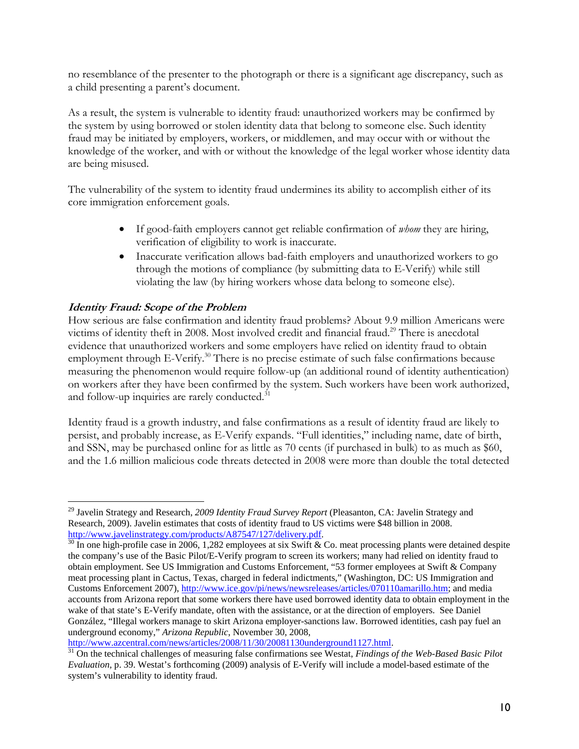no resemblance of the presenter to the photograph or there is a significant age discrepancy, such as a child presenting a parent's document.

As a result, the system is vulnerable to identity fraud: unauthorized workers may be confirmed by the system by using borrowed or stolen identity data that belong to someone else. Such identity fraud may be initiated by employers, workers, or middlemen, and may occur with or without the knowledge of the worker, and with or without the knowledge of the legal worker whose identity data are being misused.

The vulnerability of the system to identity fraud undermines its ability to accomplish either of its core immigration enforcement goals.

- If good-faith employers cannot get reliable confirmation of *whom* they are hiring, verification of eligibility to work is inaccurate.
- Inaccurate verification allows bad-faith employers and unauthorized workers to go through the motions of compliance (by submitting data to E-Verify) while still violating the law (by hiring workers whose data belong to someone else).

### *Identity Fraud: Scope of the Problem*

How serious are false confirmation and identity fraud problems? About 9.9 million Americans were victims of identity theft in 2008. Most involved credit and financial fraud.[29] There is anecdotal evidence that unauthorized workers and some employers have relied on identity fraud to obtain employment through E-Verify.[30] There is no precise estimate of such false confirmations because measuring the phenomenon would require follow-up (an additional round of identity authentication) on workers after they have been confirmed by the system. Such workers have been work authorized, and follow-up inquiries are rarely conducted.[31]

Identity fraud is a growth industry, and false confirmations as a result of identity fraud are likely to persist, and probably increase, as E-Verify expands. "Full identities," including name, date of birth, and SSN, may be purchased online for as little as 70 cents (if purchased in bulk) to as much as $60, and the 1.6 million malicious code threats detected in 2008 were more than double the total detected

---

[29] Javelin Strategy and Research, *2009 Identity Fraud Survey Report* (Pleasanton, CA: Javelin Strategy and Research, 2009). Javelin estimates that costs of identity fraud to US victims were $48 billion in 2008. http://www.javelinstrategy.com/products/A87547/127/delivery.pdf.

[30] In one high-profile case in 2006, 1,282 employees at six Swift & Co. meat processing plants were detained despite the company's use of the Basic Pilot/E-Verify program to screen its workers; many had relied on identity fraud to obtain employment. See US Immigration and Customs Enforcement, "53 former employees at Swift & Company meat processing plant in Cactus, Texas, charged in federal indictments," (Washington, DC: US Immigration and Customs Enforcement 2007), http://www.ice.gov/pi/news/newsreleases/articles/070110amarillo.htm; and media accounts from Arizona report that some workers there have used borrowed identity data to obtain employment in the wake of that state's E-Verify mandate, often with the assistance, or at the direction of employers. See Daniel González, "Illegal workers manage to skirt Arizona employer-sanctions law. Borrowed identities, cash pay fuel an underground economy," *Arizona Republic*, November 30, 2008, http://www.azcentral.com/news/articles/2008/11/30/20081130underground1127.html.

[31] On the technical challenges of measuring false confirmations see Westat, *Findings of the Web-Based Basic Pilot Evaluation,* p. 39. Westat's forthcoming (2009) analysis of E-Verify will include a model-based estimate of the system's vulnerability to identity fraud.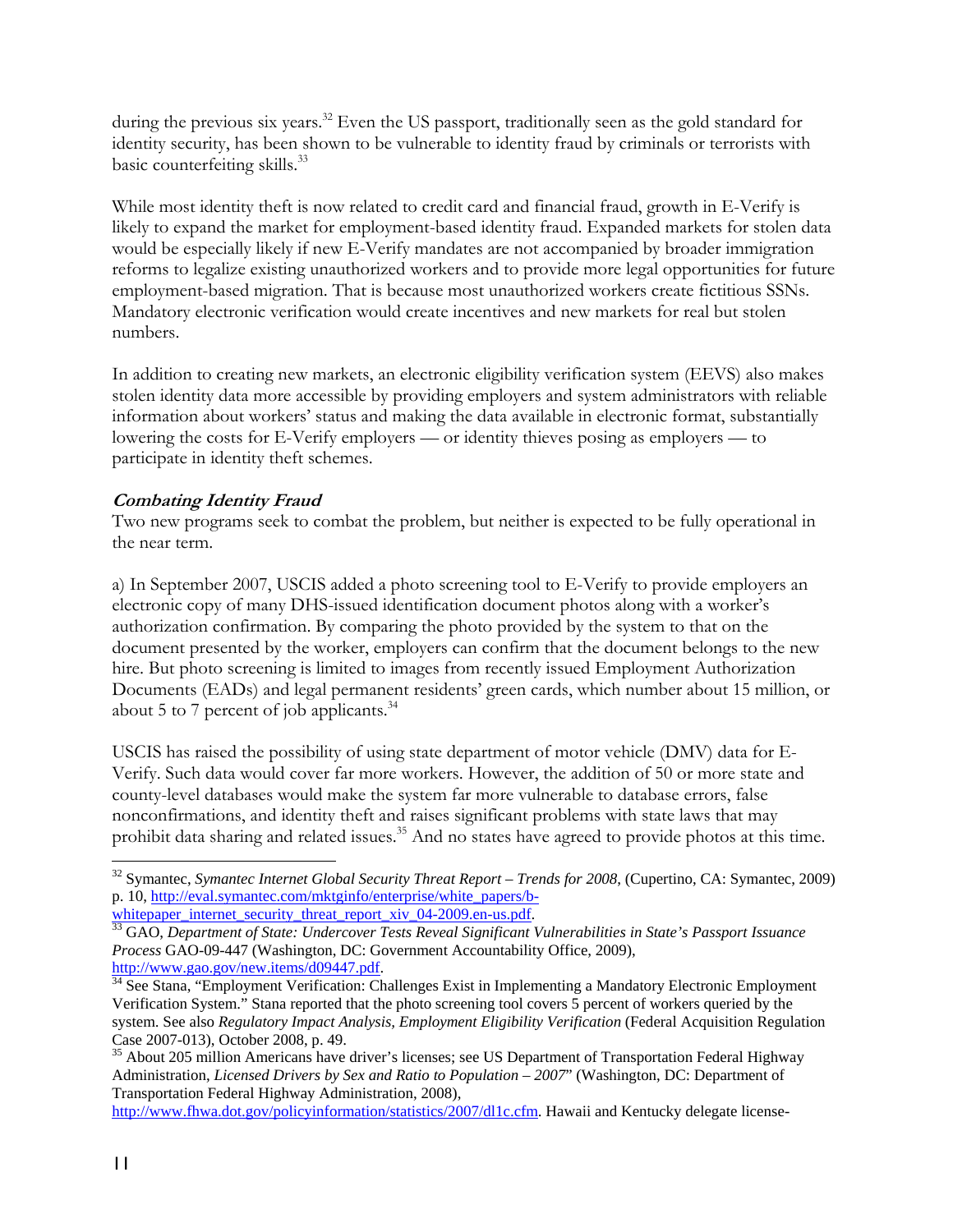during the previous six years.[32] Even the US passport, traditionally seen as the gold standard for identity security, has been shown to be vulnerable to identity fraud by criminals or terrorists with basic counterfeiting skills.[33]

While most identity theft is now related to credit card and financial fraud, growth in E-Verify is likely to expand the market for employment-based identity fraud. Expanded markets for stolen data would be especially likely if new E-Verify mandates are not accompanied by broader immigration reforms to legalize existing unauthorized workers and to provide more legal opportunities for future employment-based migration. That is because most unauthorized workers create fictitious SSNs. Mandatory electronic verification would create incentives and new markets for real but stolen numbers.

In addition to creating new markets, an electronic eligibility verification system (EEVS) also makes stolen identity data more accessible by providing employers and system administrators with reliable information about workers' status and making the data available in electronic format, substantially lowering the costs for E-Verify employers — or identity thieves posing as employers — to participate in identity theft schemes.

### *Combating Identity Fraud*

Two new programs seek to combat the problem, but neither is expected to be fully operational in the near term.

a) In September 2007, USCIS added a photo screening tool to E-Verify to provide employers an electronic copy of many DHS-issued identification document photos along with a worker's authorization confirmation. By comparing the photo provided by the system to that on the document presented by the worker, employers can confirm that the document belongs to the new hire. But photo screening is limited to images from recently issued Employment Authorization Documents (EADs) and legal permanent residents' green cards, which number about 15 million, or about 5 to 7 percent of job applicants.[34]

USCIS has raised the possibility of using state department of motor vehicle (DMV) data for E-Verify. Such data would cover far more workers. However, the addition of 50 or more state and county-level databases would make the system far more vulnerable to database errors, false nonconfirmations, and identity theft and raises significant problems with state laws that may prohibit data sharing and related issues.[35] And no states have agreed to provide photos at this time.

---

[32] Symantec, *Symantec Internet Global Security Threat Report – Trends for 2008*, (Cupertino, CA: Symantec, 2009) p. 10, http://eval.symantec.com/mktginfo/enterprise/white_papers/b-whitepaper_internet_security_threat_report_xiv_04-2009.en-us.pdf.

[33] GAO, *Department of State: Undercover Tests Reveal Significant Vulnerabilities in State's Passport Issuance Process* GAO-09-447 (Washington, DC: Government Accountability Office, 2009), http://www.gao.gov/new.items/d09447.pdf.

[34] See Stana, "Employment Verification: Challenges Exist in Implementing a Mandatory Electronic Employment Verification System." Stana reported that the photo screening tool covers 5 percent of workers queried by the system. See also *Regulatory Impact Analysis, Employment Eligibility Verification* (Federal Acquisition Regulation Case 2007-013), October 2008, p. 49.

[35] About 205 million Americans have driver's licenses; see US Department of Transportation Federal Highway Administration, *Licensed Drivers by Sex and Ratio to Population – 2007*" (Washington, DC: Department of Transportation Federal Highway Administration, 2008), http://www.fhwa.dot.gov/policyinformation/statistics/2007/dl1c.cfm. Hawaii and Kentucky delegate license-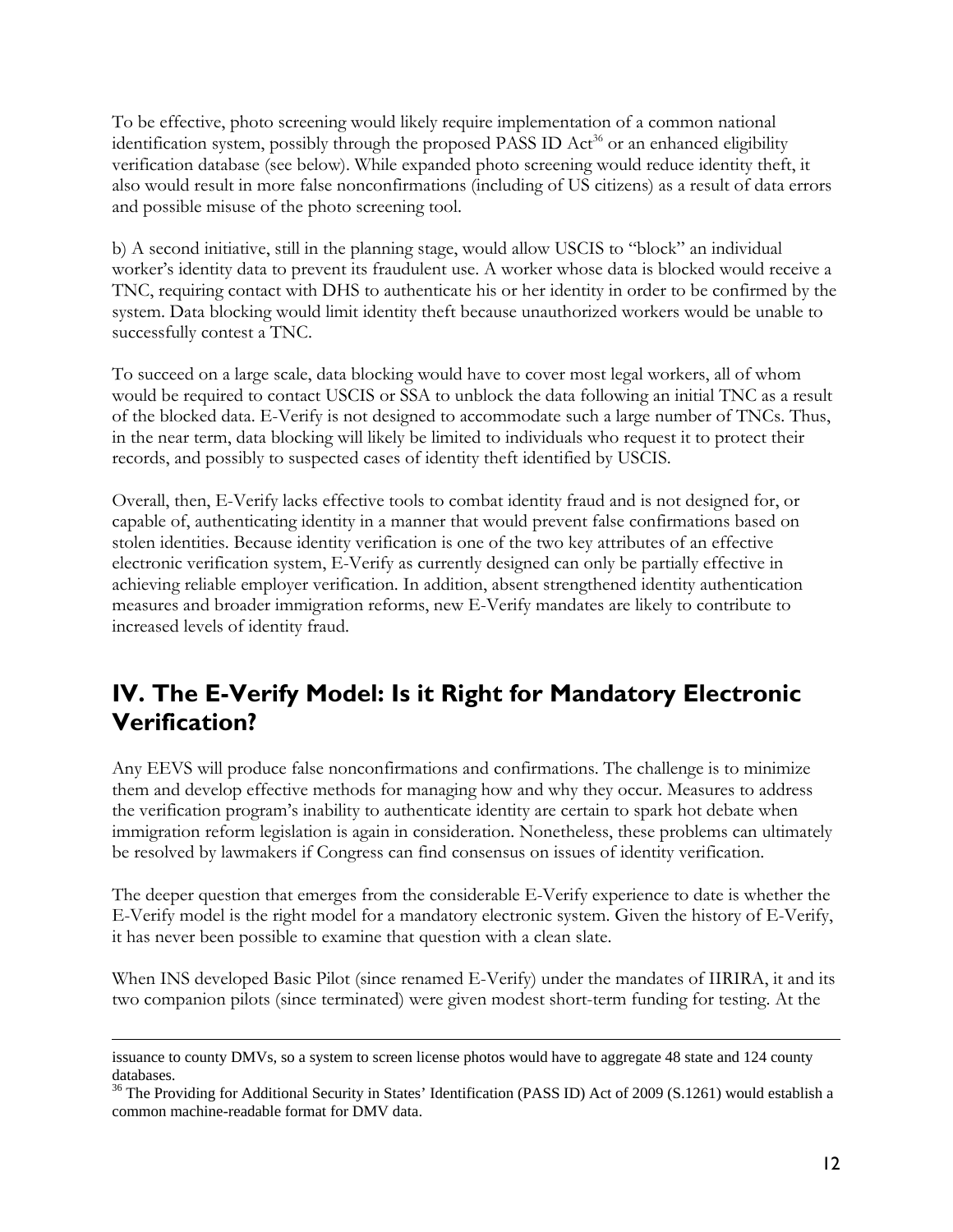To be effective, photo screening would likely require implementation of a common national identification system, possibly through the proposed PASS ID Act[36] or an enhanced eligibility verification database (see below). While expanded photo screening would reduce identity theft, it also would result in more false nonconfirmations (including of US citizens) as a result of data errors and possible misuse of the photo screening tool.

b) A second initiative, still in the planning stage, would allow USCIS to "block" an individual worker's identity data to prevent its fraudulent use. A worker whose data is blocked would receive a TNC, requiring contact with DHS to authenticate his or her identity in order to be confirmed by the system. Data blocking would limit identity theft because unauthorized workers would be unable to successfully contest a TNC.

To succeed on a large scale, data blocking would have to cover most legal workers, all of whom would be required to contact USCIS or SSA to unblock the data following an initial TNC as a result of the blocked data. E-Verify is not designed to accommodate such a large number of TNCs. Thus, in the near term, data blocking will likely be limited to individuals who request it to protect their records, and possibly to suspected cases of identity theft identified by USCIS.

Overall, then, E-Verify lacks effective tools to combat identity fraud and is not designed for, or capable of, authenticating identity in a manner that would prevent false confirmations based on stolen identities. Because identity verification is one of the two key attributes of an effective electronic verification system, E-Verify as currently designed can only be partially effective in achieving reliable employer verification. In addition, absent strengthened identity authentication measures and broader immigration reforms, new E-Verify mandates are likely to contribute to increased levels of identity fraud.

## IV. The E-Verify Model: Is it Right for Mandatory Electronic Verification?

Any EEVS will produce false nonconfirmations and confirmations. The challenge is to minimize them and develop effective methods for managing how and why they occur. Measures to address the verification program's inability to authenticate identity are certain to spark hot debate when immigration reform legislation is again in consideration. Nonetheless, these problems can ultimately be resolved by lawmakers if Congress can find consensus on issues of identity verification.

The deeper question that emerges from the considerable E-Verify experience to date is whether the E-Verify model is the right model for a mandatory electronic system. Given the history of E-Verify, it has never been possible to examine that question with a clean slate.

When INS developed Basic Pilot (since renamed E-Verify) under the mandates of IIRIRA, it and its two companion pilots (since terminated) were given modest short-term funding for testing. At the

---

issuance to county DMVs, so a system to screen license photos would have to aggregate 48 state and 124 county databases.

[36] The Providing for Additional Security in States' Identification (PASS ID) Act of 2009 (S.1261) would establish a common machine-readable format for DMV data.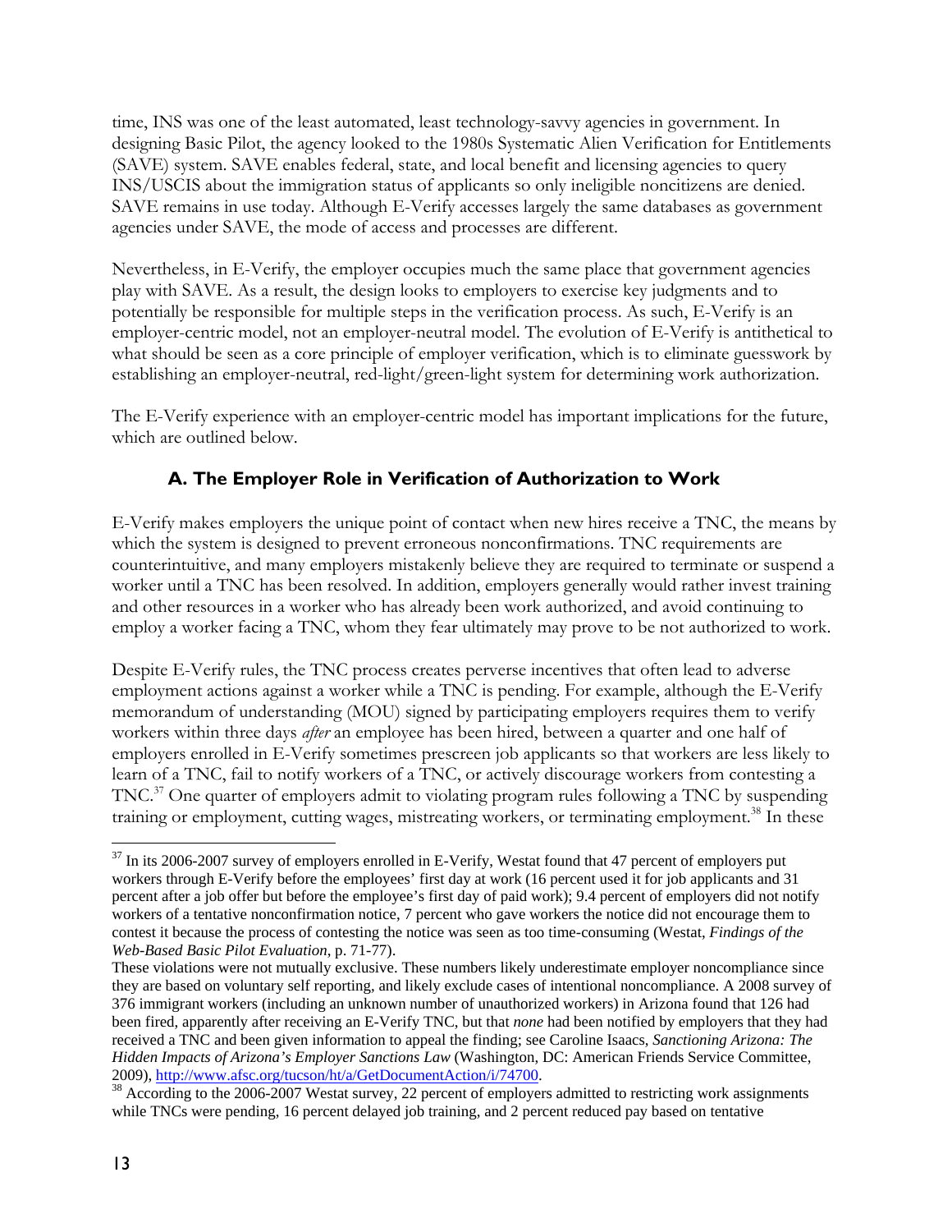time, INS was one of the least automated, least technology-savvy agencies in government. In designing Basic Pilot, the agency looked to the 1980s Systematic Alien Verification for Entitlements (SAVE) system. SAVE enables federal, state, and local benefit and licensing agencies to query INS/USCIS about the immigration status of applicants so only ineligible noncitizens are denied. SAVE remains in use today. Although E-Verify accesses largely the same databases as government agencies under SAVE, the mode of access and processes are different.

Nevertheless, in E-Verify, the employer occupies much the same place that government agencies play with SAVE. As a result, the design looks to employers to exercise key judgments and to potentially be responsible for multiple steps in the verification process. As such, E-Verify is an employer-centric model, not an employer-neutral model. The evolution of E-Verify is antithetical to what should be seen as a core principle of employer verification, which is to eliminate guesswork by establishing an employer-neutral, red-light/green-light system for determining work authorization.

The E-Verify experience with an employer-centric model has important implications for the future, which are outlined below.

### A. The Employer Role in Verification of Authorization to Work

E-Verify makes employers the unique point of contact when new hires receive a TNC, the means by which the system is designed to prevent erroneous nonconfirmations. TNC requirements are counterintuitive, and many employers mistakenly believe they are required to terminate or suspend a worker until a TNC has been resolved. In addition, employers generally would rather invest training and other resources in a worker who has already been work authorized, and avoid continuing to employ a worker facing a TNC, whom they fear ultimately may prove to be not authorized to work.

Despite E-Verify rules, the TNC process creates perverse incentives that often lead to adverse employment actions against a worker while a TNC is pending. For example, although the E-Verify memorandum of understanding (MOU) signed by participating employers requires them to verify workers within three days *after* an employee has been hired, between a quarter and one half of employers enrolled in E-Verify sometimes prescreen job applicants so that workers are less likely to learn of a TNC, fail to notify workers of a TNC, or actively discourage workers from contesting a TNC.[37] One quarter of employers admit to violating program rules following a TNC by suspending training or employment, cutting wages, mistreating workers, or terminating employment.[38] In these

---

[37] In its 2006-2007 survey of employers enrolled in E-Verify, Westat found that 47 percent of employers put workers through E-Verify before the employees' first day at work (16 percent used it for job applicants and 31 percent after a job offer but before the employee's first day of paid work); 9.4 percent of employers did not notify workers of a tentative nonconfirmation notice, 7 percent who gave workers the notice did not encourage them to contest it because the process of contesting the notice was seen as too time-consuming (Westat, *Findings of the Web-Based Basic Pilot Evaluation*, p. 71-77).

These violations were not mutually exclusive. These numbers likely underestimate employer noncompliance since they are based on voluntary self reporting, and likely exclude cases of intentional noncompliance. A 2008 survey of 376 immigrant workers (including an unknown number of unauthorized workers) in Arizona found that 126 had been fired, apparently after receiving an E-Verify TNC, but that *none* had been notified by employers that they had received a TNC and been given information to appeal the finding; see Caroline Isaacs, *Sanctioning Arizona: The Hidden Impacts of Arizona's Employer Sanctions Law* (Washington, DC: American Friends Service Committee, 2009), http://www.afsc.org/tucson/ht/a/GetDocumentAction/i/74700.

[38] According to the 2006-2007 Westat survey, 22 percent of employers admitted to restricting work assignments while TNCs were pending, 16 percent delayed job training, and 2 percent reduced pay based on tentative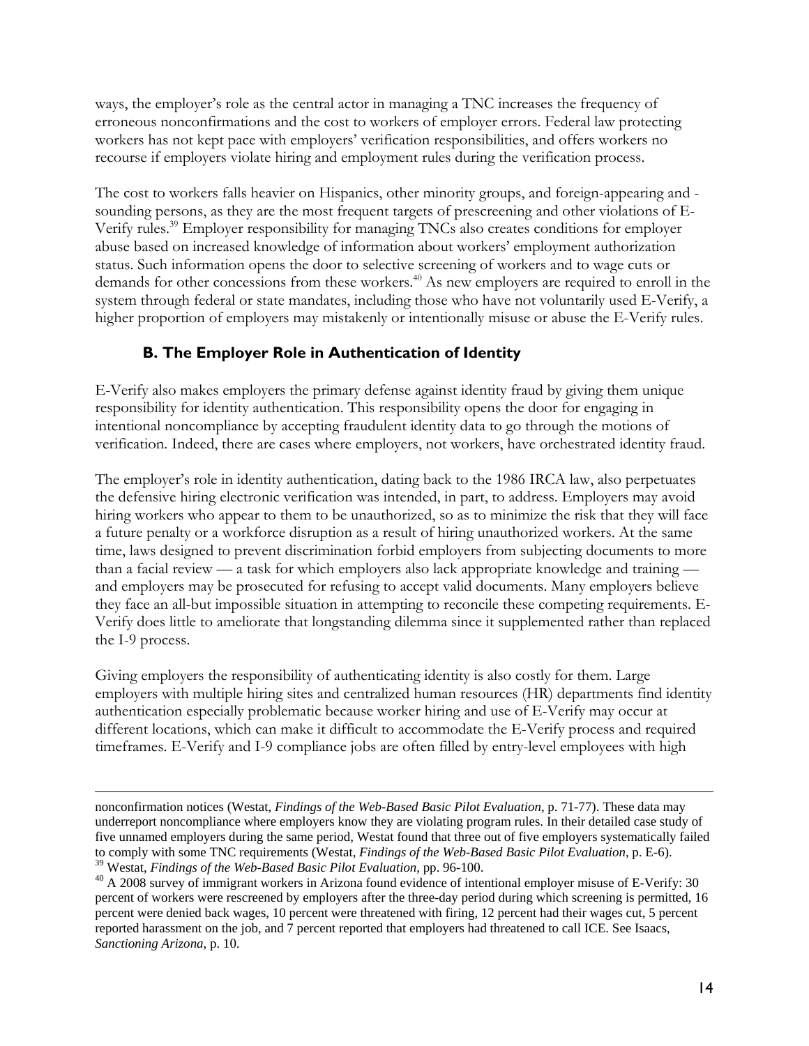ways, the employer's role as the central actor in managing a TNC increases the frequency of erroneous nonconfirmations and the cost to workers of employer errors. Federal law protecting workers has not kept pace with employers' verification responsibilities, and offers workers no recourse if employers violate hiring and employment rules during the verification process.

The cost to workers falls heavier on Hispanics, other minority groups, and foreign-appearing and -sounding persons, as they are the most frequent targets of prescreening and other violations of E-Verify rules.[39] Employer responsibility for managing TNCs also creates conditions for employer abuse based on increased knowledge of information about workers' employment authorization status. Such information opens the door to selective screening of workers and to wage cuts or demands for other concessions from these workers.[40] As new employers are required to enroll in the system through federal or state mandates, including those who have not voluntarily used E-Verify, a higher proportion of employers may mistakenly or intentionally misuse or abuse the E-Verify rules.

### B. The Employer Role in Authentication of Identity

E-Verify also makes employers the primary defense against identity fraud by giving them unique responsibility for identity authentication. This responsibility opens the door for engaging in intentional noncompliance by accepting fraudulent identity data to go through the motions of verification. Indeed, there are cases where employers, not workers, have orchestrated identity fraud.

The employer's role in identity authentication, dating back to the 1986 IRCA law, also perpetuates the defensive hiring electronic verification was intended, in part, to address. Employers may avoid hiring workers who appear to them to be unauthorized, so as to minimize the risk that they will face a future penalty or a workforce disruption as a result of hiring unauthorized workers. At the same time, laws designed to prevent discrimination forbid employers from subjecting documents to more than a facial review — a task for which employers also lack appropriate knowledge and training — and employers may be prosecuted for refusing to accept valid documents. Many employers believe they face an all-but impossible situation in attempting to reconcile these competing requirements. E-Verify does little to ameliorate that longstanding dilemma since it supplemented rather than replaced the I-9 process.

Giving employers the responsibility of authenticating identity is also costly for them. Large employers with multiple hiring sites and centralized human resources (HR) departments find identity authentication especially problematic because worker hiring and use of E-Verify may occur at different locations, which can make it difficult to accommodate the E-Verify process and required timeframes. E-Verify and I-9 compliance jobs are often filled by entry-level employees with high

---

nonconfirmation notices (Westat, *Findings of the Web-Based Basic Pilot Evaluation*, p. 71-77). These data may underreport noncompliance where employers know they are violating program rules. In their detailed case study of five unnamed employers during the same period, Westat found that three out of five employers systematically failed to comply with some TNC requirements (Westat, *Findings of the Web-Based Basic Pilot Evaluation*, p. E-6).

[39] Westat, *Findings of the Web-Based Basic Pilot Evaluation*, pp. 96-100.

[40] A 2008 survey of immigrant workers in Arizona found evidence of intentional employer misuse of E-Verify: 30 percent of workers were rescreened by employers after the three-day period during which screening is permitted, 16 percent were denied back wages, 10 percent were threatened with firing, 12 percent had their wages cut, 5 percent reported harassment on the job, and 7 percent reported that employers had threatened to call ICE. See Isaacs, *Sanctioning Arizona*, p. 10.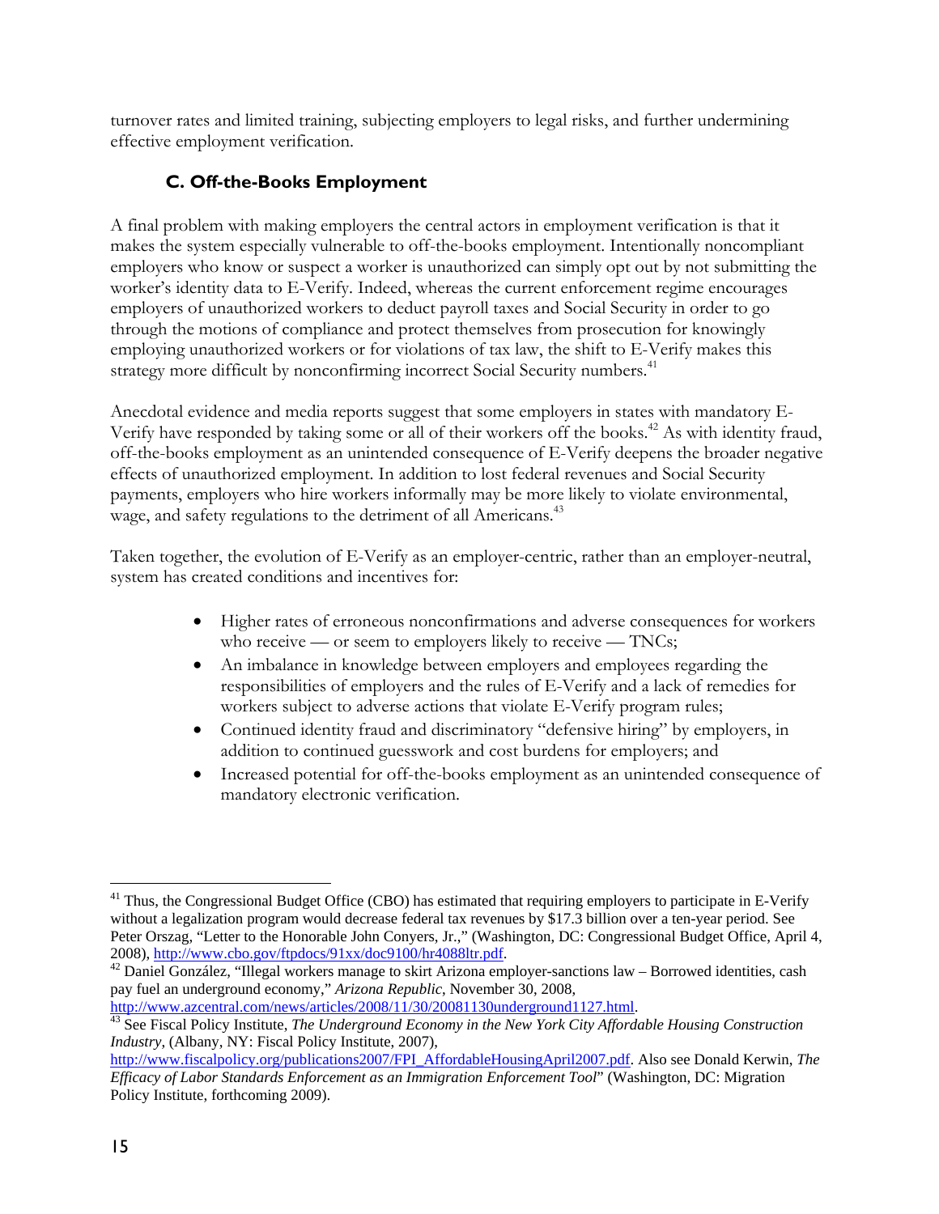turnover rates and limited training, subjecting employers to legal risks, and further undermining effective employment verification.

### C. Off-the-Books Employment

A final problem with making employers the central actors in employment verification is that it makes the system especially vulnerable to off-the-books employment. Intentionally noncompliant employers who know or suspect a worker is unauthorized can simply opt out by not submitting the worker's identity data to E-Verify. Indeed, whereas the current enforcement regime encourages employers of unauthorized workers to deduct payroll taxes and Social Security in order to go through the motions of compliance and protect themselves from prosecution for knowingly employing unauthorized workers or for violations of tax law, the shift to E-Verify makes this strategy more difficult by nonconfirming incorrect Social Security numbers.[41]

Anecdotal evidence and media reports suggest that some employers in states with mandatory E-Verify have responded by taking some or all of their workers off the books.[42] As with identity fraud, off-the-books employment as an unintended consequence of E-Verify deepens the broader negative effects of unauthorized employment. In addition to lost federal revenues and Social Security payments, employers who hire workers informally may be more likely to violate environmental, wage, and safety regulations to the detriment of all Americans.[43]

Taken together, the evolution of E-Verify as an employer-centric, rather than an employer-neutral, system has created conditions and incentives for:

- Higher rates of erroneous nonconfirmations and adverse consequences for workers who receive — or seem to employers likely to receive — TNCs;
- An imbalance in knowledge between employers and employees regarding the responsibilities of employers and the rules of E-Verify and a lack of remedies for workers subject to adverse actions that violate E-Verify program rules;
- Continued identity fraud and discriminatory "defensive hiring" by employers, in addition to continued guesswork and cost burdens for employers; and
- Increased potential for off-the-books employment as an unintended consequence of mandatory electronic verification.

---

[41] Thus, the Congressional Budget Office (CBO) has estimated that requiring employers to participate in E-Verify without a legalization program would decrease federal tax revenues by $17.3 billion over a ten-year period. See Peter Orszag, "Letter to the Honorable John Conyers, Jr.," (Washington, DC: Congressional Budget Office, April 4, 2008), http://www.cbo.gov/ftpdocs/91xx/doc9100/hr4088ltr.pdf.

[42] Daniel González, "Illegal workers manage to skirt Arizona employer-sanctions law – Borrowed identities, cash pay fuel an underground economy," *Arizona Republic*, November 30, 2008, http://www.azcentral.com/news/articles/2008/11/30/20081130underground1127.html.

[43] See Fiscal Policy Institute, *The Underground Economy in the New York City Affordable Housing Construction Industry*, (Albany, NY: Fiscal Policy Institute, 2007), http://www.fiscalpolicy.org/publications2007/FPI_AffordableHousingApril2007.pdf. Also see Donald Kerwin, *The Efficacy of Labor Standards Enforcement as an Immigration Enforcement Tool*" (Washington, DC: Migration Policy Institute, forthcoming 2009).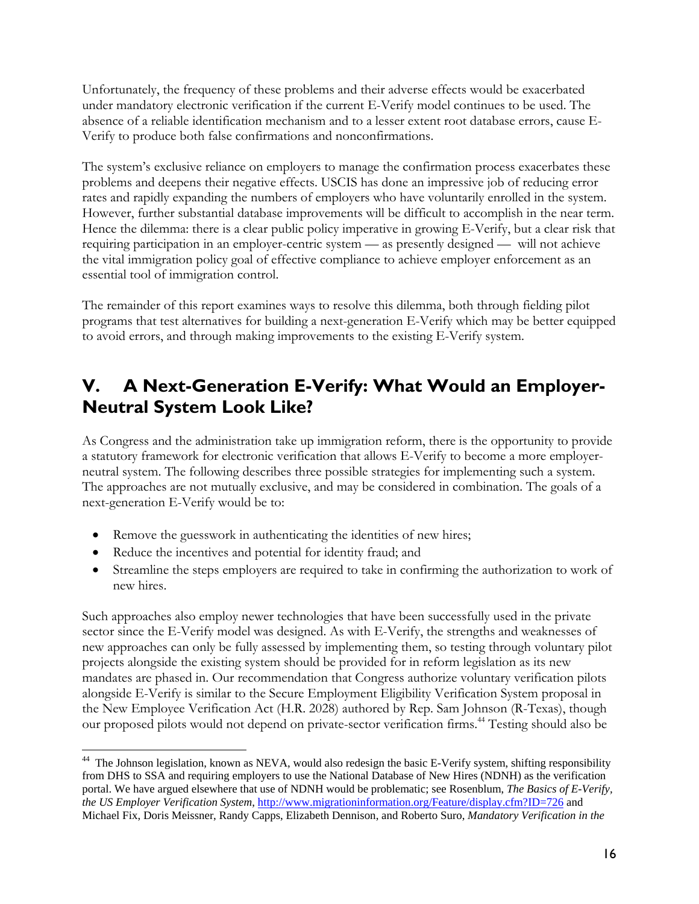Unfortunately, the frequency of these problems and their adverse effects would be exacerbated under mandatory electronic verification if the current E-Verify model continues to be used. The absence of a reliable identification mechanism and to a lesser extent root database errors, cause E-Verify to produce both false confirmations and nonconfirmations.

The system's exclusive reliance on employers to manage the confirmation process exacerbates these problems and deepens their negative effects. USCIS has done an impressive job of reducing error rates and rapidly expanding the numbers of employers who have voluntarily enrolled in the system. However, further substantial database improvements will be difficult to accomplish in the near term. Hence the dilemma: there is a clear public policy imperative in growing E-Verify, but a clear risk that requiring participation in an employer-centric system — as presently designed — will not achieve the vital immigration policy goal of effective compliance to achieve employer enforcement as an essential tool of immigration control.

The remainder of this report examines ways to resolve this dilemma, both through fielding pilot programs that test alternatives for building a next-generation E-Verify which may be better equipped to avoid errors, and through making improvements to the existing E-Verify system.

## V. A Next-Generation E-Verify: What Would an Employer-Neutral System Look Like?

As Congress and the administration take up immigration reform, there is the opportunity to provide a statutory framework for electronic verification that allows E-Verify to become a more employer-neutral system. The following describes three possible strategies for implementing such a system. The approaches are not mutually exclusive, and may be considered in combination. The goals of a next-generation E-Verify would be to:

- Remove the guesswork in authenticating the identities of new hires;
- Reduce the incentives and potential for identity fraud; and
- Streamline the steps employers are required to take in confirming the authorization to work of new hires.

Such approaches also employ newer technologies that have been successfully used in the private sector since the E-Verify model was designed. As with E-Verify, the strengths and weaknesses of new approaches can only be fully assessed by implementing them, so testing through voluntary pilot projects alongside the existing system should be provided for in reform legislation as its new mandates are phased in. Our recommendation that Congress authorize voluntary verification pilots alongside E-Verify is similar to the Secure Employment Eligibility Verification System proposal in the New Employee Verification Act (H.R. 2028) authored by Rep. Sam Johnson (R-Texas), though our proposed pilots would not depend on private-sector verification firms.[44] Testing should also be

---

[44] The Johnson legislation, known as NEVA, would also redesign the basic E-Verify system, shifting responsibility from DHS to SSA and requiring employers to use the National Database of New Hires (NDNH) as the verification portal. We have argued elsewhere that use of NDNH would be problematic; see Rosenblum, *The Basics of E-Verify, the US Employer Verification System,* http://www.migrationinformation.org/Feature/display.cfm?ID=726 and Michael Fix, Doris Meissner, Randy Capps, Elizabeth Dennison, and Roberto Suro, *Mandatory Verification in the*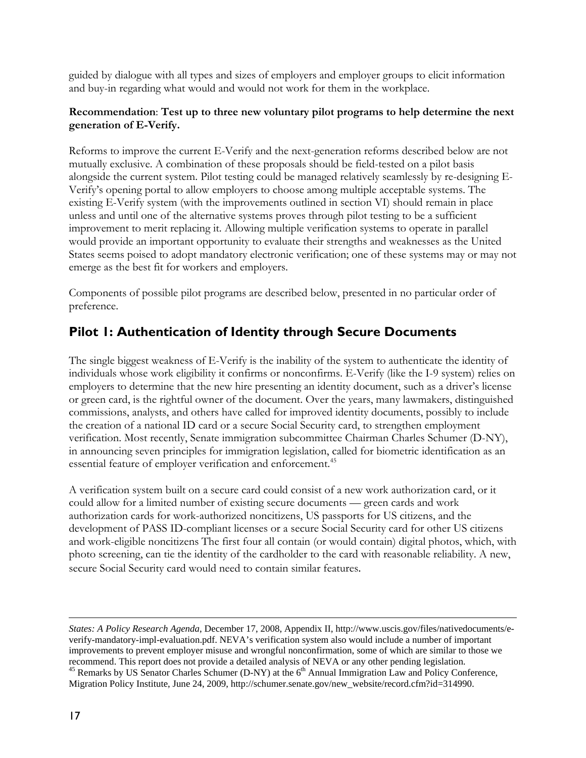guided by dialogue with all types and sizes of employers and employer groups to elicit information and buy-in regarding what would and would not work for them in the workplace.

**Recommendation**: **Test up to three new voluntary pilot programs to help determine the next generation of E-Verify.**

Reforms to improve the current E-Verify and the next-generation reforms described below are not mutually exclusive. A combination of these proposals should be field-tested on a pilot basis alongside the current system. Pilot testing could be managed relatively seamlessly by re-designing E-Verify's opening portal to allow employers to choose among multiple acceptable systems. The existing E-Verify system (with the improvements outlined in section VI) should remain in place unless and until one of the alternative systems proves through pilot testing to be a sufficient improvement to merit replacing it. Allowing multiple verification systems to operate in parallel would provide an important opportunity to evaluate their strengths and weaknesses as the United States seems poised to adopt mandatory electronic verification; one of these systems may or may not emerge as the best fit for workers and employers.

Components of possible pilot programs are described below, presented in no particular order of preference.

## Pilot 1: Authentication of Identity through Secure Documents

The single biggest weakness of E-Verify is the inability of the system to authenticate the identity of individuals whose work eligibility it confirms or nonconfirms. E-Verify (like the I-9 system) relies on employers to determine that the new hire presenting an identity document, such as a driver's license or green card, is the rightful owner of the document. Over the years, many lawmakers, distinguished commissions, analysts, and others have called for improved identity documents, possibly to include the creation of a national ID card or a secure Social Security card, to strengthen employment verification. Most recently, Senate immigration subcommittee Chairman Charles Schumer (D-NY), in announcing seven principles for immigration legislation, called for biometric identification as an essential feature of employer verification and enforcement.[45]

A verification system built on a secure card could consist of a new work authorization card, or it could allow for a limited number of existing secure documents — green cards and work authorization cards for work-authorized noncitizens, US passports for US citizens, and the development of PASS ID-compliant licenses or a secure Social Security card for other US citizens and work-eligible noncitizens The first four all contain (or would contain) digital photos, which, with photo screening, can tie the identity of the cardholder to the card with reasonable reliability. A new, secure Social Security card would need to contain similar features.

---

*States: A Policy Research Agenda*, December 17, 2008, Appendix II, http://www.uscis.gov/files/nativedocuments/e-verify-mandatory-impl-evaluation.pdf. NEVA's verification system also would include a number of important improvements to prevent employer misuse and wrongful nonconfirmation, some of which are similar to those we recommend. This report does not provide a detailed analysis of NEVA or any other pending legislation.

[45] Remarks by US Senator Charles Schumer (D-NY) at the 6th Annual Immigration Law and Policy Conference, Migration Policy Institute, June 24, 2009, http://schumer.senate.gov/new_website/record.cfm?id=314990.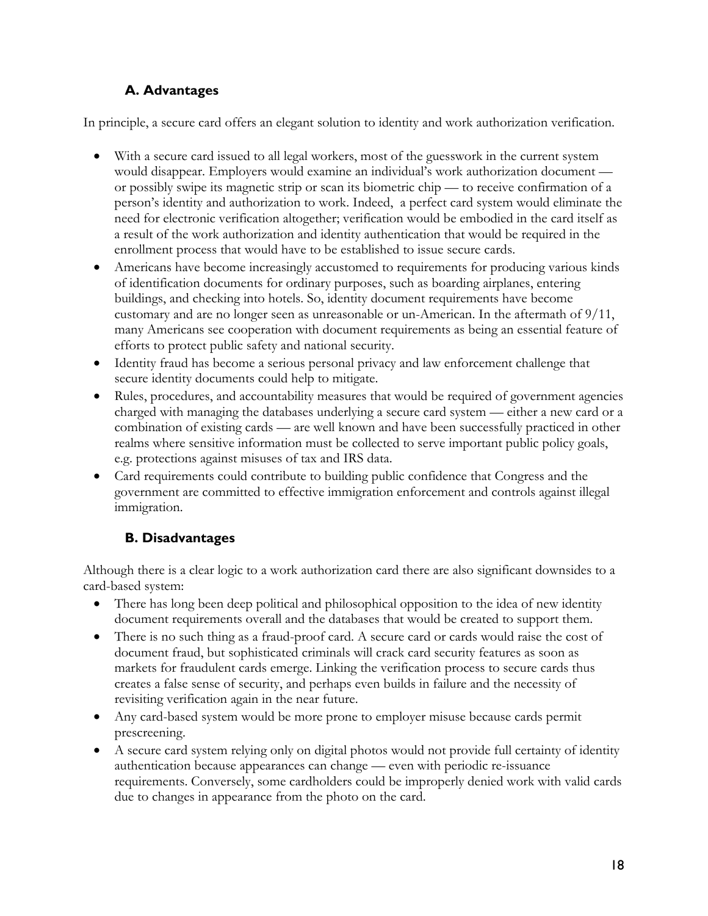### A. Advantages

In principle, a secure card offers an elegant solution to identity and work authorization verification.

- With a secure card issued to all legal workers, most of the guesswork in the current system would disappear. Employers would examine an individual's work authorization document — or possibly swipe its magnetic strip or scan its biometric chip — to receive confirmation of a person's identity and authorization to work. Indeed, a perfect card system would eliminate the need for electronic verification altogether; verification would be embodied in the card itself as a result of the work authorization and identity authentication that would be required in the enrollment process that would have to be established to issue secure cards.
- Americans have become increasingly accustomed to requirements for producing various kinds of identification documents for ordinary purposes, such as boarding airplanes, entering buildings, and checking into hotels. So, identity document requirements have become customary and are no longer seen as unreasonable or un-American. In the aftermath of 9/11, many Americans see cooperation with document requirements as being an essential feature of efforts to protect public safety and national security.
- Identity fraud has become a serious personal privacy and law enforcement challenge that secure identity documents could help to mitigate.
- Rules, procedures, and accountability measures that would be required of government agencies charged with managing the databases underlying a secure card system — either a new card or a combination of existing cards — are well known and have been successfully practiced in other realms where sensitive information must be collected to serve important public policy goals, e.g. protections against misuses of tax and IRS data.
- Card requirements could contribute to building public confidence that Congress and the government are committed to effective immigration enforcement and controls against illegal immigration.

### B. Disadvantages

Although there is a clear logic to a work authorization card there are also significant downsides to a card-based system:

- There has long been deep political and philosophical opposition to the idea of new identity document requirements overall and the databases that would be created to support them.
- There is no such thing as a fraud-proof card. A secure card or cards would raise the cost of document fraud, but sophisticated criminals will crack card security features as soon as markets for fraudulent cards emerge. Linking the verification process to secure cards thus creates a false sense of security, and perhaps even builds in failure and the necessity of revisiting verification again in the near future.
- Any card-based system would be more prone to employer misuse because cards permit prescreening.
- A secure card system relying only on digital photos would not provide full certainty of identity authentication because appearances can change — even with periodic re-issuance requirements. Conversely, some cardholders could be improperly denied work with valid cards due to changes in appearance from the photo on the card.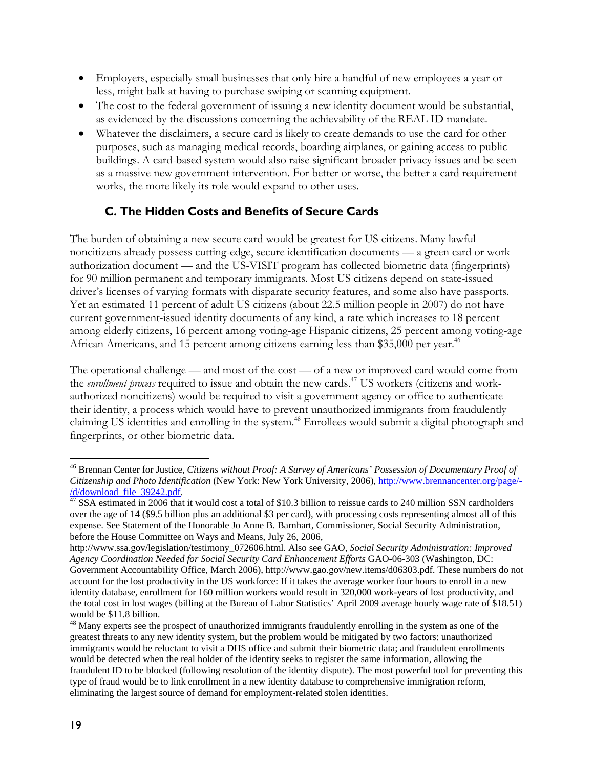- Employers, especially small businesses that only hire a handful of new employees a year or less, might balk at having to purchase swiping or scanning equipment.
- The cost to the federal government of issuing a new identity document would be substantial, as evidenced by the discussions concerning the achievability of the REAL ID mandate.
- Whatever the disclaimers, a secure card is likely to create demands to use the card for other purposes, such as managing medical records, boarding airplanes, or gaining access to public buildings. A card-based system would also raise significant broader privacy issues and be seen as a massive new government intervention. For better or worse, the better a card requirement works, the more likely its role would expand to other uses.

### C. The Hidden Costs and Benefits of Secure Cards

The burden of obtaining a new secure card would be greatest for US citizens. Many lawful noncitizens already possess cutting-edge, secure identification documents — a green card or work authorization document — and the US-VISIT program has collected biometric data (fingerprints) for 90 million permanent and temporary immigrants. Most US citizens depend on state-issued driver's licenses of varying formats with disparate security features, and some also have passports. Yet an estimated 11 percent of adult US citizens (about 22.5 million people in 2007) do not have current government-issued identity documents of any kind, a rate which increases to 18 percent among elderly citizens, 16 percent among voting-age Hispanic citizens, 25 percent among voting-age African Americans, and 15 percent among citizens earning less than $35,000 per year.[46]

The operational challenge — and most of the cost — of a new or improved card would come from the *enrollment process* required to issue and obtain the new cards.[47] US workers (citizens and work-authorized noncitizens) would be required to visit a government agency or office to authenticate their identity, a process which would have to prevent unauthorized immigrants from fraudulently claiming US identities and enrolling in the system.[48] Enrollees would submit a digital photograph and fingerprints, or other biometric data.

---

[46] Brennan Center for Justice, *Citizens without Proof: A Survey of Americans' Possession of Documentary Proof of Citizenship and Photo Identification* (New York: New York University, 2006), http://www.brennancenter.org/page/-/d/download_file_39242.pdf.

[47] SSA estimated in 2006 that it would cost a total of $10.3 billion to reissue cards to 240 million SSN cardholders over the age of 14 ($9.5 billion plus an additional $3 per card), with processing costs representing almost all of this expense. See Statement of the Honorable Jo Anne B. Barnhart, Commissioner, Social Security Administration, before the House Committee on Ways and Means, July 26, 2006, http://www.ssa.gov/legislation/testimony_072606.html. Also see GAO, *Social Security Administration: Improved Agency Coordination Needed for Social Security Card Enhancement Efforts* GAO-06-303 (Washington, DC: Government Accountability Office, March 2006), http://www.gao.gov/new.items/d06303.pdf. These numbers do not account for the lost productivity in the US workforce: If it takes the average worker four hours to enroll in a new identity database, enrollment for 160 million workers would result in 320,000 work-years of lost productivity, and the total cost in lost wages (billing at the Bureau of Labor Statistics' April 2009 average hourly wage rate of $18.51) would be $11.8 billion.

[48] Many experts see the prospect of unauthorized immigrants fraudulently enrolling in the system as one of the greatest threats to any new identity system, but the problem would be mitigated by two factors: unauthorized immigrants would be reluctant to visit a DHS office and submit their biometric data; and fraudulent enrollments would be detected when the real holder of the identity seeks to register the same information, allowing the fraudulent ID to be blocked (following resolution of the identity dispute). The most powerful tool for preventing this type of fraud would be to link enrollment in a new identity database to comprehensive immigration reform, eliminating the largest source of demand for employment-related stolen identities.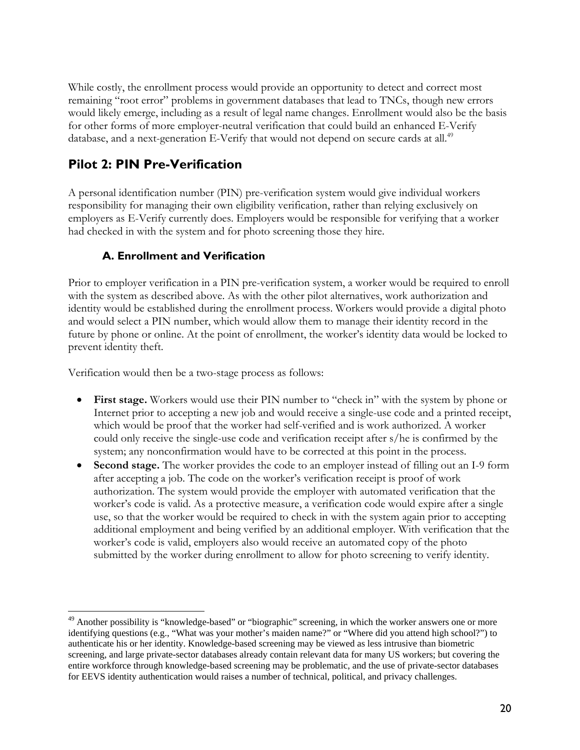While costly, the enrollment process would provide an opportunity to detect and correct most remaining "root error" problems in government databases that lead to TNCs, though new errors would likely emerge, including as a result of legal name changes. Enrollment would also be the basis for other forms of more employer-neutral verification that could build an enhanced E-Verify database, and a next-generation E-Verify that would not depend on secure cards at all.[49]

## Pilot 2: PIN Pre-Verification

A personal identification number (PIN) pre-verification system would give individual workers responsibility for managing their own eligibility verification, rather than relying exclusively on employers as E-Verify currently does. Employers would be responsible for verifying that a worker had checked in with the system and for photo screening those they hire.

### A. Enrollment and Verification

Prior to employer verification in a PIN pre-verification system, a worker would be required to enroll with the system as described above. As with the other pilot alternatives, work authorization and identity would be established during the enrollment process. Workers would provide a digital photo and would select a PIN number, which would allow them to manage their identity record in the future by phone or online. At the point of enrollment, the worker's identity data would be locked to prevent identity theft.

Verification would then be a two-stage process as follows:

- **First stage.** Workers would use their PIN number to "check in" with the system by phone or Internet prior to accepting a new job and would receive a single-use code and a printed receipt, which would be proof that the worker had self-verified and is work authorized. A worker could only receive the single-use code and verification receipt after s/he is confirmed by the system; any nonconfirmation would have to be corrected at this point in the process.
- **Second stage.** The worker provides the code to an employer instead of filling out an I-9 form after accepting a job. The code on the worker's verification receipt is proof of work authorization. The system would provide the employer with automated verification that the worker's code is valid. As a protective measure, a verification code would expire after a single use, so that the worker would be required to check in with the system again prior to accepting additional employment and being verified by an additional employer. With verification that the worker's code is valid, employers also would receive an automated copy of the photo submitted by the worker during enrollment to allow for photo screening to verify identity.

[49] Another possibility is "knowledge-based" or "biographic" screening, in which the worker answers one or more identifying questions (e.g., "What was your mother's maiden name?" or "Where did you attend high school?") to authenticate his or her identity. Knowledge-based screening may be viewed as less intrusive than biometric screening, and large private-sector databases already contain relevant data for many US workers; but covering the entire workforce through knowledge-based screening may be problematic, and the use of private-sector databases for EEVS identity authentication would raises a number of technical, political, and privacy challenges.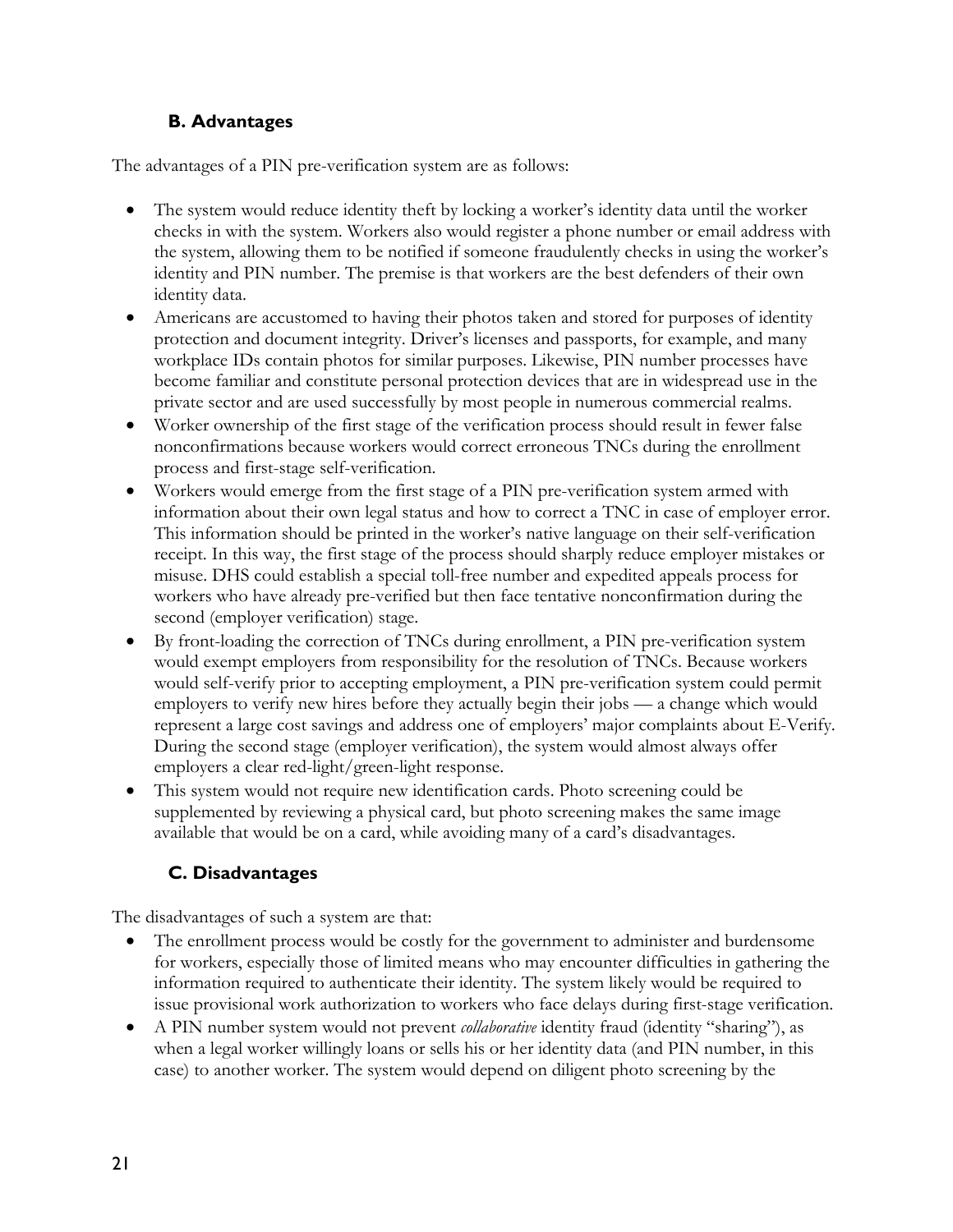### B. Advantages

The advantages of a PIN pre-verification system are as follows:

- The system would reduce identity theft by locking a worker's identity data until the worker checks in with the system. Workers also would register a phone number or email address with the system, allowing them to be notified if someone fraudulently checks in using the worker's identity and PIN number. The premise is that workers are the best defenders of their own identity data.
- Americans are accustomed to having their photos taken and stored for purposes of identity protection and document integrity. Driver's licenses and passports, for example, and many workplace IDs contain photos for similar purposes. Likewise, PIN number processes have become familiar and constitute personal protection devices that are in widespread use in the private sector and are used successfully by most people in numerous commercial realms.
- Worker ownership of the first stage of the verification process should result in fewer false nonconfirmations because workers would correct erroneous TNCs during the enrollment process and first-stage self-verification.
- Workers would emerge from the first stage of a PIN pre-verification system armed with information about their own legal status and how to correct a TNC in case of employer error. This information should be printed in the worker's native language on their self-verification receipt. In this way, the first stage of the process should sharply reduce employer mistakes or misuse. DHS could establish a special toll-free number and expedited appeals process for workers who have already pre-verified but then face tentative nonconfirmation during the second (employer verification) stage.
- By front-loading the correction of TNCs during enrollment, a PIN pre-verification system would exempt employers from responsibility for the resolution of TNCs. Because workers would self-verify prior to accepting employment, a PIN pre-verification system could permit employers to verify new hires before they actually begin their jobs — a change which would represent a large cost savings and address one of employers' major complaints about E-Verify. During the second stage (employer verification), the system would almost always offer employers a clear red-light/green-light response.
- This system would not require new identification cards. Photo screening could be supplemented by reviewing a physical card, but photo screening makes the same image available that would be on a card, while avoiding many of a card's disadvantages.

### C. Disadvantages

The disadvantages of such a system are that:

- The enrollment process would be costly for the government to administer and burdensome for workers, especially those of limited means who may encounter difficulties in gathering the information required to authenticate their identity. The system likely would be required to issue provisional work authorization to workers who face delays during first-stage verification.
- A PIN number system would not prevent *collaborative* identity fraud (identity "sharing"), as when a legal worker willingly loans or sells his or her identity data (and PIN number, in this case) to another worker. The system would depend on diligent photo screening by the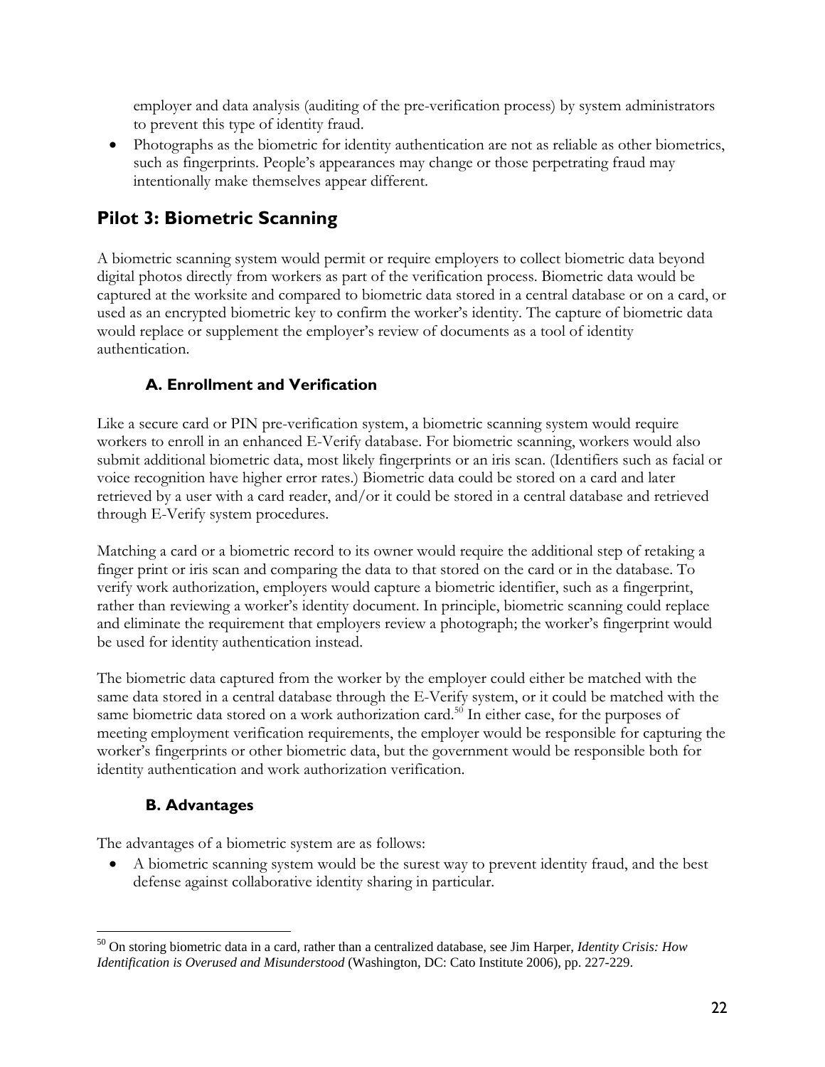employer and data analysis (auditing of the pre-verification process) by system administrators to prevent this type of identity fraud.

- Photographs as the biometric for identity authentication are not as reliable as other biometrics, such as fingerprints. People's appearances may change or those perpetrating fraud may intentionally make themselves appear different.

## Pilot 3: Biometric Scanning

A biometric scanning system would permit or require employers to collect biometric data beyond digital photos directly from workers as part of the verification process. Biometric data would be captured at the worksite and compared to biometric data stored in a central database or on a card, or used as an encrypted biometric key to confirm the worker's identity. The capture of biometric data would replace or supplement the employer's review of documents as a tool of identity authentication.

### A. Enrollment and Verification

Like a secure card or PIN pre-verification system, a biometric scanning system would require workers to enroll in an enhanced E-Verify database. For biometric scanning, workers would also submit additional biometric data, most likely fingerprints or an iris scan. (Identifiers such as facial or voice recognition have higher error rates.) Biometric data could be stored on a card and later retrieved by a user with a card reader, and/or it could be stored in a central database and retrieved through E-Verify system procedures.

Matching a card or a biometric record to its owner would require the additional step of retaking a finger print or iris scan and comparing the data to that stored on the card or in the database. To verify work authorization, employers would capture a biometric identifier, such as a fingerprint, rather than reviewing a worker's identity document. In principle, biometric scanning could replace and eliminate the requirement that employers review a photograph; the worker's fingerprint would be used for identity authentication instead.

The biometric data captured from the worker by the employer could either be matched with the same data stored in a central database through the E-Verify system, or it could be matched with the same biometric data stored on a work authorization card.[50] In either case, for the purposes of meeting employment verification requirements, the employer would be responsible for capturing the worker's fingerprints or other biometric data, but the government would be responsible both for identity authentication and work authorization verification.

### B. Advantages

The advantages of a biometric system are as follows:

- A biometric scanning system would be the surest way to prevent identity fraud, and the best defense against collaborative identity sharing in particular.

---

[50] On storing biometric data in a card, rather than a centralized database, see Jim Harper, *Identity Crisis: How Identification is Overused and Misunderstood* (Washington, DC: Cato Institute 2006), pp. 227-229.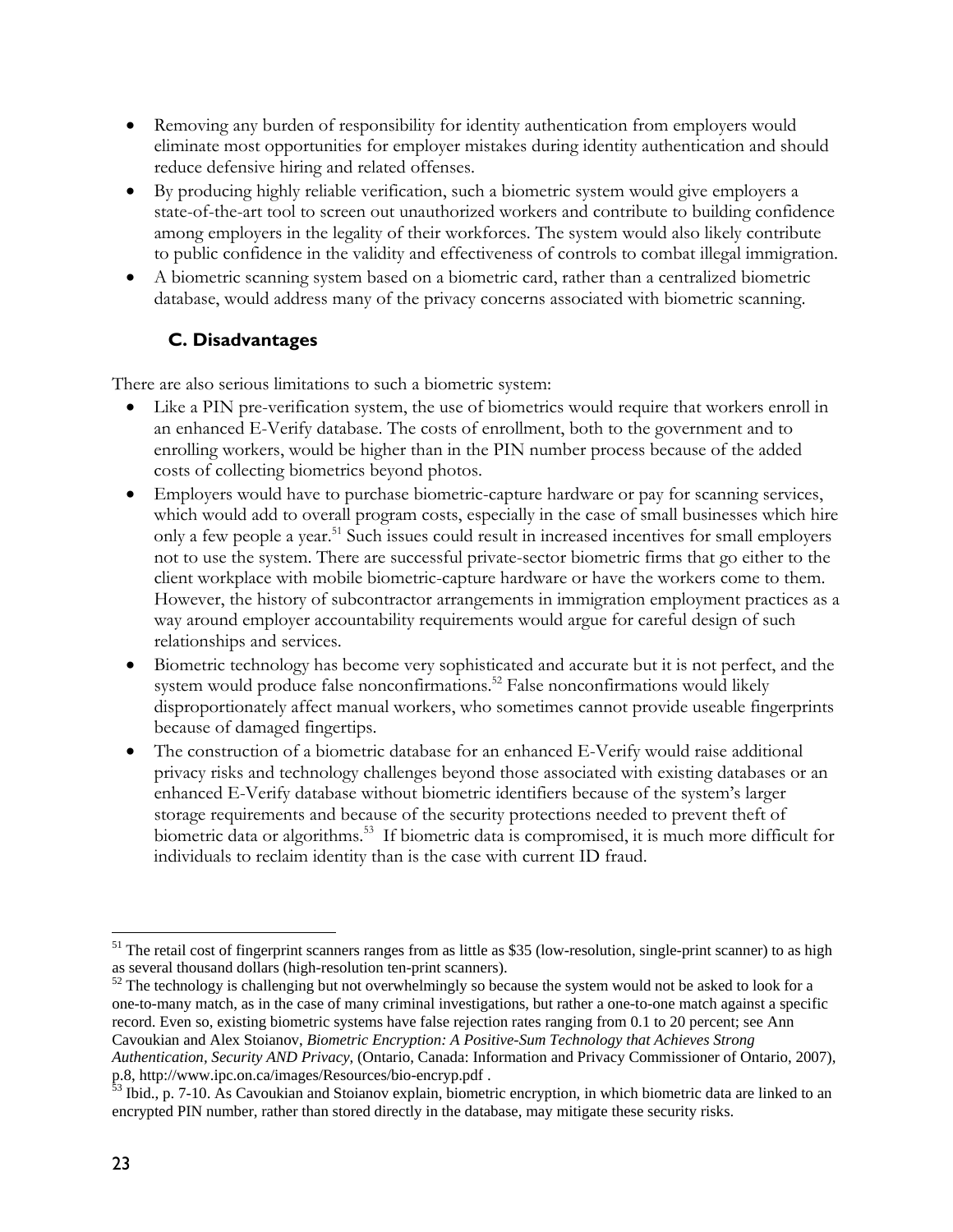- Removing any burden of responsibility for identity authentication from employers would eliminate most opportunities for employer mistakes during identity authentication and should reduce defensive hiring and related offenses.
- By producing highly reliable verification, such a biometric system would give employers a state-of-the-art tool to screen out unauthorized workers and contribute to building confidence among employers in the legality of their workforces. The system would also likely contribute to public confidence in the validity and effectiveness of controls to combat illegal immigration.
- A biometric scanning system based on a biometric card, rather than a centralized biometric database, would address many of the privacy concerns associated with biometric scanning.

### C. Disadvantages

There are also serious limitations to such a biometric system:

- Like a PIN pre-verification system, the use of biometrics would require that workers enroll in an enhanced E-Verify database. The costs of enrollment, both to the government and to enrolling workers, would be higher than in the PIN number process because of the added costs of collecting biometrics beyond photos.
- Employers would have to purchase biometric-capture hardware or pay for scanning services, which would add to overall program costs, especially in the case of small businesses which hire only a few people a year.[51] Such issues could result in increased incentives for small employers not to use the system. There are successful private-sector biometric firms that go either to the client workplace with mobile biometric-capture hardware or have the workers come to them. However, the history of subcontractor arrangements in immigration employment practices as a way around employer accountability requirements would argue for careful design of such relationships and services.
- Biometric technology has become very sophisticated and accurate but it is not perfect, and the system would produce false nonconfirmations.[52] False nonconfirmations would likely disproportionately affect manual workers, who sometimes cannot provide useable fingerprints because of damaged fingertips.
- The construction of a biometric database for an enhanced E-Verify would raise additional privacy risks and technology challenges beyond those associated with existing databases or an enhanced E-Verify database without biometric identifiers because of the system's larger storage requirements and because of the security protections needed to prevent theft of biometric data or algorithms.[53] If biometric data is compromised, it is much more difficult for individuals to reclaim identity than is the case with current ID fraud.

---

[51] The retail cost of fingerprint scanners ranges from as little as $35 (low-resolution, single-print scanner) to as high as several thousand dollars (high-resolution ten-print scanners).

[52] The technology is challenging but not overwhelmingly so because the system would not be asked to look for a one-to-many match, as in the case of many criminal investigations, but rather a one-to-one match against a specific record. Even so, existing biometric systems have false rejection rates ranging from 0.1 to 20 percent; see Ann Cavoukian and Alex Stoianov, *Biometric Encryption: A Positive-Sum Technology that Achieves Strong Authentication, Security AND Privacy*, (Ontario, Canada: Information and Privacy Commissioner of Ontario, 2007), p.8, http://www.ipc.on.ca/images/Resources/bio-encryp.pdf .

[53] Ibid., p. 7-10. As Cavoukian and Stoianov explain, biometric encryption, in which biometric data are linked to an encrypted PIN number, rather than stored directly in the database, may mitigate these security risks.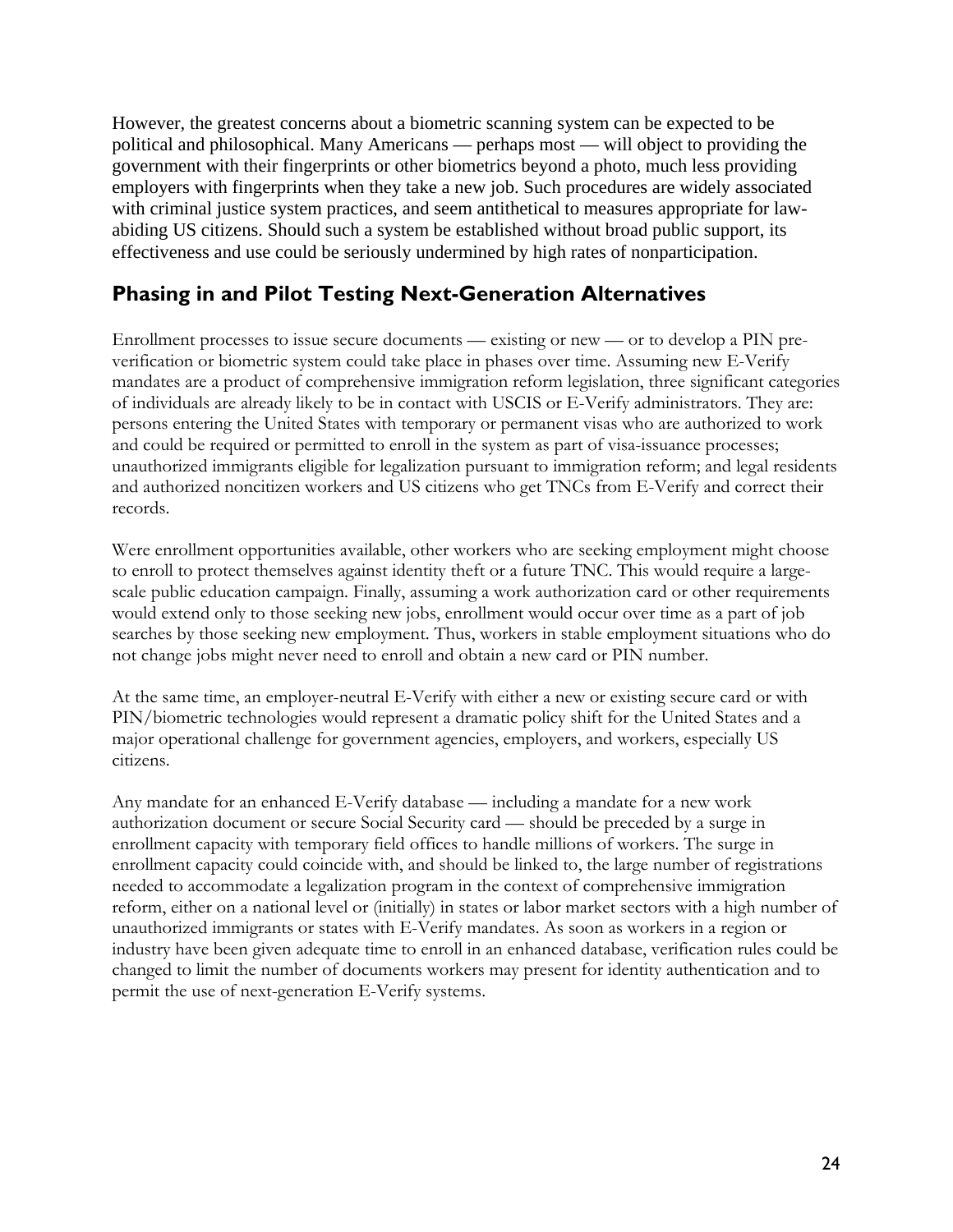However, the greatest concerns about a biometric scanning system can be expected to be political and philosophical. Many Americans — perhaps most — will object to providing the government with their fingerprints or other biometrics beyond a photo, much less providing employers with fingerprints when they take a new job. Such procedures are widely associated with criminal justice system practices, and seem antithetical to measures appropriate for law-abiding US citizens. Should such a system be established without broad public support, its effectiveness and use could be seriously undermined by high rates of nonparticipation.

## Phasing in and Pilot Testing Next-Generation Alternatives

Enrollment processes to issue secure documents — existing or new — or to develop a PIN pre-verification or biometric system could take place in phases over time. Assuming new E-Verify mandates are a product of comprehensive immigration reform legislation, three significant categories of individuals are already likely to be in contact with USCIS or E-Verify administrators. They are: persons entering the United States with temporary or permanent visas who are authorized to work and could be required or permitted to enroll in the system as part of visa-issuance processes; unauthorized immigrants eligible for legalization pursuant to immigration reform; and legal residents and authorized noncitizen workers and US citizens who get TNCs from E-Verify and correct their records.

Were enrollment opportunities available, other workers who are seeking employment might choose to enroll to protect themselves against identity theft or a future TNC. This would require a large-scale public education campaign. Finally, assuming a work authorization card or other requirements would extend only to those seeking new jobs, enrollment would occur over time as a part of job searches by those seeking new employment. Thus, workers in stable employment situations who do not change jobs might never need to enroll and obtain a new card or PIN number.

At the same time, an employer-neutral E-Verify with either a new or existing secure card or with PIN/biometric technologies would represent a dramatic policy shift for the United States and a major operational challenge for government agencies, employers, and workers, especially US citizens.

Any mandate for an enhanced E-Verify database — including a mandate for a new work authorization document or secure Social Security card — should be preceded by a surge in enrollment capacity with temporary field offices to handle millions of workers. The surge in enrollment capacity could coincide with, and should be linked to, the large number of registrations needed to accommodate a legalization program in the context of comprehensive immigration reform, either on a national level or (initially) in states or labor market sectors with a high number of unauthorized immigrants or states with E-Verify mandates. As soon as workers in a region or industry have been given adequate time to enroll in an enhanced database, verification rules could be changed to limit the number of documents workers may present for identity authentication and to permit the use of next-generation E-Verify systems.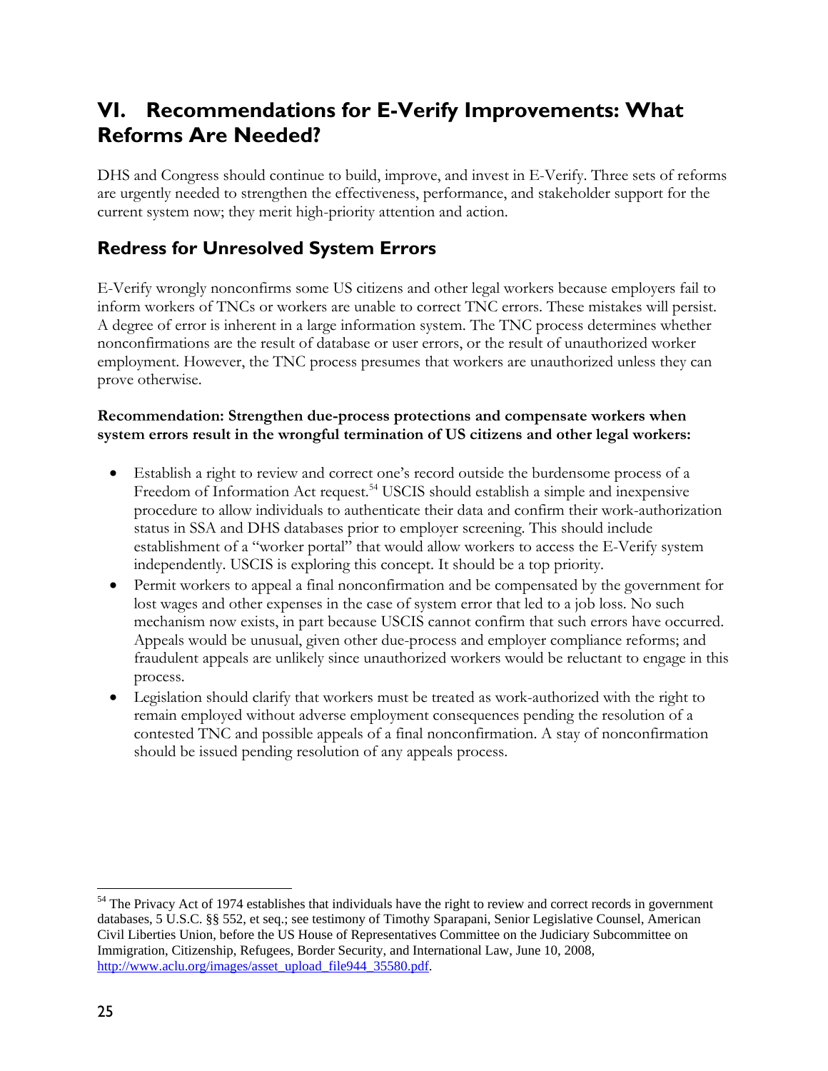# VI. Recommendations for E-Verify Improvements: What Reforms Are Needed?

DHS and Congress should continue to build, improve, and invest in E-Verify. Three sets of reforms are urgently needed to strengthen the effectiveness, performance, and stakeholder support for the current system now; they merit high-priority attention and action.

## Redress for Unresolved System Errors

E-Verify wrongly nonconfirms some US citizens and other legal workers because employers fail to inform workers of TNCs or workers are unable to correct TNC errors. These mistakes will persist. A degree of error is inherent in a large information system. The TNC process determines whether nonconfirmations are the result of database or user errors, or the result of unauthorized worker employment. However, the TNC process presumes that workers are unauthorized unless they can prove otherwise.

**Recommendation: Strengthen due-process protections and compensate workers when system errors result in the wrongful termination of US citizens and other legal workers:**

- Establish a right to review and correct one's record outside the burdensome process of a Freedom of Information Act request.[54] USCIS should establish a simple and inexpensive procedure to allow individuals to authenticate their data and confirm their work-authorization status in SSA and DHS databases prior to employer screening. This should include establishment of a "worker portal" that would allow workers to access the E-Verify system independently. USCIS is exploring this concept. It should be a top priority.
- Permit workers to appeal a final nonconfirmation and be compensated by the government for lost wages and other expenses in the case of system error that led to a job loss. No such mechanism now exists, in part because USCIS cannot confirm that such errors have occurred. Appeals would be unusual, given other due-process and employer compliance reforms; and fraudulent appeals are unlikely since unauthorized workers would be reluctant to engage in this process.
- Legislation should clarify that workers must be treated as work-authorized with the right to remain employed without adverse employment consequences pending the resolution of a contested TNC and possible appeals of a final nonconfirmation. A stay of nonconfirmation should be issued pending resolution of any appeals process.

---

[54] The Privacy Act of 1974 establishes that individuals have the right to review and correct records in government databases, 5 U.S.C. §§ 552, et seq.; see testimony of Timothy Sparapani, Senior Legislative Counsel, American Civil Liberties Union, before the US House of Representatives Committee on the Judiciary Subcommittee on Immigration, Citizenship, Refugees, Border Security, and International Law, June 10, 2008, http://www.aclu.org/images/asset_upload_file944_35580.pdf.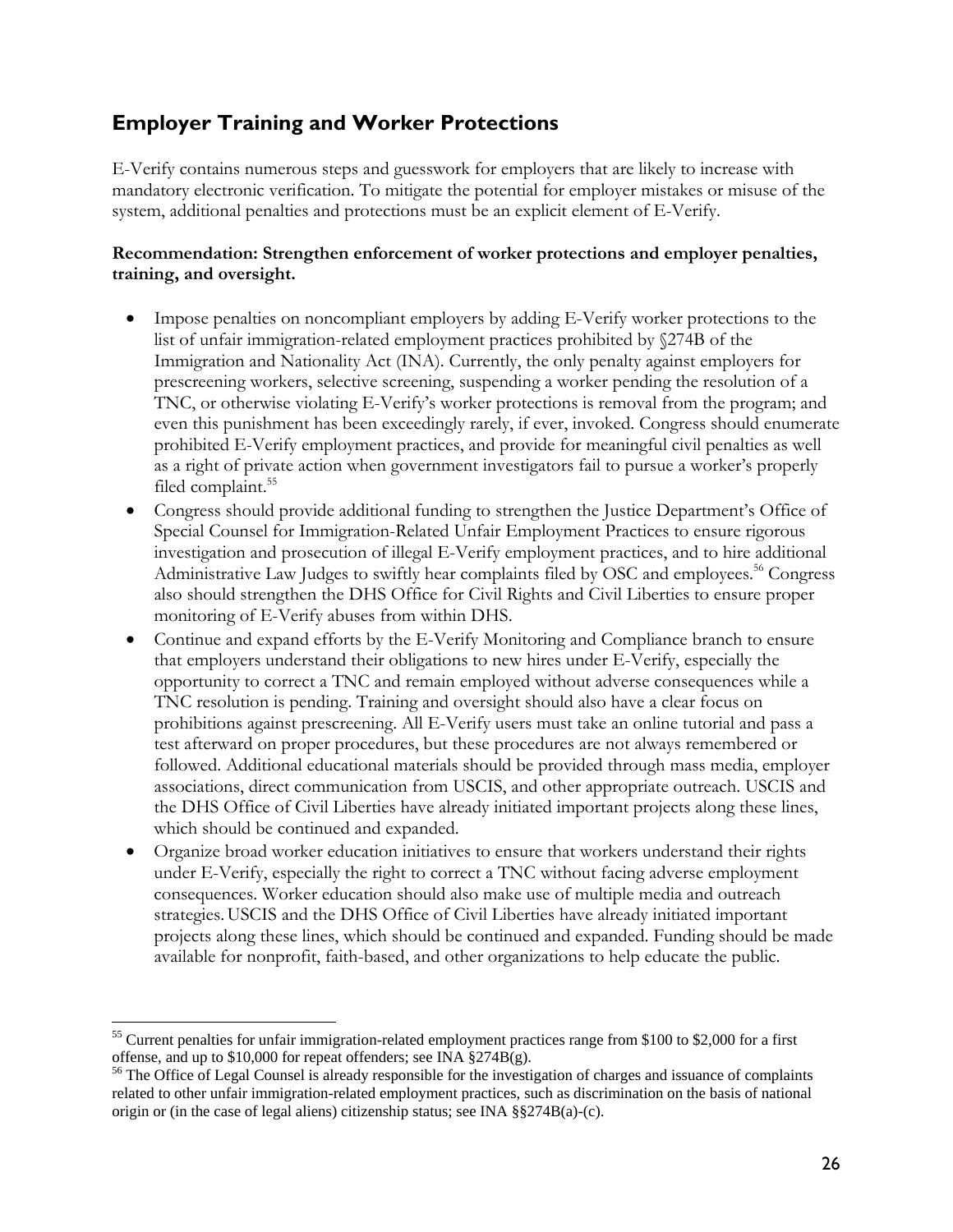## Employer Training and Worker Protections

E-Verify contains numerous steps and guesswork for employers that are likely to increase with mandatory electronic verification. To mitigate the potential for employer mistakes or misuse of the system, additional penalties and protections must be an explicit element of E-Verify.

**Recommendation: Strengthen enforcement of worker protections and employer penalties, training, and oversight.**

- Impose penalties on noncompliant employers by adding E-Verify worker protections to the list of unfair immigration-related employment practices prohibited by §274B of the Immigration and Nationality Act (INA). Currently, the only penalty against employers for prescreening workers, selective screening, suspending a worker pending the resolution of a TNC, or otherwise violating E-Verify's worker protections is removal from the program; and even this punishment has been exceedingly rarely, if ever, invoked. Congress should enumerate prohibited E-Verify employment practices, and provide for meaningful civil penalties as well as a right of private action when government investigators fail to pursue a worker's properly filed complaint.[55]
- Congress should provide additional funding to strengthen the Justice Department's Office of Special Counsel for Immigration-Related Unfair Employment Practices to ensure rigorous investigation and prosecution of illegal E-Verify employment practices, and to hire additional Administrative Law Judges to swiftly hear complaints filed by OSC and employees.[56] Congress also should strengthen the DHS Office for Civil Rights and Civil Liberties to ensure proper monitoring of E-Verify abuses from within DHS.
- Continue and expand efforts by the E-Verify Monitoring and Compliance branch to ensure that employers understand their obligations to new hires under E-Verify, especially the opportunity to correct a TNC and remain employed without adverse consequences while a TNC resolution is pending. Training and oversight should also have a clear focus on prohibitions against prescreening. All E-Verify users must take an online tutorial and pass a test afterward on proper procedures, but these procedures are not always remembered or followed. Additional educational materials should be provided through mass media, employer associations, direct communication from USCIS, and other appropriate outreach. USCIS and the DHS Office of Civil Liberties have already initiated important projects along these lines, which should be continued and expanded.
- Organize broad worker education initiatives to ensure that workers understand their rights under E-Verify, especially the right to correct a TNC without facing adverse employment consequences. Worker education should also make use of multiple media and outreach strategies. USCIS and the DHS Office of Civil Liberties have already initiated important projects along these lines, which should be continued and expanded. Funding should be made available for nonprofit, faith-based, and other organizations to help educate the public.

[55] Current penalties for unfair immigration-related employment practices range from $100 to $2,000 for a first offense, and up to $10,000 for repeat offenders; see INA §274B(g).

[56] The Office of Legal Counsel is already responsible for the investigation of charges and issuance of complaints related to other unfair immigration-related employment practices, such as discrimination on the basis of national origin or (in the case of legal aliens) citizenship status; see INA §§274B(a)-(c).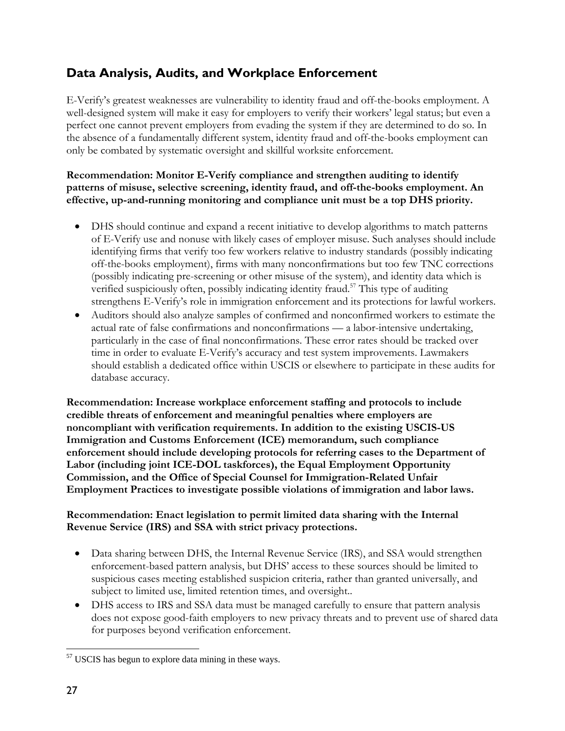## Data Analysis, Audits, and Workplace Enforcement

E-Verify's greatest weaknesses are vulnerability to identity fraud and off-the-books employment. A well-designed system will make it easy for employers to verify their workers' legal status; but even a perfect one cannot prevent employers from evading the system if they are determined to do so. In the absence of a fundamentally different system, identity fraud and off-the-books employment can only be combated by systematic oversight and skillful worksite enforcement.

**Recommendation: Monitor E-Verify compliance and strengthen auditing to identify patterns of misuse, selective screening, identity fraud, and off-the-books employment. An effective, up-and-running monitoring and compliance unit must be a top DHS priority.**

- DHS should continue and expand a recent initiative to develop algorithms to match patterns of E-Verify use and nonuse with likely cases of employer misuse. Such analyses should include identifying firms that verify too few workers relative to industry standards (possibly indicating off-the-books employment), firms with many nonconfirmations but too few TNC corrections (possibly indicating pre-screening or other misuse of the system), and identity data which is verified suspiciously often, possibly indicating identity fraud.[57] This type of auditing strengthens E-Verify's role in immigration enforcement and its protections for lawful workers.
- Auditors should also analyze samples of confirmed and nonconfirmed workers to estimate the actual rate of false confirmations and nonconfirmations — a labor-intensive undertaking, particularly in the case of final nonconfirmations. These error rates should be tracked over time in order to evaluate E-Verify's accuracy and test system improvements. Lawmakers should establish a dedicated office within USCIS or elsewhere to participate in these audits for database accuracy.

**Recommendation: Increase workplace enforcement staffing and protocols to include credible threats of enforcement and meaningful penalties where employers are noncompliant with verification requirements. In addition to the existing USCIS-US Immigration and Customs Enforcement (ICE) memorandum, such compliance enforcement should include developing protocols for referring cases to the Department of Labor (including joint ICE-DOL taskforces), the Equal Employment Opportunity Commission, and the Office of Special Counsel for Immigration-Related Unfair Employment Practices to investigate possible violations of immigration and labor laws.**

**Recommendation: Enact legislation to permit limited data sharing with the Internal Revenue Service (IRS) and SSA with strict privacy protections.**

- Data sharing between DHS, the Internal Revenue Service (IRS), and SSA would strengthen enforcement-based pattern analysis, but DHS' access to these sources should be limited to suspicious cases meeting established suspicion criteria, rather than granted universally, and subject to limited use, limited retention times, and oversight..
- DHS access to IRS and SSA data must be managed carefully to ensure that pattern analysis does not expose good-faith employers to new privacy threats and to prevent use of shared data for purposes beyond verification enforcement.

[57] USCIS has begun to explore data mining in these ways.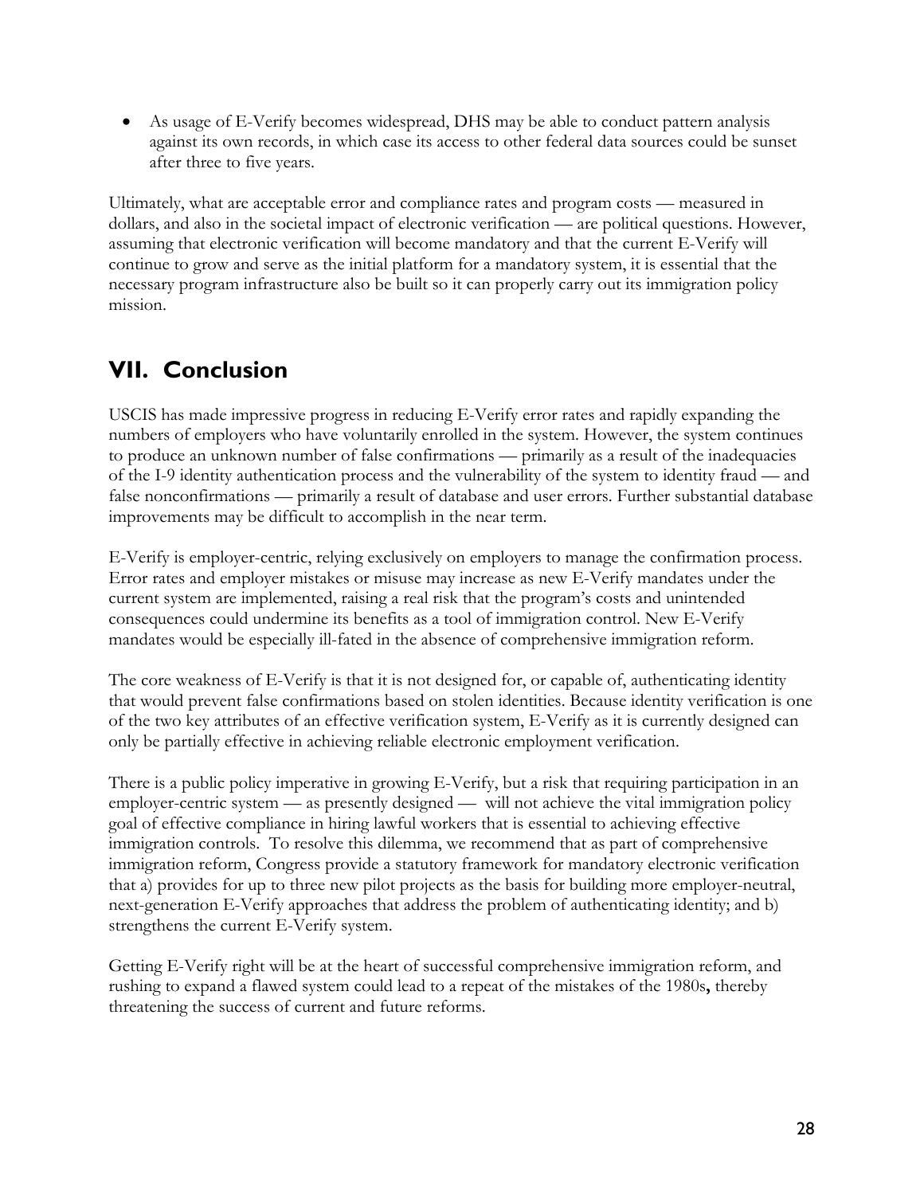- As usage of E-Verify becomes widespread, DHS may be able to conduct pattern analysis against its own records, in which case its access to other federal data sources could be sunset after three to five years.

Ultimately, what are acceptable error and compliance rates and program costs — measured in dollars, and also in the societal impact of electronic verification — are political questions. However, assuming that electronic verification will become mandatory and that the current E-Verify will continue to grow and serve as the initial platform for a mandatory system, it is essential that the necessary program infrastructure also be built so it can properly carry out its immigration policy mission.

## VII. Conclusion

USCIS has made impressive progress in reducing E-Verify error rates and rapidly expanding the numbers of employers who have voluntarily enrolled in the system. However, the system continues to produce an unknown number of false confirmations — primarily as a result of the inadequacies of the I-9 identity authentication process and the vulnerability of the system to identity fraud — and false nonconfirmations — primarily a result of database and user errors. Further substantial database improvements may be difficult to accomplish in the near term.

E-Verify is employer-centric, relying exclusively on employers to manage the confirmation process. Error rates and employer mistakes or misuse may increase as new E-Verify mandates under the current system are implemented, raising a real risk that the program's costs and unintended consequences could undermine its benefits as a tool of immigration control. New E-Verify mandates would be especially ill-fated in the absence of comprehensive immigration reform.

The core weakness of E-Verify is that it is not designed for, or capable of, authenticating identity that would prevent false confirmations based on stolen identities. Because identity verification is one of the two key attributes of an effective verification system, E-Verify as it is currently designed can only be partially effective in achieving reliable electronic employment verification.

There is a public policy imperative in growing E-Verify, but a risk that requiring participation in an employer-centric system — as presently designed — will not achieve the vital immigration policy goal of effective compliance in hiring lawful workers that is essential to achieving effective immigration controls. To resolve this dilemma, we recommend that as part of comprehensive immigration reform, Congress provide a statutory framework for mandatory electronic verification that a) provides for up to three new pilot projects as the basis for building more employer-neutral, next-generation E-Verify approaches that address the problem of authenticating identity; and b) strengthens the current E-Verify system.

Getting E-Verify right will be at the heart of successful comprehensive immigration reform, and rushing to expand a flawed system could lead to a repeat of the mistakes of the 1980s**,** thereby threatening the success of current and future reforms.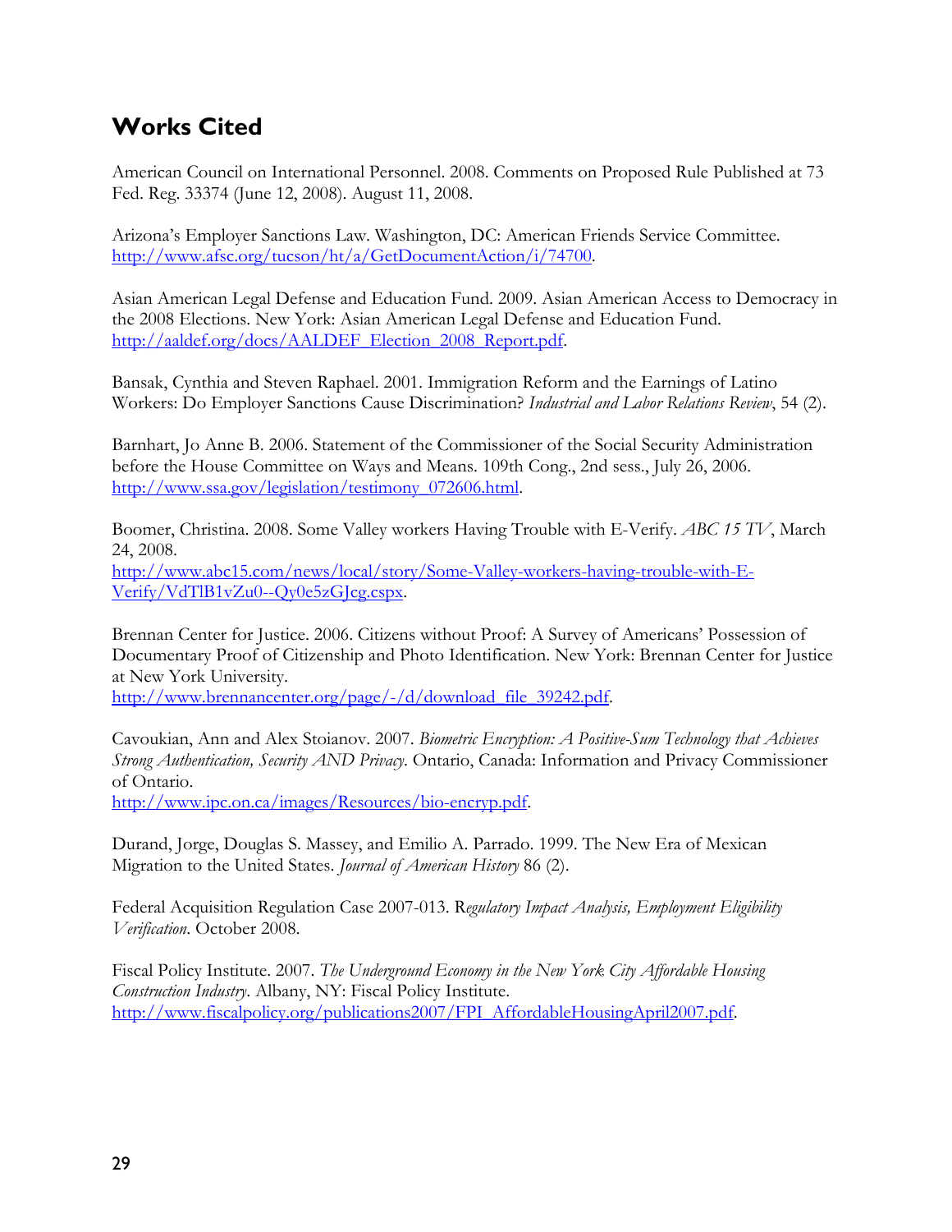## Works Cited

American Council on International Personnel. 2008. Comments on Proposed Rule Published at 73 Fed. Reg. 33374 (June 12, 2008). August 11, 2008.

Arizona's Employer Sanctions Law. Washington, DC: American Friends Service Committee. http://www.afsc.org/tucson/ht/a/GetDocumentAction/i/74700.

Asian American Legal Defense and Education Fund. 2009. Asian American Access to Democracy in the 2008 Elections. New York: Asian American Legal Defense and Education Fund. http://aaldef.org/docs/AALDEF_Election_2008_Report.pdf.

Bansak, Cynthia and Steven Raphael. 2001. Immigration Reform and the Earnings of Latino Workers: Do Employer Sanctions Cause Discrimination? *Industrial and Labor Relations Review*, 54 (2).

Barnhart, Jo Anne B. 2006. Statement of the Commissioner of the Social Security Administration before the House Committee on Ways and Means. 109th Cong., 2nd sess., July 26, 2006. http://www.ssa.gov/legislation/testimony_072606.html.

Boomer, Christina. 2008. Some Valley workers Having Trouble with E-Verify. *ABC 15 TV*, March 24, 2008. http://www.abc15.com/news/local/story/Some-Valley-workers-having-trouble-with-E-Verify/VdTlB1vZu0--Qy0e5zGJcg.cspx.

Brennan Center for Justice. 2006. Citizens without Proof: A Survey of Americans' Possession of Documentary Proof of Citizenship and Photo Identification. New York: Brennan Center for Justice at New York University. http://www.brennancenter.org/page/-/d/download_file_39242.pdf.

Cavoukian, Ann and Alex Stoianov. 2007. *Biometric Encryption: A Positive-Sum Technology that Achieves Strong Authentication, Security AND Privacy*. Ontario, Canada: Information and Privacy Commissioner of Ontario. http://www.ipc.on.ca/images/Resources/bio-encryp.pdf.

Durand, Jorge, Douglas S. Massey, and Emilio A. Parrado. 1999. The New Era of Mexican Migration to the United States. *Journal of American History* 86 (2).

Federal Acquisition Regulation Case 2007-013. R*egulatory Impact Analysis, Employment Eligibility Verification*. October 2008.

Fiscal Policy Institute. 2007. *The Underground Economy in the New York City Affordable Housing Construction Industry*. Albany, NY: Fiscal Policy Institute. http://www.fiscalpolicy.org/publications2007/FPI_AffordableHousingApril2007.pdf.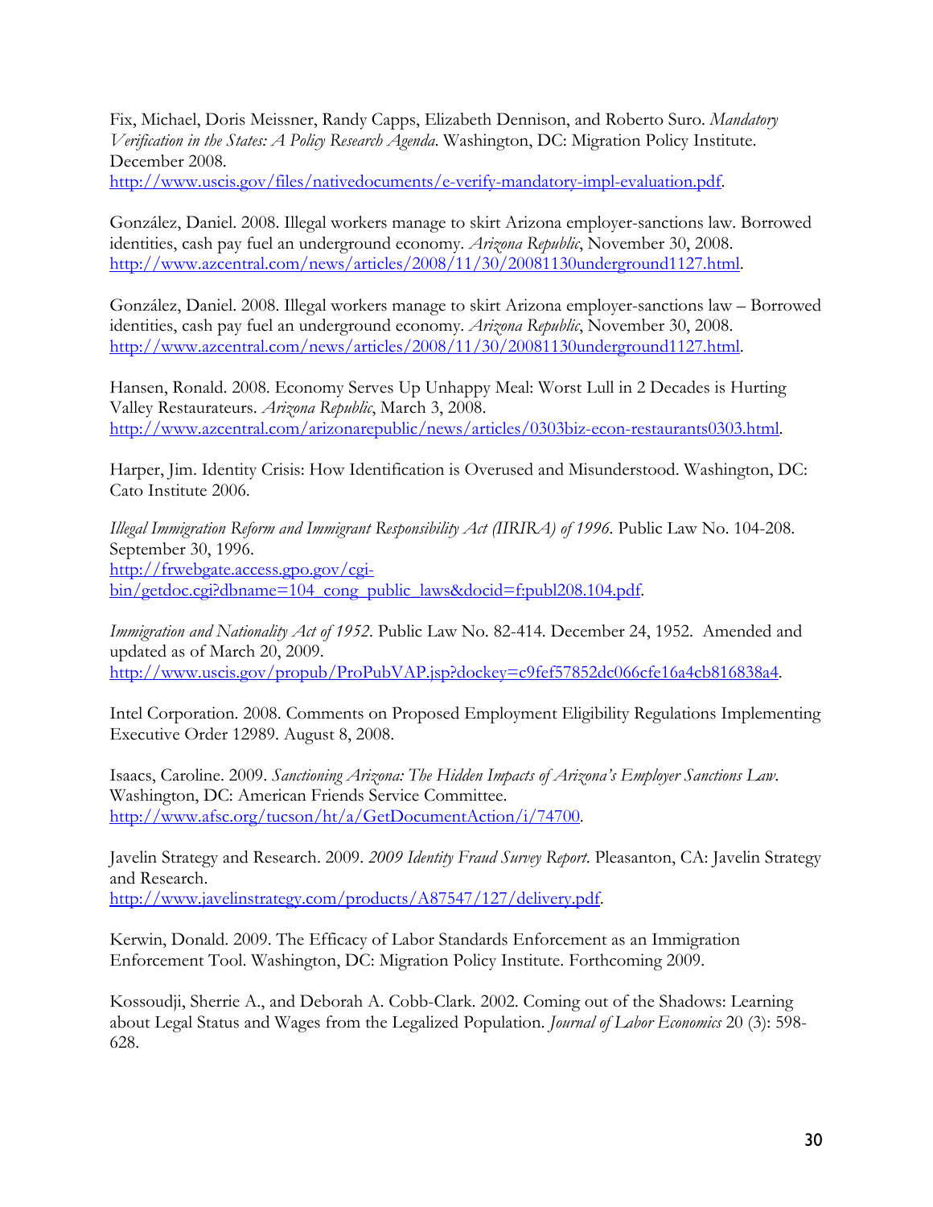Fix, Michael, Doris Meissner, Randy Capps, Elizabeth Dennison, and Roberto Suro. *Mandatory Verification in the States: A Policy Research Agenda*. Washington, DC: Migration Policy Institute. December 2008. http://www.uscis.gov/files/nativedocuments/e-verify-mandatory-impl-evaluation.pdf.

González, Daniel. 2008. Illegal workers manage to skirt Arizona employer-sanctions law. Borrowed identities, cash pay fuel an underground economy. *Arizona Republic*, November 30, 2008. http://www.azcentral.com/news/articles/2008/11/30/20081130underground1127.html.

González, Daniel. 2008. Illegal workers manage to skirt Arizona employer-sanctions law – Borrowed identities, cash pay fuel an underground economy. *Arizona Republic*, November 30, 2008. http://www.azcentral.com/news/articles/2008/11/30/20081130underground1127.html.

Hansen, Ronald. 2008. Economy Serves Up Unhappy Meal: Worst Lull in 2 Decades is Hurting Valley Restaurateurs. *Arizona Republic*, March 3, 2008. http://www.azcentral.com/arizonarepublic/news/articles/0303biz-econ-restaurants0303.html.

Harper, Jim. Identity Crisis: How Identification is Overused and Misunderstood. Washington, DC: Cato Institute 2006.

*Illegal Immigration Reform and Immigrant Responsibility Act (IIRIRA) of 1996*. Public Law No. 104-208. September 30, 1996. http://frwebgate.access.gpo.gov/cgi-bin/getdoc.cgi?dbname=104_cong_public_laws&docid=f:publ208.104.pdf.

*Immigration and Nationality Act of 1952*. Public Law No. 82-414. December 24, 1952. Amended and updated as of March 20, 2009. http://www.uscis.gov/propub/ProPubVAP.jsp?dockey=c9fef57852dc066cfe16a4cb816838a4.

Intel Corporation. 2008. Comments on Proposed Employment Eligibility Regulations Implementing Executive Order 12989. August 8, 2008.

Isaacs, Caroline. 2009. *Sanctioning Arizona: The Hidden Impacts of Arizona's Employer Sanctions Law*. Washington, DC: American Friends Service Committee. http://www.afsc.org/tucson/ht/a/GetDocumentAction/i/74700.

Javelin Strategy and Research. 2009. *2009 Identity Fraud Survey Report*. Pleasanton, CA: Javelin Strategy and Research. http://www.javelinstrategy.com/products/A87547/127/delivery.pdf.

Kerwin, Donald. 2009. The Efficacy of Labor Standards Enforcement as an Immigration Enforcement Tool. Washington, DC: Migration Policy Institute. Forthcoming 2009.

Kossoudji, Sherrie A., and Deborah A. Cobb-Clark. 2002. Coming out of the Shadows: Learning about Legal Status and Wages from the Legalized Population. *Journal of Labor Economics* 20 (3): 598-628.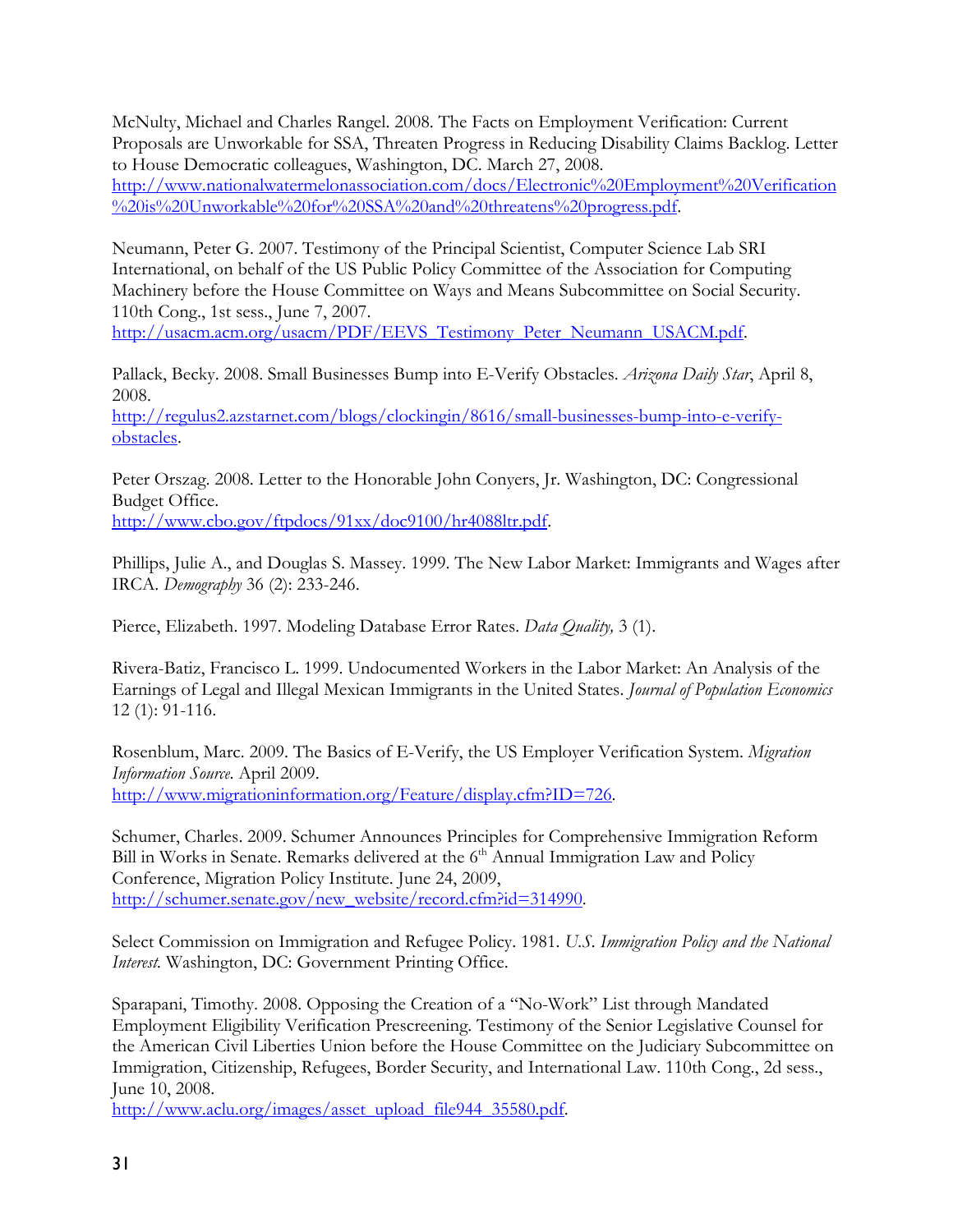McNulty, Michael and Charles Rangel. 2008. The Facts on Employment Verification: Current Proposals are Unworkable for SSA, Threaten Progress in Reducing Disability Claims Backlog. Letter to House Democratic colleagues, Washington, DC. March 27, 2008. http://www.nationalwatermelonassociation.com/docs/Electronic%20Employment%20Verification%20is%20Unworkable%20for%20SSA%20and%20threatens%20progress.pdf.

Neumann, Peter G. 2007. Testimony of the Principal Scientist, Computer Science Lab SRI International, on behalf of the US Public Policy Committee of the Association for Computing Machinery before the House Committee on Ways and Means Subcommittee on Social Security. 110th Cong., 1st sess., June 7, 2007. http://usacm.acm.org/usacm/PDF/EEVS_Testimony_Peter_Neumann_USACM.pdf.

Pallack, Becky. 2008. Small Businesses Bump into E-Verify Obstacles. *Arizona Daily Star*, April 8, 2008. http://regulus2.azstarnet.com/blogs/clockingin/8616/small-businesses-bump-into-e-verify-obstacles.

Peter Orszag. 2008. Letter to the Honorable John Conyers, Jr. Washington, DC: Congressional Budget Office. http://www.cbo.gov/ftpdocs/91xx/doc9100/hr4088ltr.pdf.

Phillips, Julie A., and Douglas S. Massey. 1999. The New Labor Market: Immigrants and Wages after IRCA. *Demography* 36 (2): 233-246.

Pierce, Elizabeth. 1997. Modeling Database Error Rates. *Data Quality,* 3 (1).

Rivera-Batiz, Francisco L. 1999. Undocumented Workers in the Labor Market: An Analysis of the Earnings of Legal and Illegal Mexican Immigrants in the United States. *Journal of Population Economics* 12 (1): 91-116.

Rosenblum, Marc. 2009. The Basics of E-Verify, the US Employer Verification System. *Migration Information Source.* April 2009. http://www.migrationinformation.org/Feature/display.cfm?ID=726.

Schumer, Charles. 2009. Schumer Announces Principles for Comprehensive Immigration Reform Bill in Works in Senate. Remarks delivered at the 6th Annual Immigration Law and Policy Conference, Migration Policy Institute. June 24, 2009, http://schumer.senate.gov/new_website/record.cfm?id=314990.

Select Commission on Immigration and Refugee Policy. 1981. *U.S. Immigration Policy and the National Interest.* Washington, DC: Government Printing Office.

Sparapani, Timothy. 2008. Opposing the Creation of a "No-Work" List through Mandated Employment Eligibility Verification Prescreening. Testimony of the Senior Legislative Counsel for the American Civil Liberties Union before the House Committee on the Judiciary Subcommittee on Immigration, Citizenship, Refugees, Border Security, and International Law. 110th Cong., 2d sess., June 10, 2008. http://www.aclu.org/images/asset_upload_file944_35580.pdf.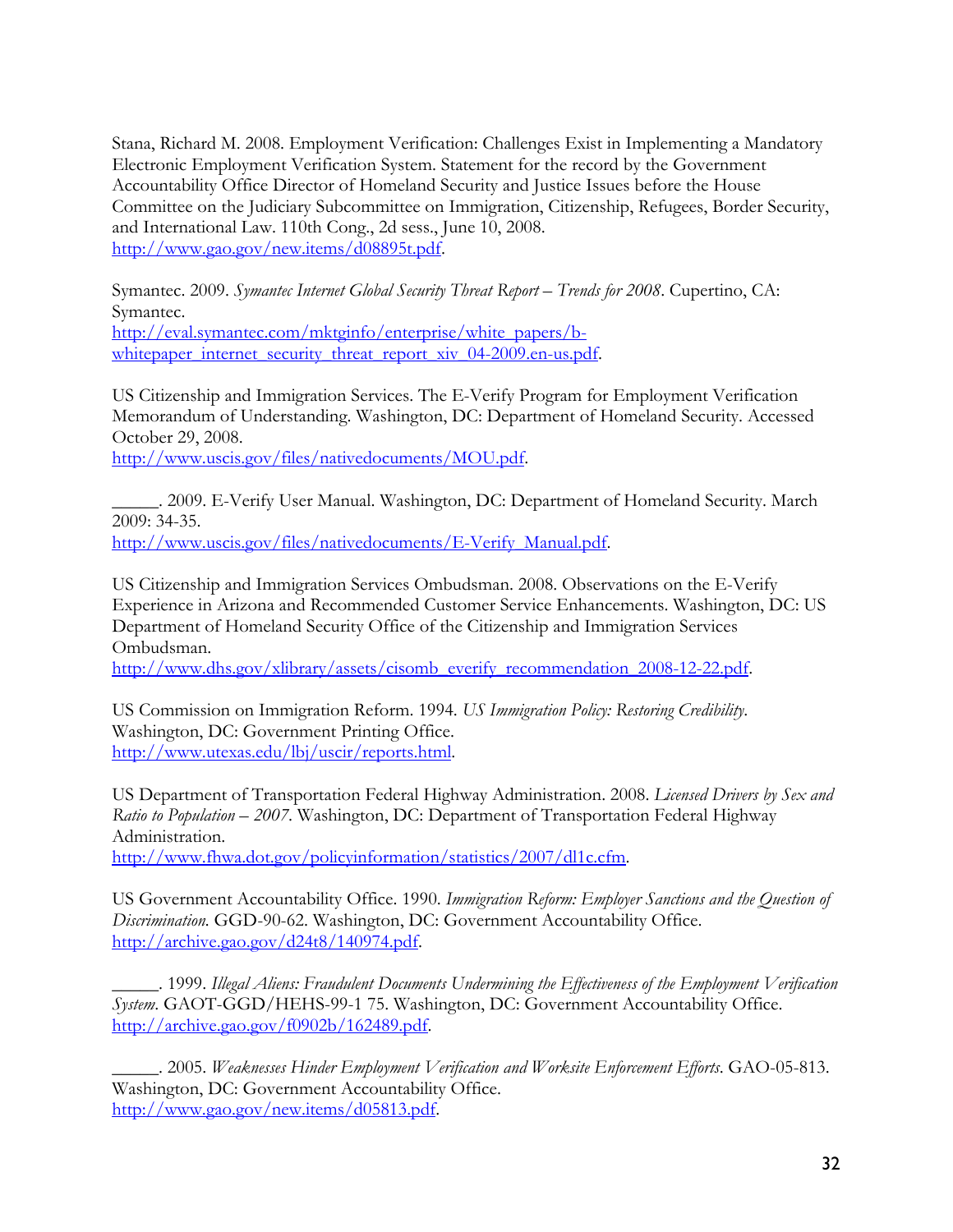Stana, Richard M. 2008. Employment Verification: Challenges Exist in Implementing a Mandatory Electronic Employment Verification System. Statement for the record by the Government Accountability Office Director of Homeland Security and Justice Issues before the House Committee on the Judiciary Subcommittee on Immigration, Citizenship, Refugees, Border Security, and International Law. 110th Cong., 2d sess., June 10, 2008. http://www.gao.gov/new.items/d08895t.pdf.

Symantec. 2009. *Symantec Internet Global Security Threat Report – Trends for 2008*. Cupertino, CA: Symantec. http://eval.symantec.com/mktginfo/enterprise/white_papers/b-whitepaper_internet_security_threat_report_xiv_04-2009.en-us.pdf.

US Citizenship and Immigration Services. The E-Verify Program for Employment Verification Memorandum of Understanding. Washington, DC: Department of Homeland Security. Accessed October 29, 2008. http://www.uscis.gov/files/nativedocuments/MOU.pdf.

_____. 2009. E-Verify User Manual. Washington, DC: Department of Homeland Security. March 2009: 34-35. http://www.uscis.gov/files/nativedocuments/E-Verify_Manual.pdf.

US Citizenship and Immigration Services Ombudsman. 2008. Observations on the E-Verify Experience in Arizona and Recommended Customer Service Enhancements. Washington, DC: US Department of Homeland Security Office of the Citizenship and Immigration Services Ombudsman. http://www.dhs.gov/xlibrary/assets/cisomb_everify_recommendation_2008-12-22.pdf.

US Commission on Immigration Reform. 1994. *US Immigration Policy: Restoring Credibility*. Washington, DC: Government Printing Office. http://www.utexas.edu/lbj/uscir/reports.html.

US Department of Transportation Federal Highway Administration. 2008. *Licensed Drivers by Sex and Ratio to Population – 2007*. Washington, DC: Department of Transportation Federal Highway Administration. http://www.fhwa.dot.gov/policyinformation/statistics/2007/dl1c.cfm.

US Government Accountability Office. 1990. *Immigration Reform: Employer Sanctions and the Question of Discrimination.* GGD-90-62. Washington, DC: Government Accountability Office. http://archive.gao.gov/d24t8/140974.pdf.

_____. 1999. *Illegal Aliens: Fraudulent Documents Undermining the Effectiveness of the Employment Verification System*. GAOT-GGD/HEHS-99-1 75. Washington, DC: Government Accountability Office. http://archive.gao.gov/f0902b/162489.pdf.

_____. 2005. *Weaknesses Hinder Employment Verification and Worksite Enforcement Efforts*. GAO-05-813. Washington, DC: Government Accountability Office. http://www.gao.gov/new.items/d05813.pdf.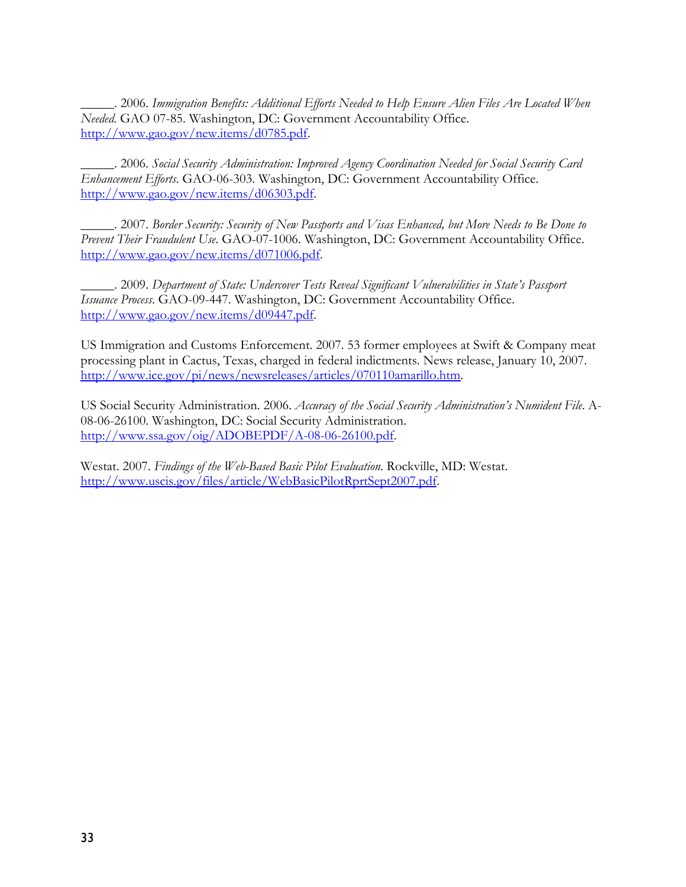_____. 2006. *Immigration Benefits: Additional Efforts Needed to Help Ensure Alien Files Are Located When Needed.* GAO 07-85. Washington, DC: Government Accountability Office. http://www.gao.gov/new.items/d0785.pdf.

_____. 2006. *Social Security Administration: Improved Agency Coordination Needed for Social Security Card Enhancement Efforts.* GAO-06-303. Washington, DC: Government Accountability Office. http://www.gao.gov/new.items/d06303.pdf.

_____. 2007. *Border Security: Security of New Passports and Visas Enhanced, but More Needs to Be Done to Prevent Their Fraudulent Use.* GAO-07-1006. Washington, DC: Government Accountability Office. http://www.gao.gov/new.items/d071006.pdf.

_____. 2009. *Department of State: Undercover Tests Reveal Significant Vulnerabilities in State's Passport Issuance Process.* GAO-09-447. Washington, DC: Government Accountability Office. http://www.gao.gov/new.items/d09447.pdf.

US Immigration and Customs Enforcement. 2007. 53 former employees at Swift & Company meat processing plant in Cactus, Texas, charged in federal indictments. News release, January 10, 2007. http://www.ice.gov/pi/news/newsreleases/articles/070110amarillo.htm.

US Social Security Administration. 2006. *Accuracy of the Social Security Administration's Numident File.* A-08-06-26100. Washington, DC: Social Security Administration. http://www.ssa.gov/oig/ADOBEPDF/A-08-06-26100.pdf.

Westat. 2007. *Findings of the Web-Based Basic Pilot Evaluation.* Rockville, MD: Westat. http://www.uscis.gov/files/article/WebBasicPilotRprtSept2007.pdf.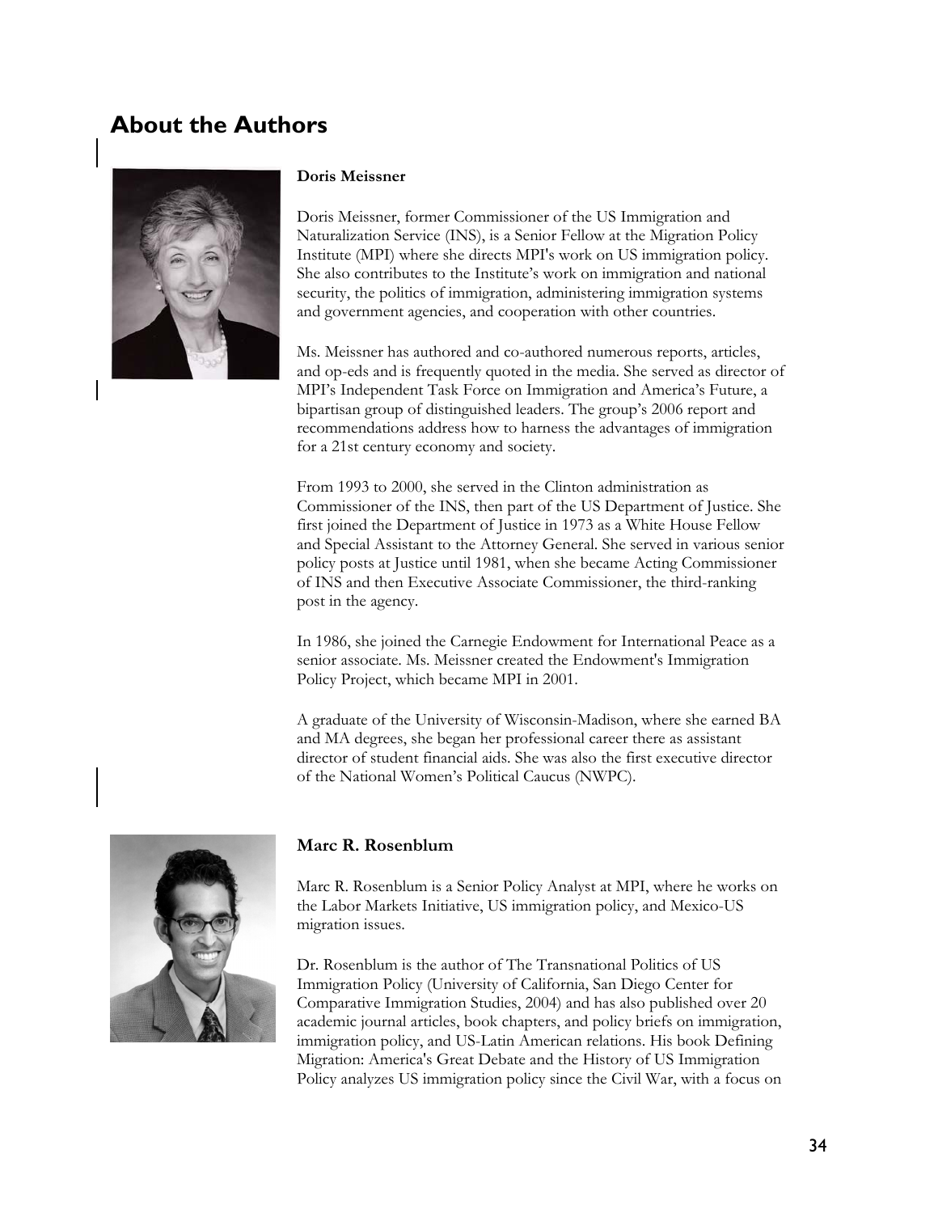## About the Authors

### Doris Meissner

Doris Meissner, former Commissioner of the US Immigration and Naturalization Service (INS), is a Senior Fellow at the Migration Policy Institute (MPI) where she directs MPI's work on US immigration policy. She also contributes to the Institute's work on immigration and national security, the politics of immigration, administering immigration systems and government agencies, and cooperation with other countries.

Ms. Meissner has authored and co-authored numerous reports, articles, and op-eds and is frequently quoted in the media. She served as director of MPI's Independent Task Force on Immigration and America's Future, a bipartisan group of distinguished leaders. The group's 2006 report and recommendations address how to harness the advantages of immigration for a 21st century economy and society.

From 1993 to 2000, she served in the Clinton administration as Commissioner of the INS, then part of the US Department of Justice. She first joined the Department of Justice in 1973 as a White House Fellow and Special Assistant to the Attorney General. She served in various senior policy posts at Justice until 1981, when she became Acting Commissioner of INS and then Executive Associate Commissioner, the third-ranking post in the agency.

In 1986, she joined the Carnegie Endowment for International Peace as a senior associate. Ms. Meissner created the Endowment's Immigration Policy Project, which became MPI in 2001.

A graduate of the University of Wisconsin-Madison, where she earned BA and MA degrees, she began her professional career there as assistant director of student financial aids. She was also the first executive director of the National Women's Political Caucus (NWPC).

### Marc R. Rosenblum

Marc R. Rosenblum is a Senior Policy Analyst at MPI, where he works on the Labor Markets Initiative, US immigration policy, and Mexico-US migration issues.

Dr. Rosenblum is the author of The Transnational Politics of US Immigration Policy (University of California, San Diego Center for Comparative Immigration Studies, 2004) and has also published over 20 academic journal articles, book chapters, and policy briefs on immigration, immigration policy, and US-Latin American relations. His book Defining Migration: America's Great Debate and the History of US Immigration Policy analyzes US immigration policy since the Civil War, with a focus on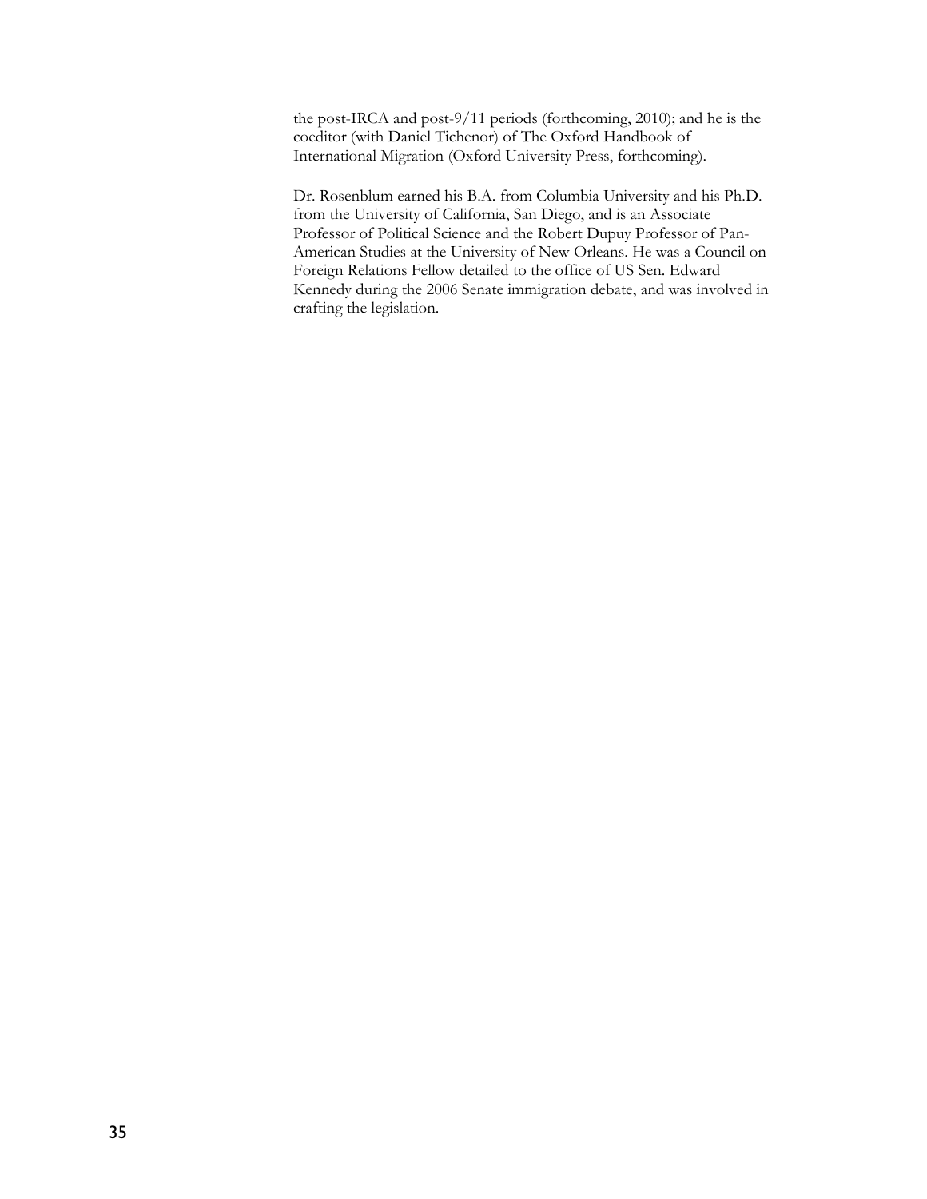the post-IRCA and post-9/11 periods (forthcoming, 2010); and he is the coeditor (with Daniel Tichenor) of The Oxford Handbook of International Migration (Oxford University Press, forthcoming).

Dr. Rosenblum earned his B.A. from Columbia University and his Ph.D. from the University of California, San Diego, and is an Associate Professor of Political Science and the Robert Dupuy Professor of Pan-American Studies at the University of New Orleans. He was a Council on Foreign Relations Fellow detailed to the office of US Sen. Edward Kennedy during the 2006 Senate immigration debate, and was involved in crafting the legislation.